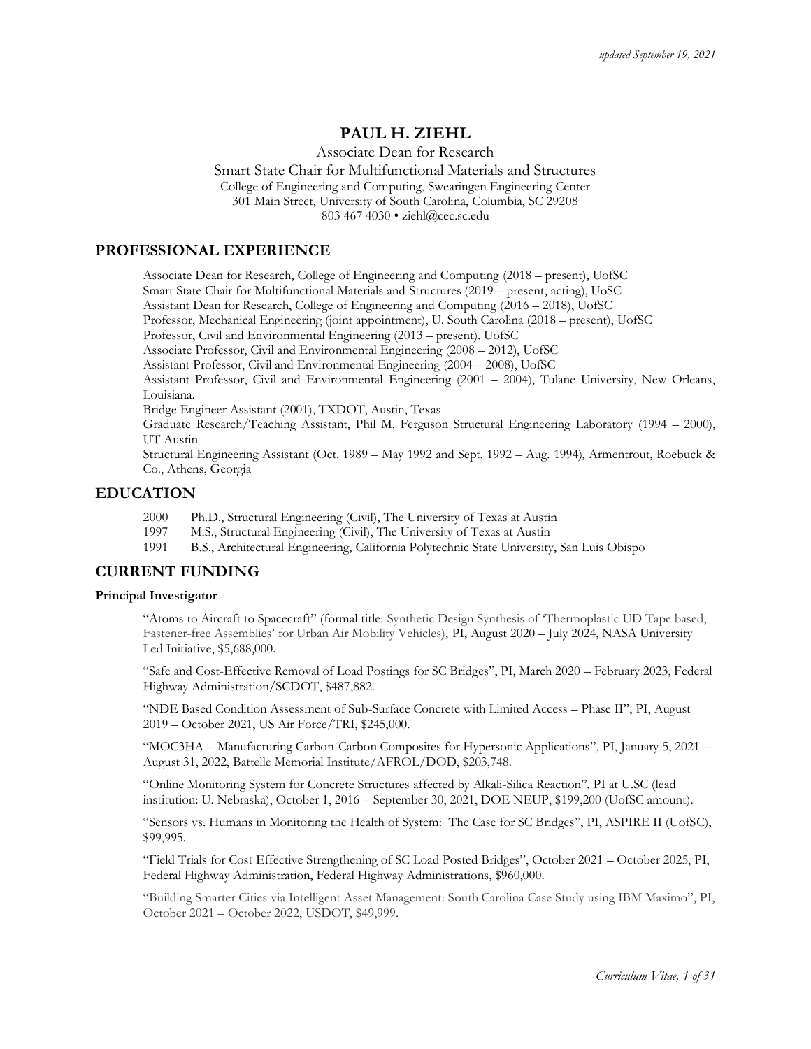*updated September 19, 2021*

# PAUL H. ZIEHL

Associate Dean for Research
Smart State Chair for Multifunctional Materials and Structures
College of Engineering and Computing, Swearingen Engineering Center
301 Main Street, University of South Carolina, Columbia, SC 29208
803 467 4030 • ziehl@cec.sc.edu

## PROFESSIONAL EXPERIENCE

Associate Dean for Research, College of Engineering and Computing (2018 – present), UofSC
Smart State Chair for Multifunctional Materials and Structures (2019 – present, acting), UoSC
Assistant Dean for Research, College of Engineering and Computing (2016 – 2018), UofSC
Professor, Mechanical Engineering (joint appointment), U. South Carolina (2018 – present), UofSC
Professor, Civil and Environmental Engineering (2013 – present), UofSC
Associate Professor, Civil and Environmental Engineering (2008 – 2012), UofSC
Assistant Professor, Civil and Environmental Engineering (2004 – 2008), UofSC
Assistant Professor, Civil and Environmental Engineering (2001 – 2004), Tulane University, New Orleans, Louisiana.
Bridge Engineer Assistant (2001), TXDOT, Austin, Texas
Graduate Research/Teaching Assistant, Phil M. Ferguson Structural Engineering Laboratory (1994 – 2000), UT Austin
Structural Engineering Assistant (Oct. 1989 – May 1992 and Sept. 1992 – Aug. 1994), Armentrout, Roebuck & Co., Athens, Georgia

## EDUCATION

2000 Ph.D., Structural Engineering (Civil), The University of Texas at Austin
1997 M.S., Structural Engineering (Civil), The University of Texas at Austin
1991 B.S., Architectural Engineering, California Polytechnic State University, San Luis Obispo

## CURRENT FUNDING

### Principal Investigator

"Atoms to Aircraft to Spacecraft" (formal title: Synthetic Design Synthesis of 'Thermoplastic UD Tape based, Fastener-free Assemblies' for Urban Air Mobility Vehicles), PI, August 2020 – July 2024, NASA University Led Initiative, $5,688,000.

"Safe and Cost-Effective Removal of Load Postings for SC Bridges", PI, March 2020 – February 2023, Federal Highway Administration/SCDOT, $487,882.

"NDE Based Condition Assessment of Sub-Surface Concrete with Limited Access – Phase II", PI, August 2019 – October 2021, US Air Force/TRI, $245,000.

"MOC3HA – Manufacturing Carbon-Carbon Composites for Hypersonic Applications", PI, January 5, 2021 – August 31, 2022, Battelle Memorial Institute/AFROL/DOD, $203,748.

"Online Monitoring System for Concrete Structures affected by Alkali-Silica Reaction", PI at U.SC (lead institution: U. Nebraska), October 1, 2016 – September 30, 2021, DOE NEUP, $199,200 (UofSC amount).

"Sensors vs. Humans in Monitoring the Health of System: The Case for SC Bridges", PI, ASPIRE II (UofSC), $99,995.

"Field Trials for Cost Effective Strengthening of SC Load Posted Bridges", October 2021 – October 2025, PI, Federal Highway Administration, Federal Highway Administrations, $960,000.

"Building Smarter Cities via Intelligent Asset Management: South Carolina Case Study using IBM Maximo", PI, October 2021 – October 2022, USDOT, $49,999.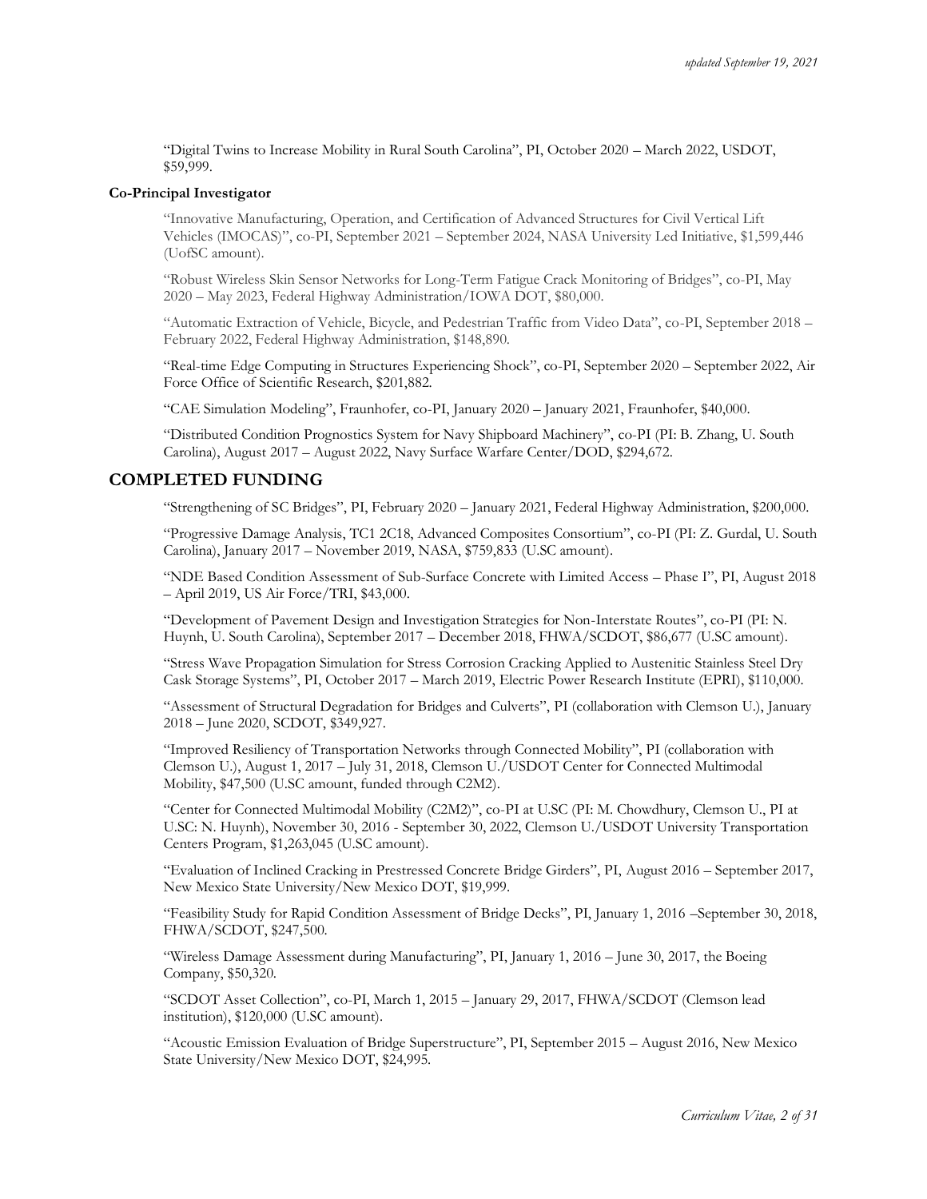"Digital Twins to Increase Mobility in Rural South Carolina", PI, October 2020 – March 2022, USDOT, $59,999.

**Co-Principal Investigator**

"Innovative Manufacturing, Operation, and Certification of Advanced Structures for Civil Vertical Lift Vehicles (IMOCAS)", co-PI, September 2021 – September 2024, NASA University Led Initiative, $1,599,446 (UofSC amount).

"Robust Wireless Skin Sensor Networks for Long-Term Fatigue Crack Monitoring of Bridges", co-PI, May 2020 – May 2023, Federal Highway Administration/IOWA DOT, $80,000.

"Automatic Extraction of Vehicle, Bicycle, and Pedestrian Traffic from Video Data", co-PI, September 2018 – February 2022, Federal Highway Administration, $148,890.

"Real-time Edge Computing in Structures Experiencing Shock", co-PI, September 2020 – September 2022, Air Force Office of Scientific Research, $201,882.

"CAE Simulation Modeling", Fraunhofer, co-PI, January 2020 – January 2021, Fraunhofer, $40,000.

"Distributed Condition Prognostics System for Navy Shipboard Machinery", co-PI (PI: B. Zhang, U. South Carolina), August 2017 – August 2022, Navy Surface Warfare Center/DOD, $294,672.

## COMPLETED FUNDING

"Strengthening of SC Bridges", PI, February 2020 – January 2021, Federal Highway Administration, $200,000.

"Progressive Damage Analysis, TC1 2C18, Advanced Composites Consortium", co-PI (PI: Z. Gurdal, U. South Carolina), January 2017 – November 2019, NASA, $759,833 (U.SC amount).

"NDE Based Condition Assessment of Sub-Surface Concrete with Limited Access – Phase I", PI, August 2018 – April 2019, US Air Force/TRI, $43,000.

"Development of Pavement Design and Investigation Strategies for Non-Interstate Routes", co-PI (PI: N. Huynh, U. South Carolina), September 2017 – December 2018, FHWA/SCDOT, $86,677 (U.SC amount).

"Stress Wave Propagation Simulation for Stress Corrosion Cracking Applied to Austenitic Stainless Steel Dry Cask Storage Systems", PI, October 2017 – March 2019, Electric Power Research Institute (EPRI), $110,000.

"Assessment of Structural Degradation for Bridges and Culverts", PI (collaboration with Clemson U.), January 2018 – June 2020, SCDOT, $349,927.

"Improved Resiliency of Transportation Networks through Connected Mobility", PI (collaboration with Clemson U.), August 1, 2017 – July 31, 2018, Clemson U./USDOT Center for Connected Multimodal Mobility, $47,500 (U.SC amount, funded through C2M2).

"Center for Connected Multimodal Mobility (C2M2)", co-PI at U.SC (PI: M. Chowdhury, Clemson U., PI at U.SC: N. Huynh), November 30, 2016 - September 30, 2022, Clemson U./USDOT University Transportation Centers Program, $1,263,045 (U.SC amount).

"Evaluation of Inclined Cracking in Prestressed Concrete Bridge Girders", PI, August 2016 – September 2017, New Mexico State University/New Mexico DOT, $19,999.

"Feasibility Study for Rapid Condition Assessment of Bridge Decks", PI, January 1, 2016 –September 30, 2018, FHWA/SCDOT, $247,500.

"Wireless Damage Assessment during Manufacturing", PI, January 1, 2016 – June 30, 2017, the Boeing Company, $50,320.

"SCDOT Asset Collection", co-PI, March 1, 2015 – January 29, 2017, FHWA/SCDOT (Clemson lead institution), $120,000 (U.SC amount).

"Acoustic Emission Evaluation of Bridge Superstructure", PI, September 2015 – August 2016, New Mexico State University/New Mexico DOT, $24,995.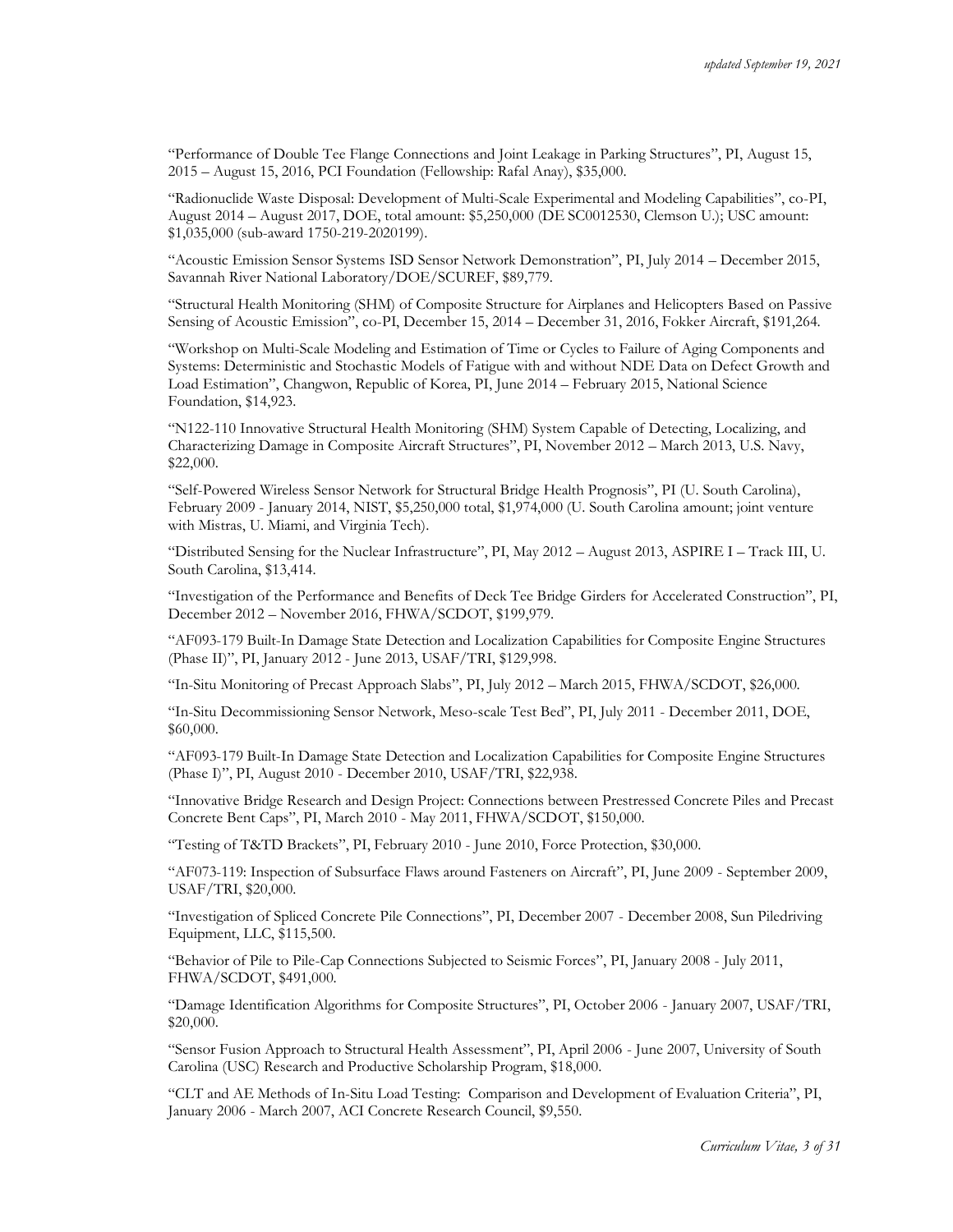"Performance of Double Tee Flange Connections and Joint Leakage in Parking Structures", PI, August 15, 2015 – August 15, 2016, PCI Foundation (Fellowship: Rafal Anay), $35,000.

"Radionuclide Waste Disposal: Development of Multi-Scale Experimental and Modeling Capabilities", co-PI, August 2014 – August 2017, DOE, total amount: $5,250,000 (DE SC0012530, Clemson U.); USC amount: $1,035,000 (sub-award 1750-219-2020199).

"Acoustic Emission Sensor Systems ISD Sensor Network Demonstration", PI, July 2014 – December 2015, Savannah River National Laboratory/DOE/SCUREF, $89,779.

"Structural Health Monitoring (SHM) of Composite Structure for Airplanes and Helicopters Based on Passive Sensing of Acoustic Emission", co-PI, December 15, 2014 – December 31, 2016, Fokker Aircraft, $191,264.

"Workshop on Multi-Scale Modeling and Estimation of Time or Cycles to Failure of Aging Components and Systems: Deterministic and Stochastic Models of Fatigue with and without NDE Data on Defect Growth and Load Estimation", Changwon, Republic of Korea, PI, June 2014 – February 2015, National Science Foundation, $14,923.

"N122-110 Innovative Structural Health Monitoring (SHM) System Capable of Detecting, Localizing, and Characterizing Damage in Composite Aircraft Structures", PI, November 2012 – March 2013, U.S. Navy, $22,000.

"Self-Powered Wireless Sensor Network for Structural Bridge Health Prognosis", PI (U. South Carolina), February 2009 - January 2014, NIST, $5,250,000 total, $1,974,000 (U. South Carolina amount; joint venture with Mistras, U. Miami, and Virginia Tech).

"Distributed Sensing for the Nuclear Infrastructure", PI, May 2012 – August 2013, ASPIRE I – Track III, U. South Carolina, $13,414.

"Investigation of the Performance and Benefits of Deck Tee Bridge Girders for Accelerated Construction", PI, December 2012 – November 2016, FHWA/SCDOT, $199,979.

"AF093-179 Built-In Damage State Detection and Localization Capabilities for Composite Engine Structures (Phase II)", PI, January 2012 - June 2013, USAF/TRI, $129,998.

"In-Situ Monitoring of Precast Approach Slabs", PI, July 2012 – March 2015, FHWA/SCDOT, $26,000.

"In-Situ Decommissioning Sensor Network, Meso-scale Test Bed", PI, July 2011 - December 2011, DOE, $60,000.

"AF093-179 Built-In Damage State Detection and Localization Capabilities for Composite Engine Structures (Phase I)", PI, August 2010 - December 2010, USAF/TRI, $22,938.

"Innovative Bridge Research and Design Project: Connections between Prestressed Concrete Piles and Precast Concrete Bent Caps", PI, March 2010 - May 2011, FHWA/SCDOT, $150,000.

"Testing of T&TD Brackets", PI, February 2010 - June 2010, Force Protection, $30,000.

"AF073-119: Inspection of Subsurface Flaws around Fasteners on Aircraft", PI, June 2009 - September 2009, USAF/TRI, $20,000.

"Investigation of Spliced Concrete Pile Connections", PI, December 2007 - December 2008, Sun Piledriving Equipment, LLC, $115,500.

"Behavior of Pile to Pile-Cap Connections Subjected to Seismic Forces", PI, January 2008 - July 2011, FHWA/SCDOT, $491,000.

"Damage Identification Algorithms for Composite Structures", PI, October 2006 - January 2007, USAF/TRI, $20,000.

"Sensor Fusion Approach to Structural Health Assessment", PI, April 2006 - June 2007, University of South Carolina (USC) Research and Productive Scholarship Program, $18,000.

"CLT and AE Methods of In-Situ Load Testing: Comparison and Development of Evaluation Criteria", PI, January 2006 - March 2007, ACI Concrete Research Council, $9,550.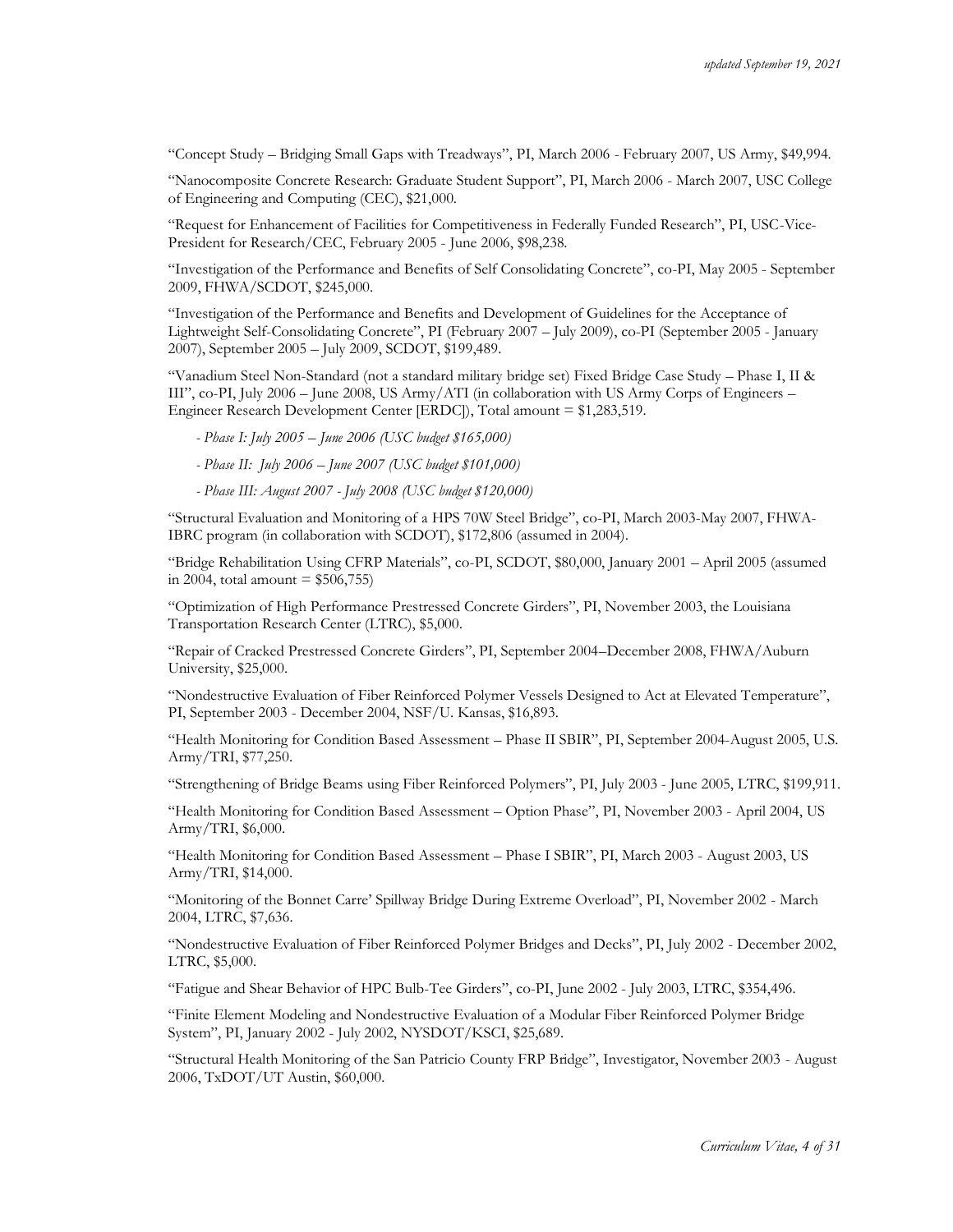"Concept Study – Bridging Small Gaps with Treadways", PI, March 2006 - February 2007, US Army, $49,994.

"Nanocomposite Concrete Research: Graduate Student Support", PI, March 2006 - March 2007, USC College of Engineering and Computing (CEC), $21,000.

"Request for Enhancement of Facilities for Competitiveness in Federally Funded Research", PI, USC-Vice-President for Research/CEC, February 2005 - June 2006, $98,238.

"Investigation of the Performance and Benefits of Self Consolidating Concrete", co-PI, May 2005 - September 2009, FHWA/SCDOT, $245,000.

"Investigation of the Performance and Benefits and Development of Guidelines for the Acceptance of Lightweight Self-Consolidating Concrete", PI (February 2007 – July 2009), co-PI (September 2005 - January 2007), September 2005 – July 2009, SCDOT, $199,489.

"Vanadium Steel Non-Standard (not a standard military bridge set) Fixed Bridge Case Study – Phase I, II & III", co-PI, July 2006 – June 2008, US Army/ATI (in collaboration with US Army Corps of Engineers – Engineer Research Development Center [ERDC]), Total amount = $1,283,519.

- *Phase I: July 2005 – June 2006 (USC budget $165,000)*
- *Phase II: July 2006 – June 2007 (USC budget $101,000)*
- *Phase III: August 2007 - July 2008 (USC budget $120,000)*

"Structural Evaluation and Monitoring of a HPS 70W Steel Bridge", co-PI, March 2003-May 2007, FHWA-IBRC program (in collaboration with SCDOT), $172,806 (assumed in 2004).

"Bridge Rehabilitation Using CFRP Materials", co-PI, SCDOT, $80,000, January 2001 – April 2005 (assumed in 2004, total amount = $506,755)

"Optimization of High Performance Prestressed Concrete Girders", PI, November 2003, the Louisiana Transportation Research Center (LTRC), $5,000.

"Repair of Cracked Prestressed Concrete Girders", PI, September 2004–December 2008, FHWA/Auburn University, $25,000.

"Nondestructive Evaluation of Fiber Reinforced Polymer Vessels Designed to Act at Elevated Temperature", PI, September 2003 - December 2004, NSF/U. Kansas, $16,893.

"Health Monitoring for Condition Based Assessment – Phase II SBIR", PI, September 2004-August 2005, U.S. Army/TRI, $77,250.

"Strengthening of Bridge Beams using Fiber Reinforced Polymers", PI, July 2003 - June 2005, LTRC, $199,911.

"Health Monitoring for Condition Based Assessment – Option Phase", PI, November 2003 - April 2004, US Army/TRI, $6,000.

"Health Monitoring for Condition Based Assessment – Phase I SBIR", PI, March 2003 - August 2003, US Army/TRI, $14,000.

"Monitoring of the Bonnet Carre' Spillway Bridge During Extreme Overload", PI, November 2002 - March 2004, LTRC, $7,636.

"Nondestructive Evaluation of Fiber Reinforced Polymer Bridges and Decks", PI, July 2002 - December 2002, LTRC, $5,000.

"Fatigue and Shear Behavior of HPC Bulb-Tee Girders", co-PI, June 2002 - July 2003, LTRC, $354,496.

"Finite Element Modeling and Nondestructive Evaluation of a Modular Fiber Reinforced Polymer Bridge System", PI, January 2002 - July 2002, NYSDOT/KSCI, $25,689.

"Structural Health Monitoring of the San Patricio County FRP Bridge", Investigator, November 2003 - August 2006, TxDOT/UT Austin, $60,000.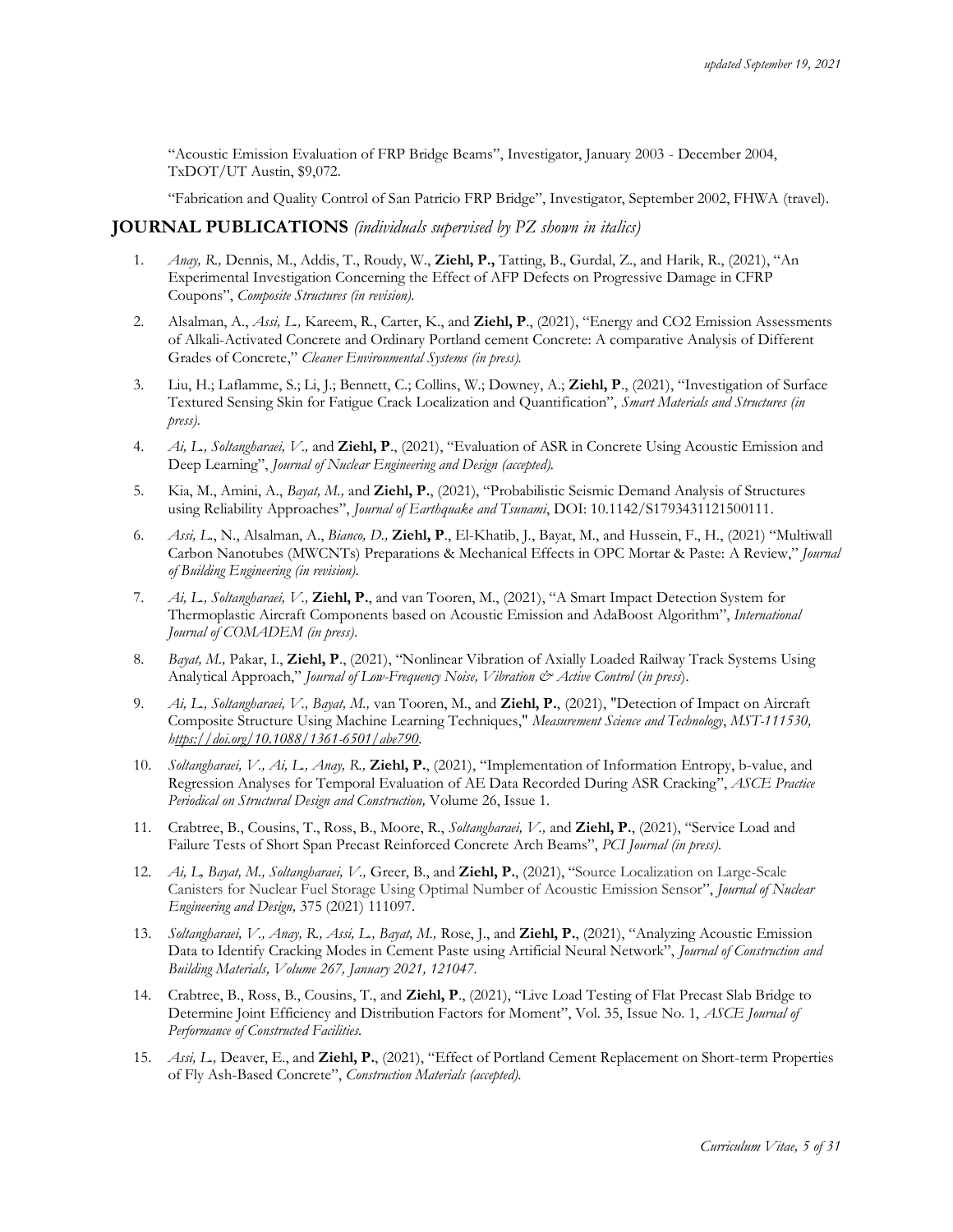"Acoustic Emission Evaluation of FRP Bridge Beams", Investigator, January 2003 - December 2004, TxDOT/UT Austin, $9,072.

"Fabrication and Quality Control of San Patricio FRP Bridge", Investigator, September 2002, FHWA (travel).

## JOURNAL PUBLICATIONS *(individuals supervised by PZ shown in italics)*

1. *Anay, R.,* Dennis, M., Addis, T., Roudy, W., **Ziehl, P.,** Tatting, B., Gurdal, Z., and Harik, R., (2021), "An Experimental Investigation Concerning the Effect of AFP Defects on Progressive Damage in CFRP Coupons", *Composite Structures (in revision).*

2. Alsalman, A., *Assi, L.,* Kareem, R., Carter, K., and **Ziehl, P**., (2021), "Energy and CO2 Emission Assessments of Alkali-Activated Concrete and Ordinary Portland cement Concrete: A comparative Analysis of Different Grades of Concrete," *Cleaner Environmental Systems (in press).*

3. Liu, H.; Laflamme, S.; Li, J.; Bennett, C.; Collins, W.; Downey, A.; **Ziehl, P**., (2021), "Investigation of Surface Textured Sensing Skin for Fatigue Crack Localization and Quantification", *Smart Materials and Structures (in press).*

4. *Ai, L., Soltangharaei, V.,* and **Ziehl, P**., (2021), "Evaluation of ASR in Concrete Using Acoustic Emission and Deep Learning", *Journal of Nuclear Engineering and Design (accepted).*

5. Kia, M., Amini, A., *Bayat, M.,* and **Ziehl, P.**, (2021), "Probabilistic Seismic Demand Analysis of Structures using Reliability Approaches", *Journal of Earthquake and Tsunami*, DOI: 10.1142/S1793431121500111.

6. *Assi, L.*, N., Alsalman, A., *Bianco, D.,* **Ziehl, P**., El-Khatib, J., Bayat, M., and Hussein, F., H., (2021) "Multiwall Carbon Nanotubes (MWCNTs) Preparations & Mechanical Effects in OPC Mortar & Paste: A Review," *Journal of Building Engineering (in revision).*

7. *Ai, L., Soltangharaei, V.,* **Ziehl, P.**, and van Tooren, M., (2021), "A Smart Impact Detection System for Thermoplastic Aircraft Components based on Acoustic Emission and AdaBoost Algorithm", *International Journal of COMADEM (in press).*

8. *Bayat, M.,* Pakar, I., **Ziehl, P**., (2021), "Nonlinear Vibration of Axially Loaded Railway Track Systems Using Analytical Approach," *Journal of Low-Frequency Noise, Vibration & Active Control* (*in press*).

9. *Ai, L., Soltangharaei, V., Bayat, M.,* van Tooren, M., and **Ziehl, P.**, (2021), "Detection of Impact on Aircraft Composite Structure Using Machine Learning Techniques," *Measurement Science and Technology*, *MST-111530, https://doi.org/10.1088/1361-6501/abe790.*

10. *Soltangharaei, V., Ai, L., Anay, R.,* **Ziehl, P.**, (2021), "Implementation of Information Entropy, b-value, and Regression Analyses for Temporal Evaluation of AE Data Recorded During ASR Cracking", *ASCE Practice Periodical on Structural Design and Construction,* Volume 26, Issue 1.

11. Crabtree, B., Cousins, T., Ross, B., Moore, R., *Soltangharaei, V.,* and **Ziehl, P.**, (2021), "Service Load and Failure Tests of Short Span Precast Reinforced Concrete Arch Beams", *PCI Journal (in press).*

12. *Ai, L, Bayat, M., Soltangharaei, V.,* Greer, B., and **Ziehl, P.**, (2021), "Source Localization on Large-Scale Canisters for Nuclear Fuel Storage Using Optimal Number of Acoustic Emission Sensor", *Journal of Nuclear Engineering and Design,* 375 (2021) 111097.

13. *Soltangharaei, V., Anay, R., Assi, L., Bayat, M.,* Rose, J., and **Ziehl, P.**, (2021), "Analyzing Acoustic Emission Data to Identify Cracking Modes in Cement Paste using Artificial Neural Network", *Journal of Construction and Building Materials, Volume 267, January 2021, 121047.*

14. Crabtree, B., Ross, B., Cousins, T., and **Ziehl, P**., (2021), "Live Load Testing of Flat Precast Slab Bridge to Determine Joint Efficiency and Distribution Factors for Moment", Vol. 35, Issue No. 1, *ASCE Journal of Performance of Constructed Facilities.*

15. *Assi, L.,* Deaver, E., and **Ziehl, P.**, (2021), "Effect of Portland Cement Replacement on Short-term Properties of Fly Ash-Based Concrete", *Construction Materials (accepted).*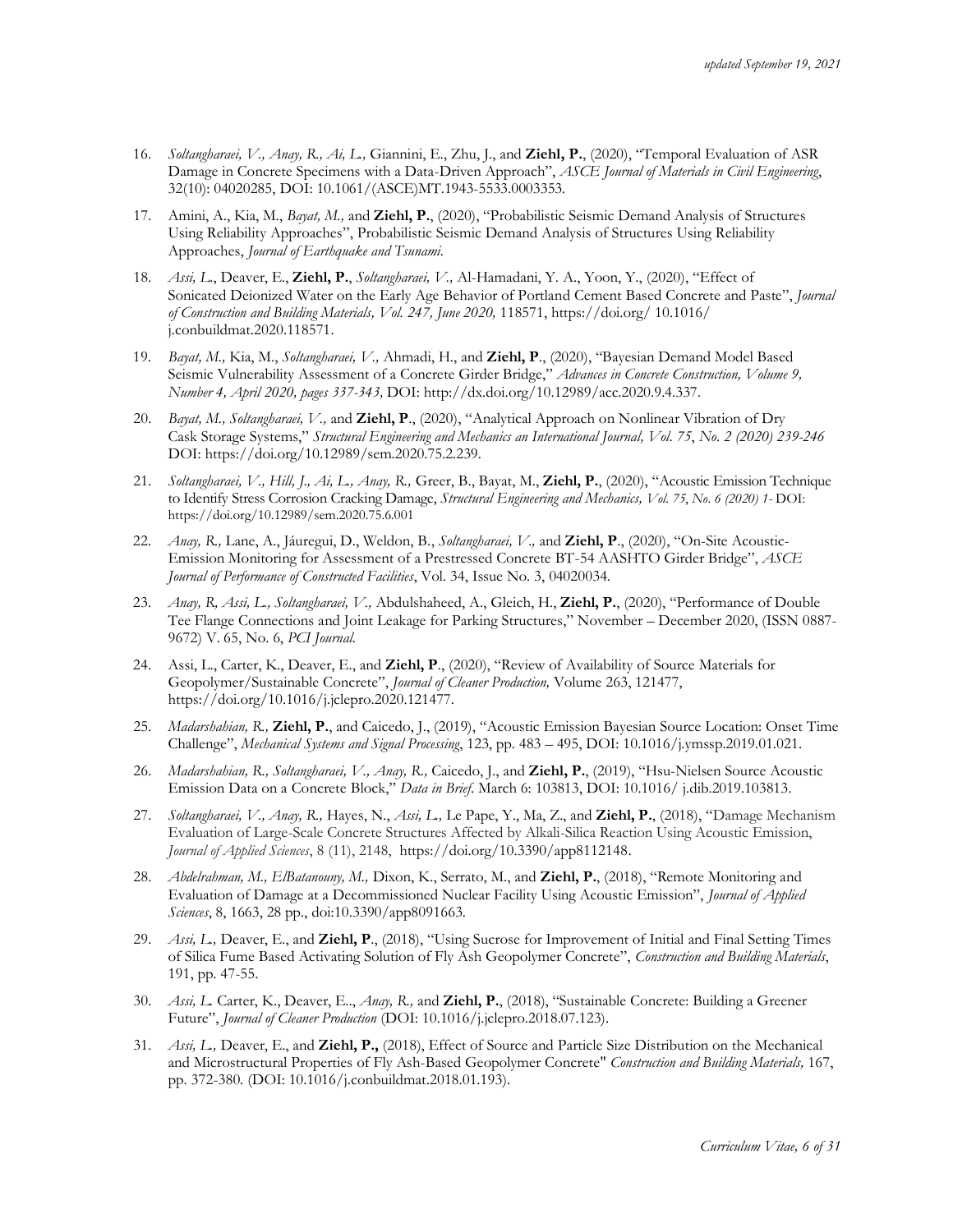16. *Soltangharaei, V., Anay, R., Ai, L.,* Giannini, E., Zhu, J., and **Ziehl, P.**, (2020), "Temporal Evaluation of ASR Damage in Concrete Specimens with a Data-Driven Approach", *ASCE Journal of Materials in Civil Engineering*, 32(10): 04020285, DOI: 10.1061/(ASCE)MT.1943-5533.0003353.

17. Amini, A., Kia, M., *Bayat, M.,* and **Ziehl, P.**, (2020), "Probabilistic Seismic Demand Analysis of Structures Using Reliability Approaches", Probabilistic Seismic Demand Analysis of Structures Using Reliability Approaches, *Journal of Earthquake and Tsunami.*

18. *Assi, L.*, Deaver, E., **Ziehl, P.**, *Soltangharaei, V.,* Al-Hamadani, Y. A., Yoon, Y., (2020), "Effect of Sonicated Deionized Water on the Early Age Behavior of Portland Cement Based Concrete and Paste", *Journal of Construction and Building Materials, Vol. 247, June 2020,* 118571, https://doi.org/ 10.1016/ j.conbuildmat.2020.118571.

19. *Bayat, M.,* Kia, M., *Soltangharaei, V.,* Ahmadi, H., and **Ziehl, P**., (2020), "Bayesian Demand Model Based Seismic Vulnerability Assessment of a Concrete Girder Bridge," *Advances in Concrete Construction, Volume 9, Number 4, April 2020, pages 337-343,* DOI: http://dx.doi.org/10.12989/acc.2020.9.4.337.

20. *Bayat, M., Soltangharaei, V.,* and **Ziehl, P**., (2020), "Analytical Approach on Nonlinear Vibration of Dry Cask Storage Systems," *Structural Engineering and Mechanics an International Journal, Vol. 75*, *No. 2 (2020) 239-246* DOI: https://doi.org/10.12989/sem.2020.75.2.239.

21. *Soltangharaei, V., Hill, J., Ai, L., Anay, R.,* Greer, B., Bayat, M., **Ziehl, P.**, (2020), "Acoustic Emission Technique to Identify Stress Corrosion Cracking Damage, *Structural Engineering and Mechanics, Vol. 75, No. 6 (2020) 1-* DOI: https://doi.org/10.12989/sem.2020.75.6.001

22. *Anay, R.,* Lane, A., Jáuregui, D., Weldon, B., *Soltangharaei, V.,* and **Ziehl, P**., (2020), "On-Site Acoustic-Emission Monitoring for Assessment of a Prestressed Concrete BT-54 AASHTO Girder Bridge", *ASCE Journal of Performance of Constructed Facilities*, Vol. 34, Issue No. 3, 04020034.

23. *Anay, R, Assi, L., Soltangharaei, V.,* Abdulshaheed, A., Gleich, H., **Ziehl, P.**, (2020), "Performance of Double Tee Flange Connections and Joint Leakage for Parking Structures," November – December 2020, (ISSN 0887-9672) V. 65, No. 6, *PCI Journal.*

24. Assi, L., Carter, K., Deaver, E., and **Ziehl, P**., (2020), "Review of Availability of Source Materials for Geopolymer/Sustainable Concrete", *Journal of Cleaner Production,* Volume 263, 121477, https://doi.org/10.1016/j.jclepro.2020.121477.

25. *Madarshahian, R.,* **Ziehl, P.**, and Caicedo, J., (2019), "Acoustic Emission Bayesian Source Location: Onset Time Challenge", *Mechanical Systems and Signal Processing*, 123, pp. 483 – 495, DOI: 10.1016/j.ymssp.2019.01.021.

26. *Madarshahian, R., Soltangharaei, V., Anay, R.,* Caicedo, J., and **Ziehl, P.**, (2019), "Hsu-Nielsen Source Acoustic Emission Data on a Concrete Block," *Data in Brief*. March 6: 103813, DOI: 10.1016/ j.dib.2019.103813.

27. *Soltangharaei, V., Anay, R.,* Hayes, N., *Assi, L.,* Le Pape, Y., Ma, Z., and **Ziehl, P.**, (2018), "Damage Mechanism Evaluation of Large-Scale Concrete Structures Affected by Alkali-Silica Reaction Using Acoustic Emission, *Journal of Applied Sciences*, 8 (11), 2148, https://doi.org/10.3390/app8112148.

28. *Abdelrahman, M., ElBatanouny, M.,* Dixon, K., Serrato, M., and **Ziehl, P.**, (2018), "Remote Monitoring and Evaluation of Damage at a Decommissioned Nuclear Facility Using Acoustic Emission", *Journal of Applied Sciences*, 8, 1663, 28 pp., doi:10.3390/app8091663.

29. *Assi, L.,* Deaver, E., and **Ziehl, P**., (2018), "Using Sucrose for Improvement of Initial and Final Setting Times of Silica Fume Based Activating Solution of Fly Ash Geopolymer Concrete", *Construction and Building Materials*, 191, pp. 47-55.

30. *Assi, L.* Carter, K., Deaver, E.., *Anay, R.,* and **Ziehl, P.**, (2018), "Sustainable Concrete: Building a Greener Future", *Journal of Cleaner Production* (DOI: 10.1016/j.jclepro.2018.07.123).

31. *Assi, L.,* Deaver, E., and **Ziehl, P.,** (2018), Effect of Source and Particle Size Distribution on the Mechanical and Microstructural Properties of Fly Ash-Based Geopolymer Concrete" *Construction and Building Materials,* 167, pp. 372-380. (DOI: 10.1016/j.conbuildmat.2018.01.193).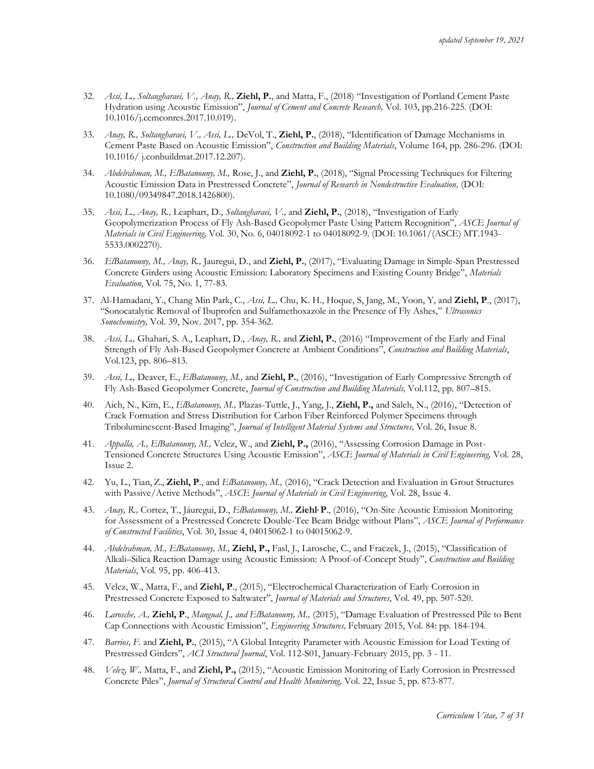32. *Assi, L., Soltangharaei, V., Anay, R.,* **Ziehl, P.**, and Matta, F., (2018) "Investigation of Portland Cement Paste Hydration using Acoustic Emission", *Journal of Cement and Concrete Research,* Vol. 103, pp.216-225. (DOI: 10.1016/j.cemconres.2017.10.019).

33. *Anay, R., Soltangharaei, V., Assi, L.,* DeVol, T., **Ziehl, P.**, (2018), "Identification of Damage Mechanisms in Cement Paste Based on Acoustic Emission", *Construction and Building Materials*, Volume 164, pp. 286-296. (DOI: 10.1016/ j.conbuildmat.2017.12.207).

34. *Abdelrahman, M., ElBatanouny, M.,* Rose, J., and **Ziehl, P.**, (2018), "Signal Processing Techniques for Filtering Acoustic Emission Data in Prestressed Concrete", *Journal of Research in Nondestructive Evaluation,* (DOI: 10.1080/09349847.2018.1426800).

35. *Assi, L., Anay, R.,* Leaphart, D., *Soltangharaei, V.,* and **Ziehl, P.**, (2018), "Investigation of Early Geopolymerization Process of Fly Ash-Based Geopolymer Paste Using Pattern Recognition", *ASCE Journal of Materials in Civil Engineering,* Vol. 30, No. 6, 04018092-1 to 04018092-9. (DOI: 10.1061/(ASCE) MT.1943-5533.0002270).

36. *ElBatanouny, M., Anay, R.,* Jauregui, D., and **Ziehl, P.**, (2017), "Evaluating Damage in Simple-Span Prestressed Concrete Girders using Acoustic Emission: Laboratory Specimens and Existing County Bridge", *Materials Evaluation*, Vol. 75, No. 1, 77-83.

37. Al-Hamadani, Y., Chang Min Park, C., *Assi, L.,* Chu, K. H., Hoque, S, Jang, M., Yoon, Y, and **Ziehl, P**., (2017), "Sonocatalytic Removal of Ibuprofen and Sulfamethoxazole in the Presence of Fly Ashes," *Ultrasonics Sonochemistry,* Vol. 39, Nov. 2017, pp. 354-362.

38. *Assi, L.,* Ghahari, S. A., Leaphart, D., *Anay, R.,* and **Ziehl, P.**, (2016) "Improvement of the Early and Final Strength of Fly Ash-Based Geopolymer Concrete at Ambient Conditions", *Construction and Building Materials*, Vol.123, pp. 806–813.

39. *Assi, L.,* Deaver, E., *ElBatanouny, M.,* and **Ziehl, P.**, (2016), "Investigation of Early Compressive Strength of Fly Ash-Based Geopolymer Concrete, *Journal of Construction and Building Materials,* Vol.112, pp. 807–815.

40. Aich, N., Kim, E., *ElBatanouny, M.,* Plazas-Tuttle, J., Yang, J., **Ziehl, P.,** and Saleh, N., (2016), "Detection of Crack Formation and Stress Distribution for Carbon Fiber Reinforced Polymer Specimens through Triboluminescent-Based Imaging", *Journal of Intelligent Material Systems and Structures,* Vol. 26, Issue 8.

41. *Appalla, A., ElBatanouny, M.,* Velez, W., and **Ziehl, P.,** (2016), "Assessing Corrosion Damage in Post-Tensioned Concrete Structures Using Acoustic Emission", *ASCE Journal of Materials in Civil Engineering,* Vol. 28, Issue 2.

42. Yu, L., Tian, Z., **Ziehl, P**., and *ElBatanouny, M.,* (2016), "Crack Detection and Evaluation in Grout Structures with Passive/Active Methods", *ASCE Journal of Materials in Civil Engineering*, Vol. 28, Issue 4.

43. *Anay, R.,* Cortez, T., Jáuregui, D., *ElBatanouny, M.,* **Ziehl, P**., (2016), "On-Site Acoustic Emission Monitoring for Assessment of a Prestressed Concrete Double-Tee Beam Bridge without Plans", *ASCE Journal of Performance of Constructed Facilities*, Vol. 30, Issue 4, 04015062-1 to 04015062-9.

44. *Abdelrahman, M., ElBatanouny, M.,* **Ziehl, P.,** Fasl, J., Larosche, C., and Fraczek, J., (2015), "Classification of Alkali–Silica Reaction Damage using Acoustic Emission: A Proof-of-Concept Study", *Construction and Building Materials*, Vol. 95, pp. 406-413.

45. Velez, W., Matta, F., and **Ziehl, P**., (2015), "Electrochemical Characterization of Early Corrosion in Prestressed Concrete Exposed to Saltwater", *Journal of Materials and Structures*, Vol. 49, pp. 507-520.

46. *Larosche, A.,* **Ziehl, P**., *Mangual, J., and ElBatanouny, M.,* (2015), "Damage Evaluation of Prestressed Pile to Bent Cap Connections with Acoustic Emission", *Engineering Structures,* February 2015, Vol. 84: pp. 184-194.

47. *Barrios, F.* and **Ziehl, P.**, (2015), "A Global Integrity Parameter with Acoustic Emission for Load Testing of Prestressed Girders", *ACI Structural Journal*, Vol. 112-S01, January-February 2015, pp. 3 - 11.

48. *Velez, W.,* Matta, F., and **Ziehl, P.,** (2015), "Acoustic Emission Monitoring of Early Corrosion in Prestressed Concrete Piles", *Journal of Structural Control and Health Monitoring,* Vol. 22, Issue 5, pp. 873-877.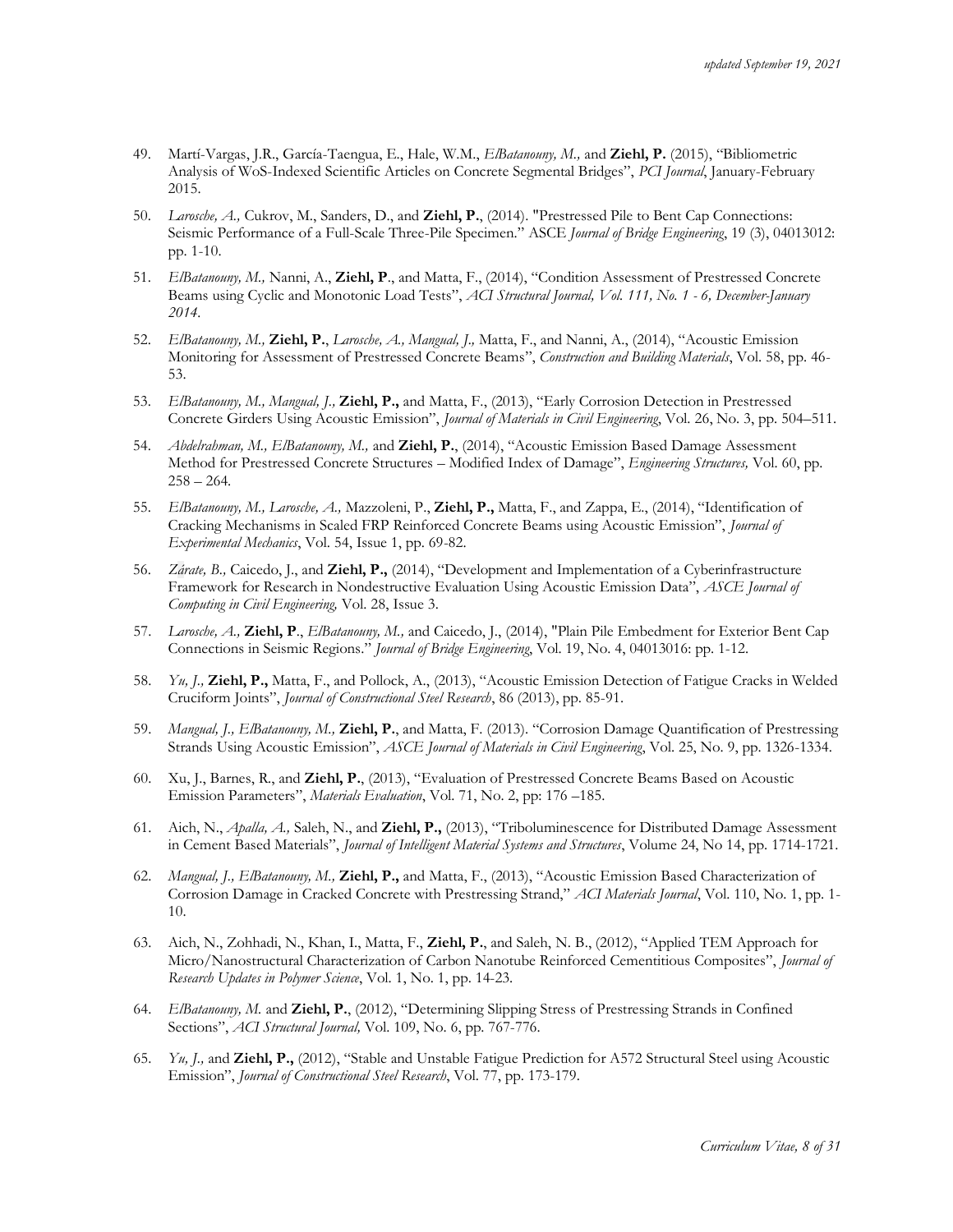49. Martí-Vargas, J.R., García-Taengua, E., Hale, W.M., *ElBatanouny, M.,* and **Ziehl, P.** (2015), "Bibliometric Analysis of WoS-Indexed Scientific Articles on Concrete Segmental Bridges", *PCI Journal*, January-February 2015.

50. *Larosche, A.,* Cukrov, M., Sanders, D., and **Ziehl, P.**, (2014). "Prestressed Pile to Bent Cap Connections: Seismic Performance of a Full-Scale Three-Pile Specimen." ASCE *Journal of Bridge Engineering*, 19 (3), 04013012: pp. 1-10.

51. *ElBatanouny, M.,* Nanni, A., **Ziehl, P**., and Matta, F., (2014), "Condition Assessment of Prestressed Concrete Beams using Cyclic and Monotonic Load Tests", *ACI Structural Journal, Vol. 111, No. 1 - 6, December-January 2014.*

52. *ElBatanouny, M.,* **Ziehl, P.**, *Larosche, A., Mangual, J.,* Matta, F., and Nanni, A., (2014), "Acoustic Emission Monitoring for Assessment of Prestressed Concrete Beams", *Construction and Building Materials*, Vol. 58, pp. 46-53.

53. *ElBatanouny, M., Mangual, J.,* **Ziehl, P.,** and Matta, F., (2013), "Early Corrosion Detection in Prestressed Concrete Girders Using Acoustic Emission", *Journal of Materials in Civil Engineering*, Vol. 26, No. 3, pp. 504–511.

54. *Abdelrahman, M., ElBatanouny, M.,* and **Ziehl, P.**, (2014), "Acoustic Emission Based Damage Assessment Method for Prestressed Concrete Structures – Modified Index of Damage", *Engineering Structures,* Vol. 60, pp. 258 – 264.

55. *ElBatanouny, M., Larosche, A.,* Mazzoleni, P., **Ziehl, P.,** Matta, F., and Zappa, E., (2014), "Identification of Cracking Mechanisms in Scaled FRP Reinforced Concrete Beams using Acoustic Emission", *Journal of Experimental Mechanics*, Vol. 54, Issue 1, pp. 69-82.

56. *Zárate, B.,* Caicedo, J., and **Ziehl, P.,** (2014), "Development and Implementation of a Cyberinfrastructure Framework for Research in Nondestructive Evaluation Using Acoustic Emission Data", *ASCE Journal of Computing in Civil Engineering,* Vol. 28, Issue 3.

57. *Larosche, A.,* **Ziehl, P**., *ElBatanouny, M.,* and Caicedo, J., (2014), "Plain Pile Embedment for Exterior Bent Cap Connections in Seismic Regions." *Journal of Bridge Engineering*, Vol. 19, No. 4, 04013016: pp. 1-12.

58. *Yu, J.,* **Ziehl, P.,** Matta, F., and Pollock, A., (2013), "Acoustic Emission Detection of Fatigue Cracks in Welded Cruciform Joints", *Journal of Constructional Steel Research*, 86 (2013), pp. 85-91.

59. *Mangual, J., ElBatanouny, M.,* **Ziehl, P**., and Matta, F. (2013). "Corrosion Damage Quantification of Prestressing Strands Using Acoustic Emission", *ASCE Journal of Materials in Civil Engineering*, Vol. 25, No. 9, pp. 1326-1334.

60. Xu, J., Barnes, R., and **Ziehl, P.**, (2013), "Evaluation of Prestressed Concrete Beams Based on Acoustic Emission Parameters", *Materials Evaluation*, Vol. 71, No. 2, pp: 176 –185.

61. Aich, N., *Apalla, A.,* Saleh, N., and **Ziehl, P.,** (2013), "Triboluminescence for Distributed Damage Assessment in Cement Based Materials", *Journal of Intelligent Material Systems and Structures*, Volume 24, No 14, pp. 1714-1721.

62. *Mangual, J., ElBatanouny, M.,* **Ziehl, P.,** and Matta, F., (2013), "Acoustic Emission Based Characterization of Corrosion Damage in Cracked Concrete with Prestressing Strand," *ACI Materials Journal*, Vol. 110, No. 1, pp. 1-10.

63. Aich, N., Zohhadi, N., Khan, I., Matta, F., **Ziehl, P.**, and Saleh, N. B., (2012), "Applied TEM Approach for Micro/Nanostructural Characterization of Carbon Nanotube Reinforced Cementitious Composites", *Journal of Research Updates in Polymer Science*, Vol. 1, No. 1, pp. 14-23.

64. *ElBatanouny, M.* and **Ziehl, P.**, (2012), "Determining Slipping Stress of Prestressing Strands in Confined Sections", *ACI Structural Journal,* Vol. 109, No. 6, pp. 767-776.

65. *Yu, J.,* and **Ziehl, P.,** (2012), "Stable and Unstable Fatigue Prediction for A572 Structural Steel using Acoustic Emission", *Journal of Constructional Steel Research*, Vol. 77, pp. 173-179.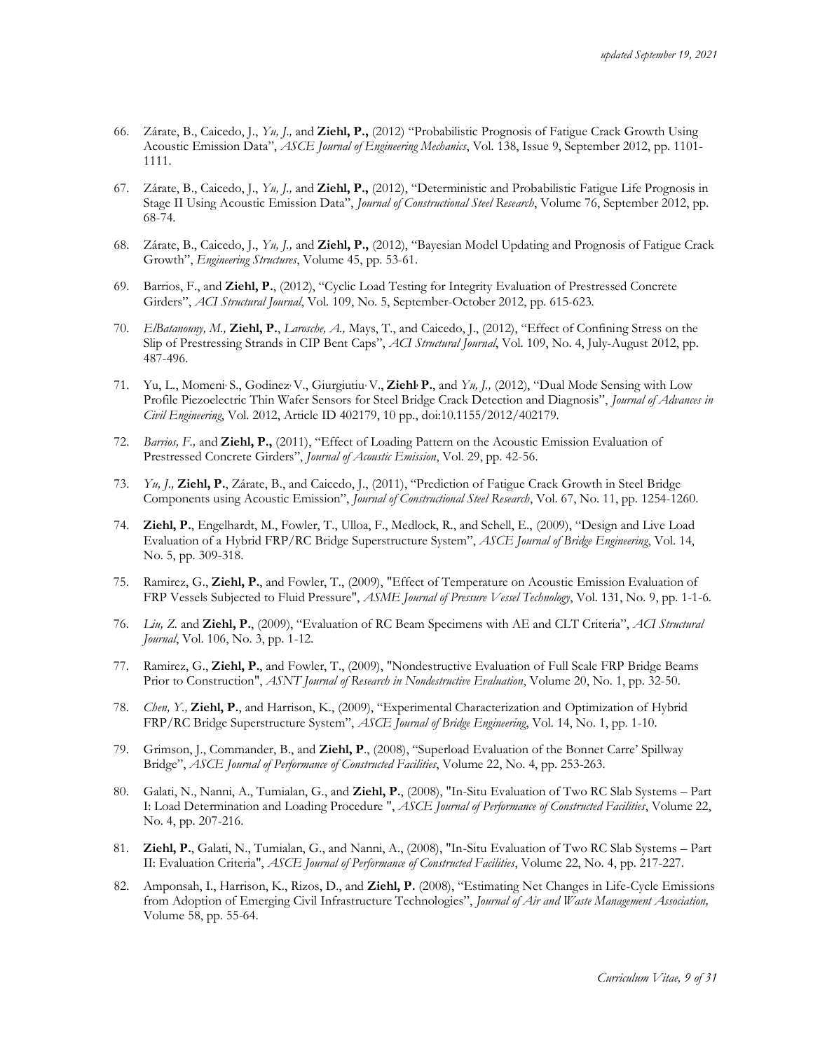66. Zárate, B., Caicedo, J., *Yu, J.,* and **Ziehl, P.,** (2012) "Probabilistic Prognosis of Fatigue Crack Growth Using Acoustic Emission Data", *ASCE Journal of Engineering Mechanics*, Vol. 138, Issue 9, September 2012, pp. 1101-1111.

67. Zárate, B., Caicedo, J., *Yu, J.,* and **Ziehl, P.,** (2012), "Deterministic and Probabilistic Fatigue Life Prognosis in Stage II Using Acoustic Emission Data", *Journal of Constructional Steel Research*, Volume 76, September 2012, pp. 68-74.

68. Zárate, B., Caicedo, J., *Yu, J.,* and **Ziehl, P.,** (2012), "Bayesian Model Updating and Prognosis of Fatigue Crack Growth", *Engineering Structures*, Volume 45, pp. 53-61.

69. Barrios, F., and **Ziehl, P.**, (2012), "Cyclic Load Testing for Integrity Evaluation of Prestressed Concrete Girders", *ACI Structural Journal*, Vol. 109, No. 5, September-October 2012, pp. 615-623.

70. *ElBatanouny, M.,* **Ziehl, P.**, *Larosche, A.,* Mays, T., and Caicedo, J., (2012), "Effect of Confining Stress on the Slip of Prestressing Strands in CIP Bent Caps", *ACI Structural Journal*, Vol. 109, No. 4, July-August 2012, pp. 487-496.

71. Yu, L., Momeni, S., Godinez, V., Giurgiutiu, V., **Ziehl, P.**, and *Yu, J.,* (2012), "Dual Mode Sensing with Low Profile Piezoelectric Thin Wafer Sensors for Steel Bridge Crack Detection and Diagnosis", *Journal of Advances in Civil Engineering*, Vol. 2012, Article ID 402179, 10 pp., doi:10.1155/2012/402179.

72. *Barrios, F.,* and **Ziehl, P.,** (2011), "Effect of Loading Pattern on the Acoustic Emission Evaluation of Prestressed Concrete Girders", *Journal of Acoustic Emission*, Vol. 29, pp. 42-56.

73. *Yu, J.,* **Ziehl, P.**, Zárate, B., and Caicedo, J., (2011), "Prediction of Fatigue Crack Growth in Steel Bridge Components using Acoustic Emission", *Journal of Constructional Steel Research*, Vol. 67, No. 11, pp. 1254-1260.

74. **Ziehl, P.**, Engelhardt, M., Fowler, T., Ulloa, F., Medlock, R., and Schell, E., (2009), "Design and Live Load Evaluation of a Hybrid FRP/RC Bridge Superstructure System", *ASCE Journal of Bridge Engineering*, Vol. 14, No. 5, pp. 309-318.

75. Ramirez, G., **Ziehl, P.**, and Fowler, T., (2009), "Effect of Temperature on Acoustic Emission Evaluation of FRP Vessels Subjected to Fluid Pressure", *ASME Journal of Pressure Vessel Technology*, Vol. 131, No. 9, pp. 1-1-6.

76. *Liu, Z.* and **Ziehl, P.**, (2009), "Evaluation of RC Beam Specimens with AE and CLT Criteria", *ACI Structural Journal*, Vol. 106, No. 3, pp. 1-12.

77. Ramirez, G., **Ziehl, P.**, and Fowler, T., (2009), "Nondestructive Evaluation of Full Scale FRP Bridge Beams Prior to Construction", *ASNT Journal of Research in Nondestructive Evaluation*, Volume 20, No. 1, pp. 32-50.

78. *Chen, Y.,* **Ziehl, P.**, and Harrison, K., (2009), "Experimental Characterization and Optimization of Hybrid FRP/RC Bridge Superstructure System", *ASCE Journal of Bridge Engineering*, Vol. 14, No. 1, pp. 1-10.

79. Grimson, J., Commander, B., and **Ziehl, P**., (2008), "Superload Evaluation of the Bonnet Carre' Spillway Bridge", *ASCE Journal of Performance of Constructed Facilities*, Volume 22, No. 4, pp. 253-263.

80. Galati, N., Nanni, A., Tumialan, G., and **Ziehl, P.**, (2008), "In-Situ Evaluation of Two RC Slab Systems – Part I: Load Determination and Loading Procedure ", *ASCE Journal of Performance of Constructed Facilities*, Volume 22, No. 4, pp. 207-216.

81. **Ziehl, P.**, Galati, N., Tumialan, G., and Nanni, A., (2008), "In-Situ Evaluation of Two RC Slab Systems – Part II: Evaluation Criteria", *ASCE Journal of Performance of Constructed Facilities*, Volume 22, No. 4, pp. 217-227.

82. Amponsah, I., Harrison, K., Rizos, D., and **Ziehl, P.** (2008), "Estimating Net Changes in Life-Cycle Emissions from Adoption of Emerging Civil Infrastructure Technologies", *Journal of Air and Waste Management Association,* Volume 58, pp. 55-64.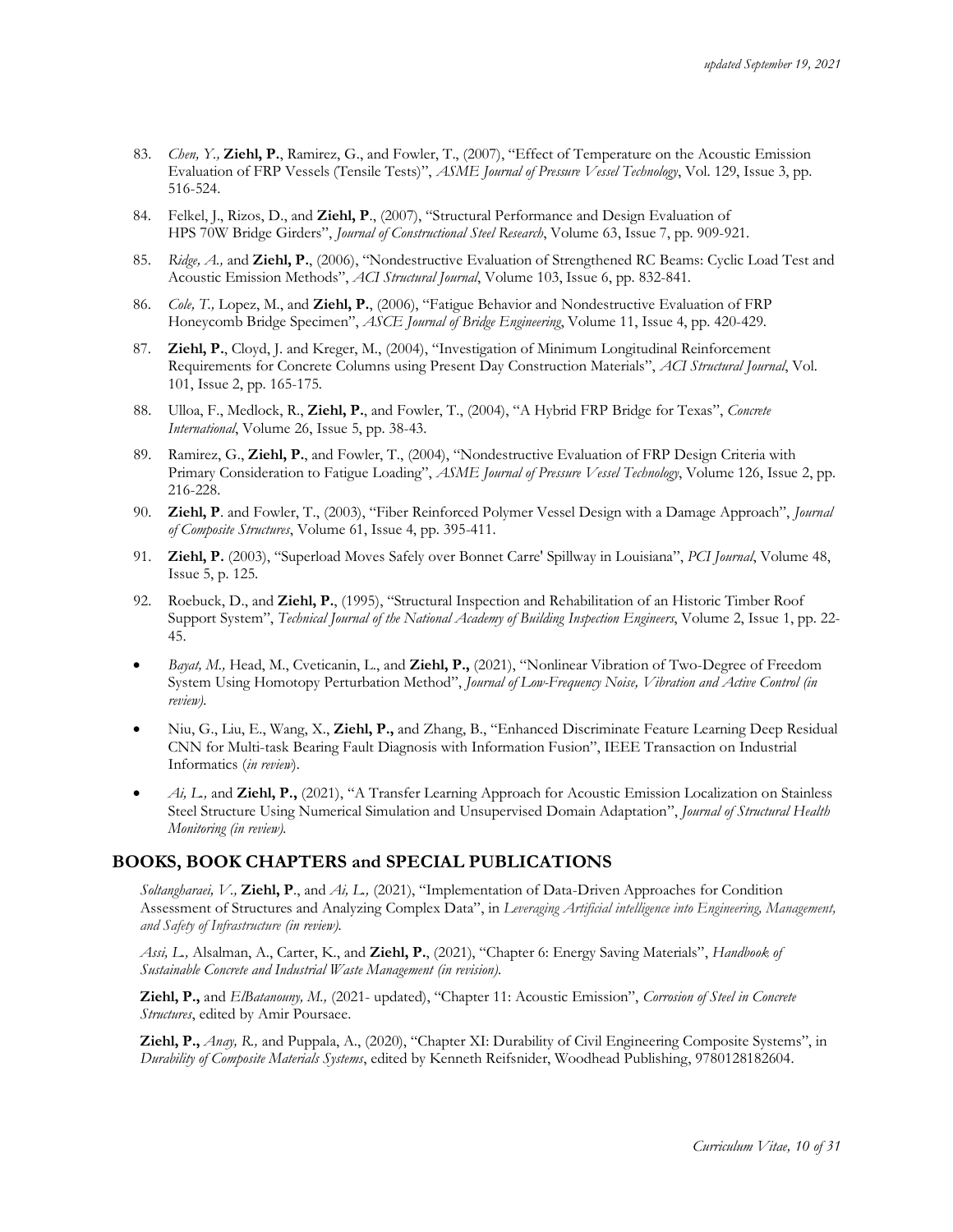83. *Chen, Y.,* **Ziehl, P.**, Ramirez, G., and Fowler, T., (2007), "Effect of Temperature on the Acoustic Emission Evaluation of FRP Vessels (Tensile Tests)", *ASME Journal of Pressure Vessel Technology*, Vol. 129, Issue 3, pp. 516-524.

84. Felkel, J., Rizos, D., and **Ziehl, P**., (2007), "Structural Performance and Design Evaluation of HPS 70W Bridge Girders", *Journal of Constructional Steel Research*, Volume 63, Issue 7, pp. 909-921.

85. *Ridge, A.,* and **Ziehl, P.**, (2006), "Nondestructive Evaluation of Strengthened RC Beams: Cyclic Load Test and Acoustic Emission Methods", *ACI Structural Journal*, Volume 103, Issue 6, pp. 832-841.

86. *Cole, T.,* Lopez, M., and **Ziehl, P.**, (2006), "Fatigue Behavior and Nondestructive Evaluation of FRP Honeycomb Bridge Specimen", *ASCE Journal of Bridge Engineering*, Volume 11, Issue 4, pp. 420-429.

87. **Ziehl, P.**, Cloyd, J. and Kreger, M., (2004), "Investigation of Minimum Longitudinal Reinforcement Requirements for Concrete Columns using Present Day Construction Materials", *ACI Structural Journal*, Vol. 101, Issue 2, pp. 165-175.

88. Ulloa, F., Medlock, R., **Ziehl, P.**, and Fowler, T., (2004), "A Hybrid FRP Bridge for Texas", *Concrete International*, Volume 26, Issue 5, pp. 38-43.

89. Ramirez, G., **Ziehl, P.**, and Fowler, T., (2004), "Nondestructive Evaluation of FRP Design Criteria with Primary Consideration to Fatigue Loading", *ASME Journal of Pressure Vessel Technology*, Volume 126, Issue 2, pp. 216-228.

90. **Ziehl, P**. and Fowler, T., (2003), "Fiber Reinforced Polymer Vessel Design with a Damage Approach", *Journal of Composite Structures*, Volume 61, Issue 4, pp. 395-411.

91. **Ziehl, P.** (2003), "Superload Moves Safely over Bonnet Carre' Spillway in Louisiana", *PCI Journal*, Volume 48, Issue 5, p. 125.

92. Roebuck, D., and **Ziehl, P.**, (1995), "Structural Inspection and Rehabilitation of an Historic Timber Roof Support System", *Technical Journal of the National Academy of Building Inspection Engineers*, Volume 2, Issue 1, pp. 22-45.

- *Bayat, M.,* Head, M., Cveticanin, L., and **Ziehl, P.,** (2021), "Nonlinear Vibration of Two-Degree of Freedom System Using Homotopy Perturbation Method", *Journal of Low-Frequency Noise, Vibration and Active Control (in review).*

- Niu, G., Liu, E., Wang, X., **Ziehl, P.,** and Zhang, B., "Enhanced Discriminate Feature Learning Deep Residual CNN for Multi-task Bearing Fault Diagnosis with Information Fusion", IEEE Transaction on Industrial Informatics (*in review*).

- *Ai, L.,* and **Ziehl, P.,** (2021), "A Transfer Learning Approach for Acoustic Emission Localization on Stainless Steel Structure Using Numerical Simulation and Unsupervised Domain Adaptation", *Journal of Structural Health Monitoring (in review).*

## BOOKS, BOOK CHAPTERS and SPECIAL PUBLICATIONS

*Soltangharaei, V.,* **Ziehl, P**., and *Ai, L.,* (2021), "Implementation of Data-Driven Approaches for Condition Assessment of Structures and Analyzing Complex Data", in *Leveraging Artificial intelligence into Engineering, Management, and Safety of Infrastructure (in review).*

*Assi, L.,* Alsalman, A., Carter, K., and **Ziehl, P.**, (2021), "Chapter 6: Energy Saving Materials", *Handbook of Sustainable Concrete and Industrial Waste Management (in revision).*

**Ziehl, P.,** and *ElBatanouny, M.,* (2021- updated), "Chapter 11: Acoustic Emission", *Corrosion of Steel in Concrete Structures*, edited by Amir Poursaee.

**Ziehl, P.,** *Anay, R.,* and Puppala, A., (2020), "Chapter XI: Durability of Civil Engineering Composite Systems", in *Durability of Composite Materials Systems*, edited by Kenneth Reifsnider, Woodhead Publishing, 9780128182604.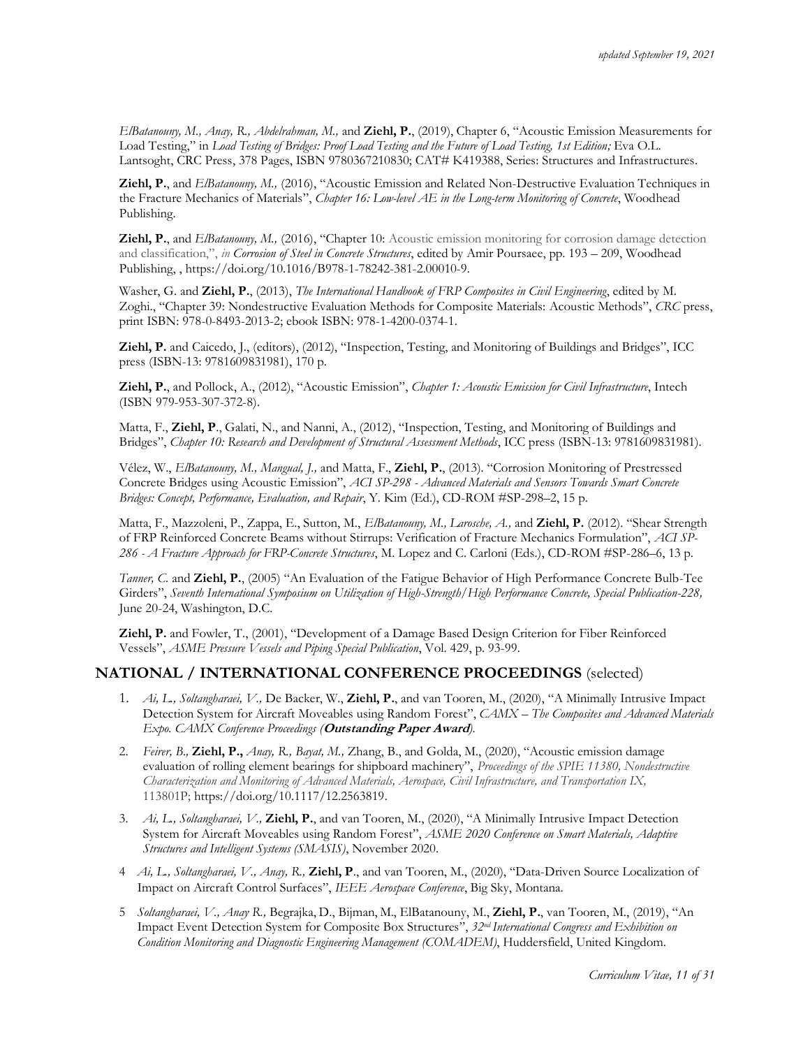*ElBatanouny, M., Anay, R., Abdelrahman, M.,* and **Ziehl, P.**, (2019), Chapter 6, "Acoustic Emission Measurements for Load Testing," in *Load Testing of Bridges: Proof Load Testing and the Future of Load Testing, 1st Edition;* Eva O.L. Lantsoght, CRC Press, 378 Pages, ISBN 9780367210830; CAT# K419388, Series: Structures and Infrastructures.

**Ziehl, P.**, and *ElBatanouny, M.,* (2016), "Acoustic Emission and Related Non-Destructive Evaluation Techniques in the Fracture Mechanics of Materials", *Chapter 16: Low-level AE in the Long-term Monitoring of Concrete*, Woodhead Publishing.

**Ziehl, P.**, and *ElBatanouny, M.,* (2016), "Chapter 10: Acoustic emission monitoring for corrosion damage detection and classification,", *in Corrosion of Steel in Concrete Structures*, edited by Amir Poursaee, pp. 193 – 209, Woodhead Publishing, , https://doi.org/10.1016/B978-1-78242-381-2.00010-9.

Washer, G. and **Ziehl, P.**, (2013), *The International Handbook of FRP Composites in Civil Engineering*, edited by M. Zoghi., "Chapter 39: Nondestructive Evaluation Methods for Composite Materials: Acoustic Methods", *CRC* press, print ISBN: 978-0-8493-2013-2; ebook ISBN: 978-1-4200-0374-1.

**Ziehl, P.** and Caicedo, J., (editors), (2012), "Inspection, Testing, and Monitoring of Buildings and Bridges", ICC press (ISBN-13: 9781609831981), 170 p.

**Ziehl, P.**, and Pollock, A., (2012), "Acoustic Emission", *Chapter 1: Acoustic Emission for Civil Infrastructure*, Intech (ISBN 979-953-307-372-8).

Matta, F., **Ziehl, P**., Galati, N., and Nanni, A., (2012), "Inspection, Testing, and Monitoring of Buildings and Bridges", *Chapter 10: Research and Development of Structural Assessment Methods*, ICC press (ISBN-13: 9781609831981).

Vélez, W., *ElBatanouny, M., Mangual, J.,* and Matta, F., **Ziehl, P.**, (2013). "Corrosion Monitoring of Prestressed Concrete Bridges using Acoustic Emission", *ACI SP-298 - Advanced Materials and Sensors Towards Smart Concrete Bridges: Concept, Performance, Evaluation, and Repair*, Y. Kim (Ed.), CD-ROM #SP-298–2, 15 p.

Matta, F., Mazzoleni, P., Zappa, E., Sutton, M., *ElBatanouny, M., Larosche, A.,* and **Ziehl, P.** (2012). "Shear Strength of FRP Reinforced Concrete Beams without Stirrups: Verification of Fracture Mechanics Formulation", *ACI SP-286 - A Fracture Approach for FRP-Concrete Structures*, M. Lopez and C. Carloni (Eds.), CD-ROM #SP-286–6, 13 p.

*Tanner, C.* and **Ziehl, P.**, (2005) "An Evaluation of the Fatigue Behavior of High Performance Concrete Bulb-Tee Girders", *Seventh International Symposium on Utilization of High-Strength/High Performance Concrete, Special Publication-228,* June 20-24, Washington, D.C.

**Ziehl, P.** and Fowler, T., (2001), "Development of a Damage Based Design Criterion for Fiber Reinforced Vessels", *ASME Pressure Vessels and Piping Special Publication*, Vol. 429, p. 93-99.

## NATIONAL / INTERNATIONAL CONFERENCE PROCEEDINGS (selected)

1. *Ai, L., Soltangharaei, V.,* De Backer, W., **Ziehl, P.**, and van Tooren, M., (2020), "A Minimally Intrusive Impact Detection System for Aircraft Moveables using Random Forest", *CAMX – The Composites and Advanced Materials Expo. CAMX Conference Proceedings (**Outstanding Paper Award**).*
2. *Feirer, B.,* **Ziehl, P.,** *Anay, R., Bayat, M.,* Zhang, B., and Golda, M., (2020), "Acoustic emission damage evaluation of rolling element bearings for shipboard machinery", *Proceedings of the SPIE 11380, Nondestructive Characterization and Monitoring of Advanced Materials, Aerospace, Civil Infrastructure, and Transportation IX,* 113801P; https://doi.org/10.1117/12.2563819.
3. *Ai, L., Soltangharaei, V.,* **Ziehl, P.**, and van Tooren, M., (2020), "A Minimally Intrusive Impact Detection System for Aircraft Moveables using Random Forest", *ASME 2020 Conference on Smart Materials, Adaptive Structures and Intelligent Systems (SMASIS)*, November 2020.
4. *Ai, L., Soltangharaei, V., Anay, R.,* **Ziehl, P**., and van Tooren, M., (2020), "Data-Driven Source Localization of Impact on Aircraft Control Surfaces", *IEEE Aerospace Conference*, Big Sky, Montana.
5. *Soltangharaei, V., Anay R.,* Begrajka, D., Bijman, M., ElBatanouny, M., **Ziehl, P.**, van Tooren, M., (2019), "An Impact Event Detection System for Composite Box Structures", *32nd International Congress and Exhibition on Condition Monitoring and Diagnostic Engineering Management (COMADEM)*, Huddersfield, United Kingdom.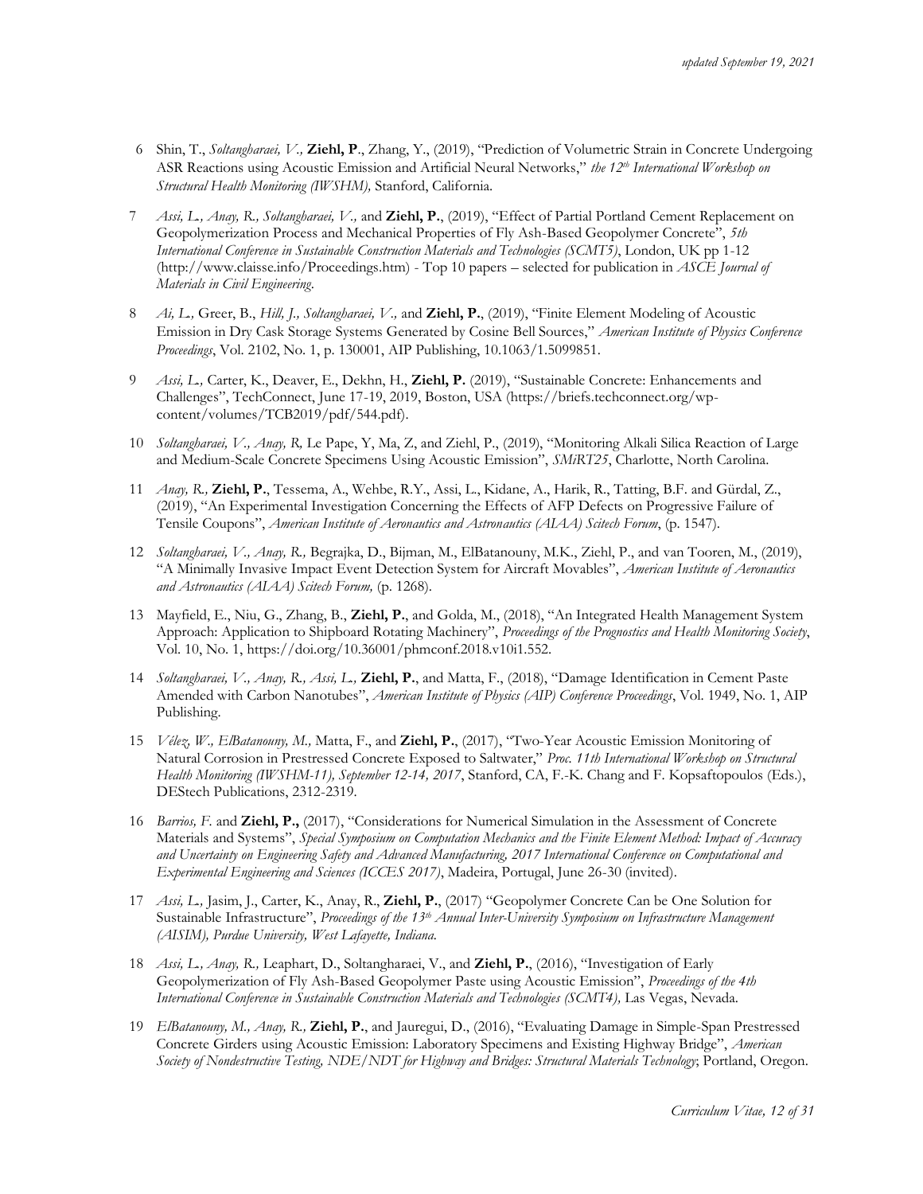6 Shin, T., *Soltangharaei, V.,* **Ziehl, P**., Zhang, Y., (2019), "Prediction of Volumetric Strain in Concrete Undergoing ASR Reactions using Acoustic Emission and Artificial Neural Networks," *the 12th International Workshop on Structural Health Monitoring (IWSHM),* Stanford, California.

7 *Assi, L., Anay, R., Soltangharaei, V.,* and **Ziehl, P**., (2019), "Effect of Partial Portland Cement Replacement on Geopolymerization Process and Mechanical Properties of Fly Ash-Based Geopolymer Concrete", *5th International Conference in Sustainable Construction Materials and Technologies (SCMT5)*, London, UK pp 1-12 (http://www.claisse.info/Proceedings.htm) - Top 10 papers – selected for publication in *ASCE Journal of Materials in Civil Engineering*.

8 *Ai, L.,* Greer, B., *Hill, J., Soltangharaei, V.,* and **Ziehl, P**., (2019), "Finite Element Modeling of Acoustic Emission in Dry Cask Storage Systems Generated by Cosine Bell Sources," *American Institute of Physics Conference Proceedings*, Vol. 2102, No. 1, p. 130001, AIP Publishing, 10.1063/1.5099851.

9 *Assi, L.,* Carter, K., Deaver, E., Dekhn, H., **Ziehl, P.** (2019), "Sustainable Concrete: Enhancements and Challenges", TechConnect, June 17-19, 2019, Boston, USA (https://briefs.techconnect.org/wp-content/volumes/TCB2019/pdf/544.pdf).

10 *Soltangharaei, V., Anay, R,* Le Pape, Y, Ma, Z, and Ziehl, P., (2019), "Monitoring Alkali Silica Reaction of Large and Medium-Scale Concrete Specimens Using Acoustic Emission", *SMiRT25*, Charlotte, North Carolina.

11 *Anay, R.,* **Ziehl, P**., Tessema, A., Wehbe, R.Y., Assi, L., Kidane, A., Harik, R., Tatting, B.F. and Gürdal, Z., (2019), "An Experimental Investigation Concerning the Effects of AFP Defects on Progressive Failure of Tensile Coupons", *American Institute of Aeronautics and Astronautics (AIAA) Scitech Forum*, (p. 1547).

12 *Soltangharaei, V., Anay, R.,* Begrajka, D., Bijman, M., ElBatanouny, M.K., Ziehl, P., and van Tooren, M., (2019), "A Minimally Invasive Impact Event Detection System for Aircraft Movables", *American Institute of Aeronautics and Astronautics (AIAA) Scitech Forum,* (p. 1268).

13 Mayfield, E., Niu, G., Zhang, B., **Ziehl, P**., and Golda, M., (2018), "An Integrated Health Management System Approach: Application to Shipboard Rotating Machinery", *Proceedings of the Prognostics and Health Monitoring Society*, Vol. 10, No. 1, https://doi.org/10.36001/phmconf.2018.v10i1.552.

14 *Soltangharaei, V., Anay, R., Assi, L.,* **Ziehl, P**., and Matta, F., (2018), "Damage Identification in Cement Paste Amended with Carbon Nanotubes", *American Institute of Physics (AIP) Conference Proceedings*, Vol. 1949, No. 1, AIP Publishing.

15 *Vélez, W., ElBatanouny, M.,* Matta, F., and **Ziehl, P**., (2017), "Two-Year Acoustic Emission Monitoring of Natural Corrosion in Prestressed Concrete Exposed to Saltwater," *Proc. 11th International Workshop on Structural Health Monitoring (IWSHM-11), September 12-14, 2017*, Stanford, CA, F.-K. Chang and F. Kopsaftopoulos (Eds.), DEStech Publications, 2312-2319.

16 *Barrios, F.* and **Ziehl, P.,** (2017), "Considerations for Numerical Simulation in the Assessment of Concrete Materials and Systems", *Special Symposium on Computation Mechanics and the Finite Element Method: Impact of Accuracy and Uncertainty on Engineering Safety and Advanced Manufacturing, 2017 International Conference on Computational and Experimental Engineering and Sciences (ICCES 2017)*, Madeira, Portugal, June 26-30 (invited).

17 *Assi, L.,* Jasim, J., Carter, K., Anay, R., **Ziehl, P**., (2017) "Geopolymer Concrete Can be One Solution for Sustainable Infrastructure", *Proceedings of the 13th Annual Inter-University Symposium on Infrastructure Management (AISIM), Purdue University, West Lafayette, Indiana.*

18 *Assi, L., Anay, R.,* Leaphart, D., Soltangharaei, V., and **Ziehl, P**., (2016), "Investigation of Early Geopolymerization of Fly Ash-Based Geopolymer Paste using Acoustic Emission", *Proceedings of the 4th International Conference in Sustainable Construction Materials and Technologies (SCMT4),* Las Vegas, Nevada.

19 *ElBatanouny, M., Anay, R.,* **Ziehl, P**., and Jauregui, D., (2016), "Evaluating Damage in Simple-Span Prestressed Concrete Girders using Acoustic Emission: Laboratory Specimens and Existing Highway Bridge", *American Society of Nondestructive Testing, NDE/NDT for Highway and Bridges: Structural Materials Technology*; Portland, Oregon.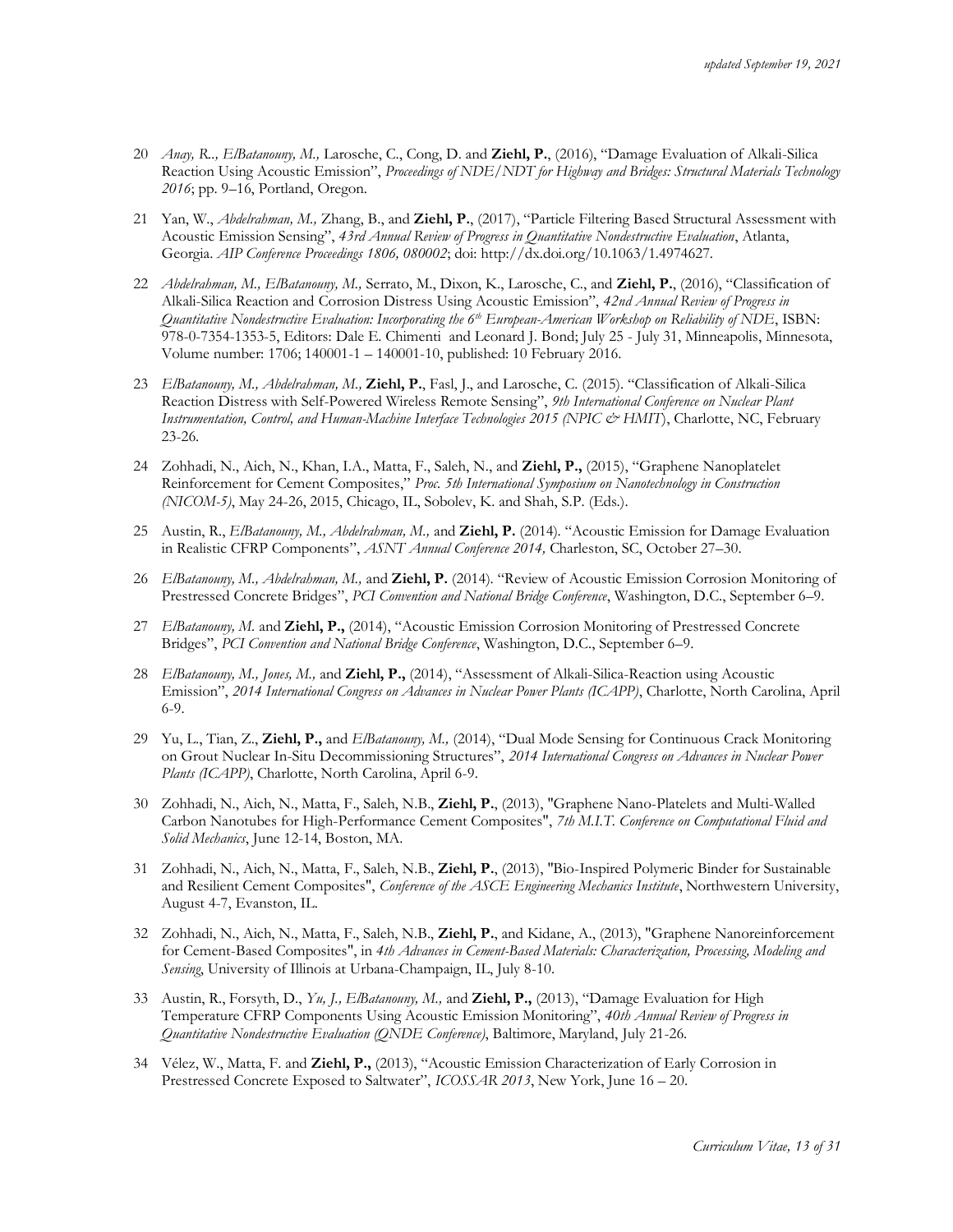20 *Anay, R.., ElBatanouny, M.,* Larosche, C., Cong, D. and **Ziehl, P.**, (2016), "Damage Evaluation of Alkali-Silica Reaction Using Acoustic Emission", *Proceedings of NDE/NDT for Highway and Bridges: Structural Materials Technology 2016*; pp. 9–16, Portland, Oregon.

21 Yan, W., *Abdelrahman, M.,* Zhang, B., and **Ziehl, P.**, (2017), "Particle Filtering Based Structural Assessment with Acoustic Emission Sensing", *43rd Annual Review of Progress in Quantitative Nondestructive Evaluation*, Atlanta, Georgia. *AIP Conference Proceedings 1806, 080002*; doi: http://dx.doi.org/10.1063/1.4974627.

22 *Abdelrahman, M., ElBatanouny, M.,* Serrato, M., Dixon, K., Larosche, C., and **Ziehl, P.**, (2016), "Classification of Alkali-Silica Reaction and Corrosion Distress Using Acoustic Emission", *42nd Annual Review of Progress in Quantitative Nondestructive Evaluation: Incorporating the 6th European-American Workshop on Reliability of NDE*, ISBN: 978-0-7354-1353-5, Editors: Dale E. Chimenti and Leonard J. Bond; July 25 - July 31, Minneapolis, Minnesota, Volume number: 1706; 140001-1 – 140001-10, published: 10 February 2016.

23 *ElBatanouny, M., Abdelrahman, M.,* **Ziehl, P.**, Fasl, J., and Larosche, C. (2015). "Classification of Alkali-Silica Reaction Distress with Self-Powered Wireless Remote Sensing", *9th International Conference on Nuclear Plant Instrumentation, Control, and Human-Machine Interface Technologies 2015 (NPIC & HMIT)*, Charlotte, NC, February 23-26.

24 Zohhadi, N., Aich, N., Khan, I.A., Matta, F., Saleh, N., and **Ziehl, P.,** (2015), "Graphene Nanoplatelet Reinforcement for Cement Composites," *Proc. 5th International Symposium on Nanotechnology in Construction (NICOM-5)*, May 24-26, 2015, Chicago, IL, Sobolev, K. and Shah, S.P. (Eds.).

25 Austin, R., *ElBatanouny, M., Abdelrahman, M.,* and **Ziehl, P.** (2014). "Acoustic Emission for Damage Evaluation in Realistic CFRP Components", *ASNT Annual Conference 2014,* Charleston, SC, October 27–30.

26 *ElBatanouny, M., Abdelrahman, M.,* and **Ziehl, P.** (2014). "Review of Acoustic Emission Corrosion Monitoring of Prestressed Concrete Bridges", *PCI Convention and National Bridge Conference*, Washington, D.C., September 6–9.

27 *ElBatanouny, M.* and **Ziehl, P.,** (2014), "Acoustic Emission Corrosion Monitoring of Prestressed Concrete Bridges", *PCI Convention and National Bridge Conference*, Washington, D.C., September 6–9.

28 *ElBatanouny, M., Jones, M.,* and **Ziehl, P.,** (2014), "Assessment of Alkali-Silica-Reaction using Acoustic Emission", *2014 International Congress on Advances in Nuclear Power Plants (ICAPP)*, Charlotte, North Carolina, April 6-9.

29 Yu, L., Tian, Z., **Ziehl, P.,** and *ElBatanouny, M.,* (2014), "Dual Mode Sensing for Continuous Crack Monitoring on Grout Nuclear In-Situ Decommissioning Structures", *2014 International Congress on Advances in Nuclear Power Plants (ICAPP)*, Charlotte, North Carolina, April 6-9.

30 Zohhadi, N., Aich, N., Matta, F., Saleh, N.B., **Ziehl, P.**, (2013), "Graphene Nano-Platelets and Multi-Walled Carbon Nanotubes for High-Performance Cement Composites", *7th M.I.T. Conference on Computational Fluid and Solid Mechanics*, June 12-14, Boston, MA.

31 Zohhadi, N., Aich, N., Matta, F., Saleh, N.B., **Ziehl, P.**, (2013), "Bio-Inspired Polymeric Binder for Sustainable and Resilient Cement Composites", *Conference of the ASCE Engineering Mechanics Institute*, Northwestern University, August 4-7, Evanston, IL.

32 Zohhadi, N., Aich, N., Matta, F., Saleh, N.B., **Ziehl, P.**, and Kidane, A., (2013), "Graphene Nanoreinforcement for Cement-Based Composites", in *4th Advances in Cement-Based Materials: Characterization, Processing, Modeling and Sensing*, University of Illinois at Urbana-Champaign, IL, July 8-10.

33 Austin, R., Forsyth, D., *Yu, J., ElBatanouny, M.,* and **Ziehl, P.,** (2013), "Damage Evaluation for High Temperature CFRP Components Using Acoustic Emission Monitoring", *40th Annual Review of Progress in Quantitative Nondestructive Evaluation (QNDE Conference)*, Baltimore, Maryland, July 21-26.

34 Vélez, W., Matta, F. and **Ziehl, P.,** (2013), "Acoustic Emission Characterization of Early Corrosion in Prestressed Concrete Exposed to Saltwater", *ICOSSAR 2013*, New York, June 16 – 20.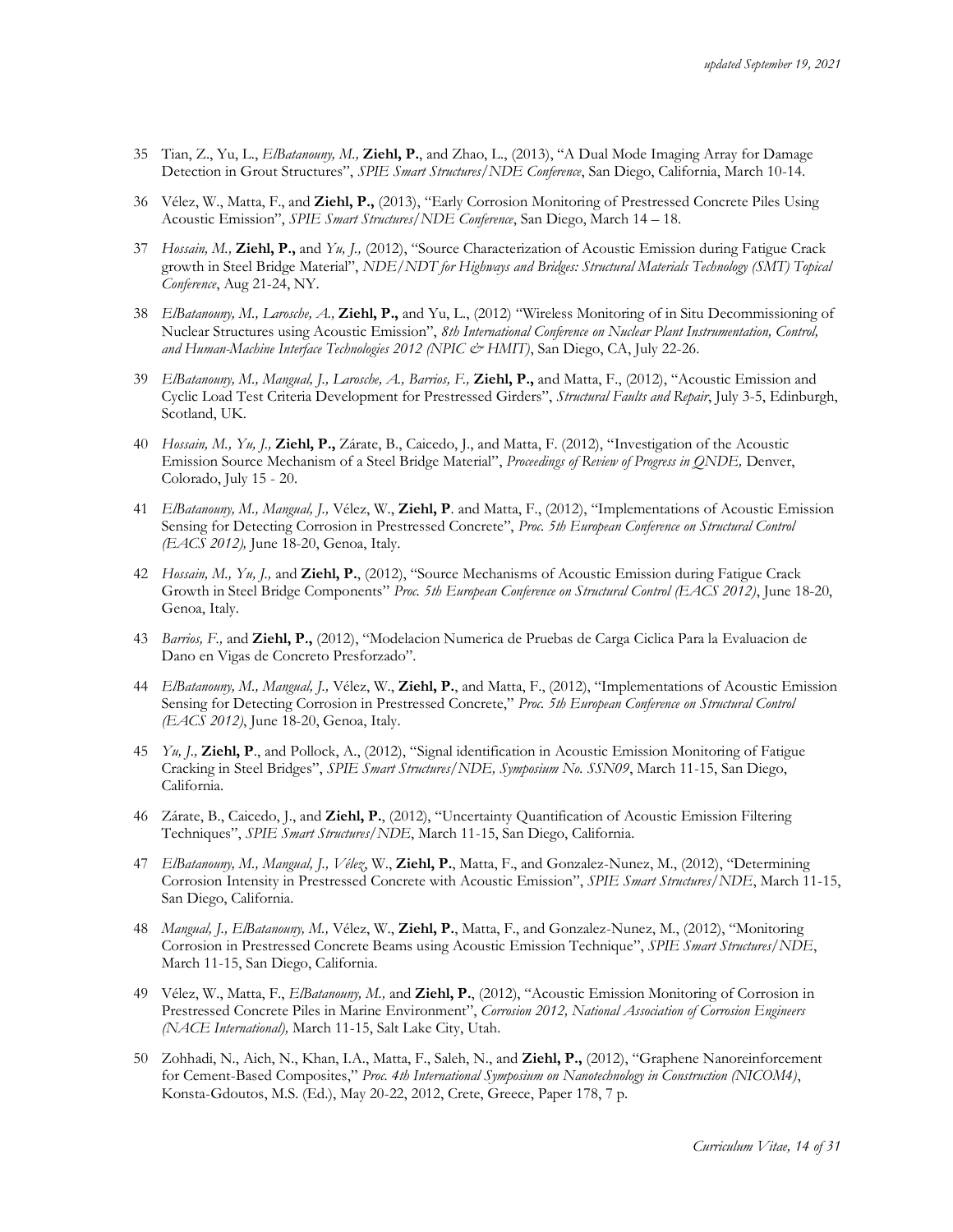35 Tian, Z., Yu, L., *ElBatanouny, M.,* **Ziehl, P.**, and Zhao, L., (2013), "A Dual Mode Imaging Array for Damage Detection in Grout Structures", *SPIE Smart Structures/NDE Conference*, San Diego, California, March 10-14.

36 Vélez, W., Matta, F., and **Ziehl, P.,** (2013), "Early Corrosion Monitoring of Prestressed Concrete Piles Using Acoustic Emission", *SPIE Smart Structures/NDE Conference*, San Diego, March 14 – 18.

37 *Hossain, M.,* **Ziehl, P.,** and *Yu, J.,* (2012), "Source Characterization of Acoustic Emission during Fatigue Crack growth in Steel Bridge Material", *NDE/NDT for Highways and Bridges: Structural Materials Technology (SMT) Topical Conference*, Aug 21-24, NY.

38 *ElBatanouny, M., Larosche, A.,* **Ziehl, P.,** and Yu, L., (2012) "Wireless Monitoring of in Situ Decommissioning of Nuclear Structures using Acoustic Emission", *8th International Conference on Nuclear Plant Instrumentation, Control, and Human-Machine Interface Technologies 2012 (NPIC & HMIT)*, San Diego, CA, July 22-26.

39 *ElBatanouny, M., Mangual, J., Larosche, A., Barrios, F.,* **Ziehl, P.,** and Matta, F., (2012), "Acoustic Emission and Cyclic Load Test Criteria Development for Prestressed Girders", *Structural Faults and Repair*, July 3-5, Edinburgh, Scotland, UK.

40 *Hossain, M., Yu, J.,* **Ziehl, P.,** Zárate, B., Caicedo, J., and Matta, F. (2012), "Investigation of the Acoustic Emission Source Mechanism of a Steel Bridge Material", *Proceedings of Review of Progress in QNDE,* Denver, Colorado, July 15 - 20.

41 *ElBatanouny, M., Mangual, J.,* Vélez, W., **Ziehl, P**. and Matta, F., (2012), "Implementations of Acoustic Emission Sensing for Detecting Corrosion in Prestressed Concrete", *Proc. 5th European Conference on Structural Control (EACS 2012),* June 18-20, Genoa, Italy.

42 *Hossain, M., Yu, J.,* and **Ziehl, P.**, (2012), "Source Mechanisms of Acoustic Emission during Fatigue Crack Growth in Steel Bridge Components" *Proc. 5th European Conference on Structural Control (EACS 2012)*, June 18-20, Genoa, Italy.

43 *Barrios, F.,* and **Ziehl, P.,** (2012), "Modelacion Numerica de Pruebas de Carga Ciclica Para la Evaluacion de Dano en Vigas de Concreto Presforzado".

44 *ElBatanouny, M., Mangual, J.,* Vélez, W., **Ziehl, P.**, and Matta, F., (2012), "Implementations of Acoustic Emission Sensing for Detecting Corrosion in Prestressed Concrete," *Proc. 5th European Conference on Structural Control (EACS 2012)*, June 18-20, Genoa, Italy.

45 *Yu, J.,* **Ziehl, P**., and Pollock, A., (2012), "Signal identification in Acoustic Emission Monitoring of Fatigue Cracking in Steel Bridges", *SPIE Smart Structures/NDE, Symposium No. SSN09*, March 11-15, San Diego, California.

46 Zárate, B., Caicedo, J., and **Ziehl, P.**, (2012), "Uncertainty Quantification of Acoustic Emission Filtering Techniques", *SPIE Smart Structures/NDE*, March 11-15, San Diego, California.

47 *ElBatanouny, M., Mangual, J., Vélez,* W., **Ziehl, P.**, Matta, F., and Gonzalez-Nunez, M., (2012), "Determining Corrosion Intensity in Prestressed Concrete with Acoustic Emission", *SPIE Smart Structures/NDE*, March 11-15, San Diego, California.

48 *Mangual, J., ElBatanouny, M.,* Vélez, W., **Ziehl, P.**, Matta, F., and Gonzalez-Nunez, M., (2012), "Monitoring Corrosion in Prestressed Concrete Beams using Acoustic Emission Technique", *SPIE Smart Structures/NDE*, March 11-15, San Diego, California.

49 Vélez, W., Matta, F., *ElBatanouny, M.,* and **Ziehl, P.**, (2012), "Acoustic Emission Monitoring of Corrosion in Prestressed Concrete Piles in Marine Environment", *Corrosion 2012, National Association of Corrosion Engineers (NACE International),* March 11-15, Salt Lake City, Utah.

50 Zohhadi, N., Aich, N., Khan, I.A., Matta, F., Saleh, N., and **Ziehl, P.,** (2012), "Graphene Nanoreinforcement for Cement-Based Composites," *Proc. 4th International Symposium on Nanotechnology in Construction (NICOM4)*, Konsta-Gdoutos, M.S. (Ed.), May 20-22, 2012, Crete, Greece, Paper 178, 7 p.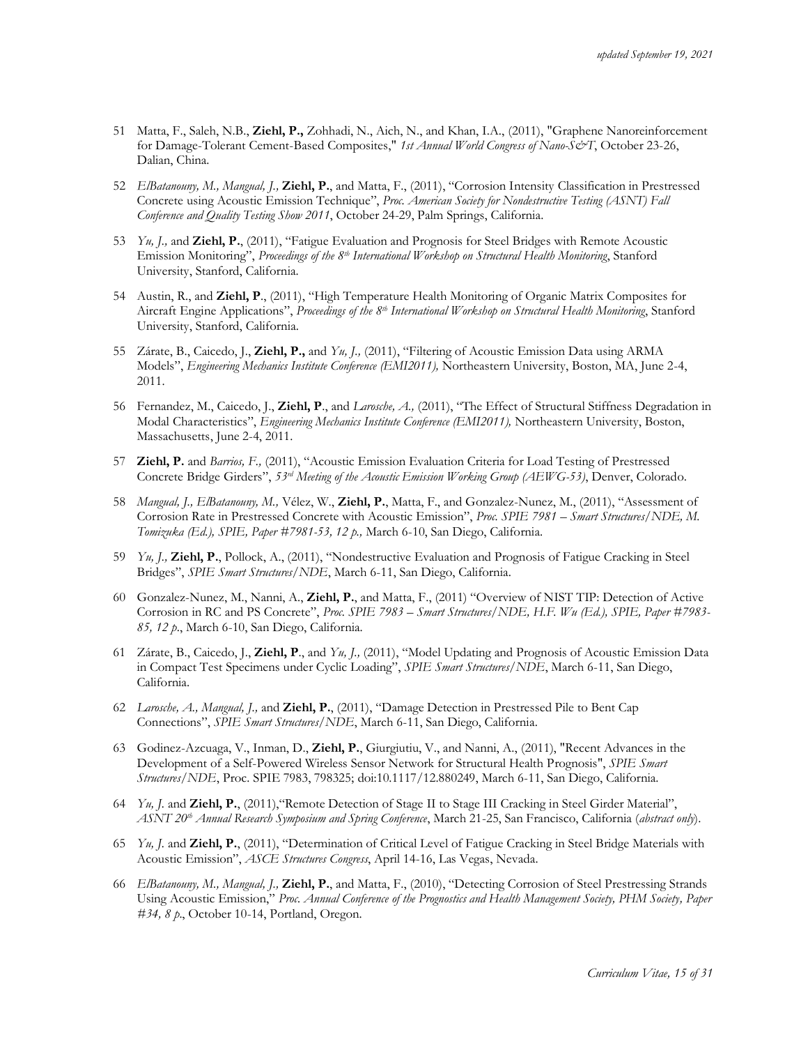51 Matta, F., Saleh, N.B., **Ziehl, P.,** Zohhadi, N., Aich, N., and Khan, I.A., (2011), "Graphene Nanoreinforcement for Damage-Tolerant Cement-Based Composites," *1st Annual World Congress of Nano-S&T*, October 23-26, Dalian, China.

52 *ElBatanouny, M., Mangual, J.,* **Ziehl, P.**, and Matta, F., (2011), "Corrosion Intensity Classification in Prestressed Concrete using Acoustic Emission Technique", *Proc. American Society for Nondestructive Testing (ASNT) Fall Conference and Quality Testing Show 2011*, October 24-29, Palm Springs, California.

53 *Yu, J.,* and **Ziehl, P.**, (2011), "Fatigue Evaluation and Prognosis for Steel Bridges with Remote Acoustic Emission Monitoring", *Proceedings of the 8th International Workshop on Structural Health Monitoring*, Stanford University, Stanford, California.

54 Austin, R., and **Ziehl, P**., (2011), "High Temperature Health Monitoring of Organic Matrix Composites for Aircraft Engine Applications", *Proceedings of the 8th International Workshop on Structural Health Monitoring*, Stanford University, Stanford, California.

55 Zárate, B., Caicedo, J., **Ziehl, P.,** and *Yu, J.,* (2011), "Filtering of Acoustic Emission Data using ARMA Models", *Engineering Mechanics Institute Conference (EMI2011),* Northeastern University, Boston, MA, June 2-4, 2011.

56 Fernandez, M., Caicedo, J., **Ziehl, P**., and *Larosche, A.,* (2011), "The Effect of Structural Stiffness Degradation in Modal Characteristics", *Engineering Mechanics Institute Conference (EMI2011),* Northeastern University, Boston, Massachusetts, June 2-4, 2011.

57 **Ziehl, P.** and *Barrios, F.,* (2011), "Acoustic Emission Evaluation Criteria for Load Testing of Prestressed Concrete Bridge Girders", *53rd Meeting of the Acoustic Emission Working Group (AEWG-53)*, Denver, Colorado.

58 *Mangual, J., ElBatanouny, M.,* Vélez, W., **Ziehl, P.**, Matta, F., and Gonzalez-Nunez, M., (2011), "Assessment of Corrosion Rate in Prestressed Concrete with Acoustic Emission", *Proc. SPIE 7981 – Smart Structures/NDE, M. Tomizuka (Ed.), SPIE, Paper #7981-53, 12 p.,* March 6-10, San Diego, California.

59 *Yu, J.,* **Ziehl, P.**, Pollock, A., (2011), "Nondestructive Evaluation and Prognosis of Fatigue Cracking in Steel Bridges", *SPIE Smart Structures/NDE*, March 6-11, San Diego, California.

60 Gonzalez-Nunez, M., Nanni, A., **Ziehl, P.**, and Matta, F., (2011) "Overview of NIST TIP: Detection of Active Corrosion in RC and PS Concrete", *Proc. SPIE 7983 – Smart Structures/NDE, H.F. Wu (Ed.), SPIE, Paper #7983-85, 12 p.*, March 6-10, San Diego, California.

61 Zárate, B., Caicedo, J., **Ziehl, P**., and *Yu, J.,* (2011), "Model Updating and Prognosis of Acoustic Emission Data in Compact Test Specimens under Cyclic Loading", *SPIE Smart Structures/NDE*, March 6-11, San Diego, California.

62 *Larosche, A., Mangual, J.,* and **Ziehl, P.**, (2011), "Damage Detection in Prestressed Pile to Bent Cap Connections", *SPIE Smart Structures/NDE*, March 6-11, San Diego, California.

63 Godinez-Azcuaga, V., Inman, D., **Ziehl, P.**, Giurgiutiu, V., and Nanni, A., (2011), "Recent Advances in the Development of a Self-Powered Wireless Sensor Network for Structural Health Prognosis", *SPIE Smart Structures/NDE*, Proc. SPIE 7983, 798325; doi:10.1117/12.880249, March 6-11, San Diego, California.

64 *Yu, J.* and **Ziehl, P.**, (2011),"Remote Detection of Stage II to Stage III Cracking in Steel Girder Material", *ASNT 20th Annual Research Symposium and Spring Conference*, March 21-25, San Francisco, California (*abstract only*).

65 *Yu, J.* and **Ziehl, P.**, (2011), "Determination of Critical Level of Fatigue Cracking in Steel Bridge Materials with Acoustic Emission", *ASCE Structures Congress*, April 14-16, Las Vegas, Nevada.

66 *ElBatanouny, M., Mangual, J.,* **Ziehl, P.**, and Matta, F., (2010), "Detecting Corrosion of Steel Prestressing Strands Using Acoustic Emission," *Proc. Annual Conference of the Prognostics and Health Management Society, PHM Society, Paper #34, 8 p.*, October 10-14, Portland, Oregon.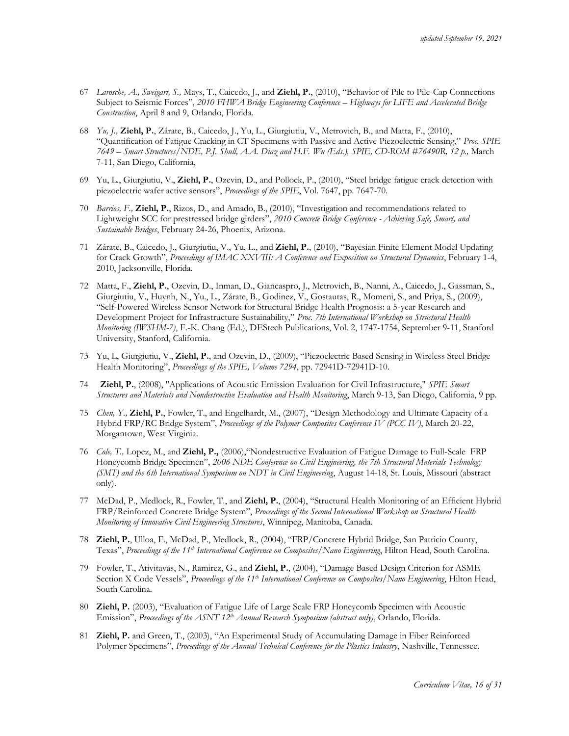67 *Larosche, A., Sweigart, S.,* Mays, T., Caicedo, J., and **Ziehl, P.**, (2010), "Behavior of Pile to Pile-Cap Connections Subject to Seismic Forces", *2010 FHWA Bridge Engineering Conference – Highways for LIFE and Accelerated Bridge Construction*, April 8 and 9, Orlando, Florida.

68 *Yu, J.,* **Ziehl, P.**, Zárate, B., Caicedo, J., Yu, L., Giurgiutiu, V., Metrovich, B., and Matta, F., (2010), "Quantification of Fatigue Cracking in CT Specimens with Passive and Active Piezoelectric Sensing," *Proc. SPIE 7649 – Smart Structures/NDE, P.J. Shull, A.A. Diaz and H.F. Wu (Eds.), SPIE, CD-ROM #76490R, 12 p.,* March 7-11, San Diego, California,

69 Yu, L., Giurgiutiu, V., **Ziehl, P.**, Ozevin, D., and Pollock, P., (2010), "Steel bridge fatigue crack detection with piezoelectric wafer active sensors", *Proceedings of the SPIE*, Vol. 7647, pp. 7647-70.

70 *Barrios, F.,* **Ziehl, P.**, Rizos, D., and Amado, B., (2010), "Investigation and recommendations related to Lightweight SCC for prestressed bridge girders", *2010 Concrete Bridge Conference - Achieving Safe, Smart, and Sustainable Bridges*, February 24-26, Phoenix, Arizona.

71 Zárate, B., Caicedo, J., Giurgiutiu, V., Yu, L., and **Ziehl, P.**, (2010), "Bayesian Finite Element Model Updating for Crack Growth", *Proceedings of IMAC XXVIII: A Conference and Exposition on Structural Dynamics*, February 1-4, 2010, Jacksonville, Florida.

72 Matta, F., **Ziehl, P.**, Ozevin, D., Inman, D., Giancaspro, J., Metrovich, B., Nanni, A., Caicedo, J., Gassman, S., Giurgiutiu, V., Huynh, N., Yu., L., Zárate, B., Godinez, V., Gostautas, R., Momeni, S., and Priya, S., (2009), "Self-Powered Wireless Sensor Network for Structural Bridge Health Prognosis: a 5-year Research and Development Project for Infrastructure Sustainability," *Proc. 7th International Workshop on Structural Health Monitoring (IWSHM-7)*, F.-K. Chang (Ed.), DEStech Publications, Vol. 2, 1747-1754, September 9-11, Stanford University, Stanford, California.

73 Yu, L, Giurgiutiu, V., **Ziehl, P.**, and Ozevin, D., (2009), "Piezoelectric Based Sensing in Wireless Steel Bridge Health Monitoring", *Proceedings of the SPIE, Volume 7294*, pp. 72941D-72941D-10.

74 **Ziehl, P.**, (2008), "Applications of Acoustic Emission Evaluation for Civil Infrastructure," *SPIE Smart Structures and Materials and Nondestructive Evaluation and Health Monitoring*, March 9-13, San Diego, California, 9 pp.

75 *Chen, Y.,* **Ziehl, P.**, Fowler, T., and Engelhardt, M., (2007), "Design Methodology and Ultimate Capacity of a Hybrid FRP/RC Bridge System", *Proceedings of the Polymer Composites Conference IV (PCC IV)*, March 20-22, Morgantown, West Virginia.

76 *Cole, T.,* Lopez, M., and **Ziehl, P.,** (2006),"Nondestructive Evaluation of Fatigue Damage to Full-Scale FRP Honeycomb Bridge Specimen", *2006 NDE Conference on Civil Engineering, the 7th Structural Materials Technology (SMT) and the 6th International Symposium on NDT in Civil Engineering*, August 14-18, St. Louis, Missouri (abstract only).

77 McDad, P., Medlock, R., Fowler, T., and **Ziehl, P.**, (2004), "Structural Health Monitoring of an Efficient Hybrid FRP/Reinforced Concrete Bridge System", *Proceedings of the Second International Workshop on Structural Health Monitoring of Innovative Civil Engineering Structures*, Winnipeg, Manitoba, Canada.

78 **Ziehl, P.**, Ulloa, F., McDad, P., Medlock, R., (2004), "FRP/Concrete Hybrid Bridge, San Patricio County, Texas", *Proceedings of the 11th International Conference on Composites/Nano Engineering*, Hilton Head, South Carolina.

79 Fowler, T., Ativitavas, N., Ramirez, G., and **Ziehl, P.**, (2004), "Damage Based Design Criterion for ASME Section X Code Vessels", *Proceedings of the 11th International Conference on Composites/Nano Engineering*, Hilton Head, South Carolina.

80 **Ziehl, P.** (2003), "Evaluation of Fatigue Life of Large Scale FRP Honeycomb Specimen with Acoustic Emission", *Proceedings of the ASNT 12th Annual Research Symposium (abstract only)*, Orlando, Florida.

81 **Ziehl, P.** and Green, T., (2003), "An Experimental Study of Accumulating Damage in Fiber Reinforced Polymer Specimens", *Proceedings of the Annual Technical Conference for the Plastics Industry*, Nashville, Tennessee.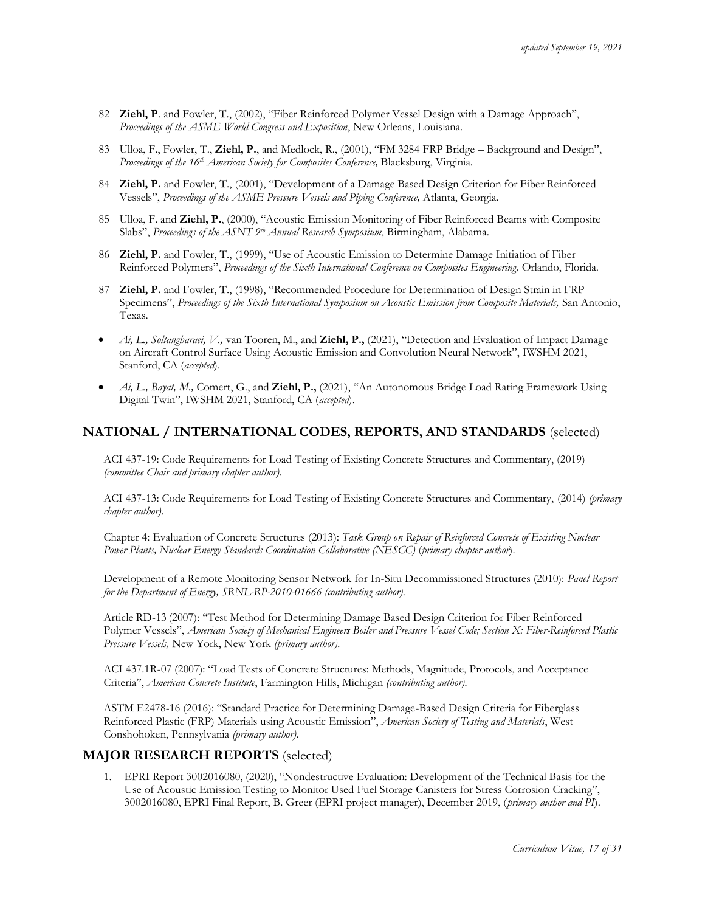82 **Ziehl, P**. and Fowler, T., (2002), "Fiber Reinforced Polymer Vessel Design with a Damage Approach", *Proceedings of the ASME World Congress and Exposition*, New Orleans, Louisiana.

83 Ulloa, F., Fowler, T., **Ziehl, P.**, and Medlock, R., (2001), "FM 3284 FRP Bridge – Background and Design", *Proceedings of the 16th American Society for Composites Conference,* Blacksburg, Virginia.

84 **Ziehl, P.** and Fowler, T., (2001), "Development of a Damage Based Design Criterion for Fiber Reinforced Vessels", *Proceedings of the ASME Pressure Vessels and Piping Conference,* Atlanta, Georgia.

85 Ulloa, F. and **Ziehl, P.**, (2000), "Acoustic Emission Monitoring of Fiber Reinforced Beams with Composite Slabs", *Proceedings of the ASNT 9th Annual Research Symposium*, Birmingham, Alabama.

86 **Ziehl, P.** and Fowler, T., (1999), "Use of Acoustic Emission to Determine Damage Initiation of Fiber Reinforced Polymers", *Proceedings of the Sixth International Conference on Composites Engineering,* Orlando, Florida.

87 **Ziehl, P.** and Fowler, T., (1998), "Recommended Procedure for Determination of Design Strain in FRP Specimens", *Proceedings of the Sixth International Symposium on Acoustic Emission from Composite Materials,* San Antonio, Texas.

- *Ai, L., Soltangharaei, V.,* van Tooren, M., and **Ziehl, P.,** (2021), "Detection and Evaluation of Impact Damage on Aircraft Control Surface Using Acoustic Emission and Convolution Neural Network", IWSHM 2021, Stanford, CA (*accepted*).
- *Ai, L., Bayat, M.,* Comert, G., and **Ziehl, P.,** (2021), "An Autonomous Bridge Load Rating Framework Using Digital Twin", IWSHM 2021, Stanford, CA (*accepted*).

## NATIONAL / INTERNATIONAL CODES, REPORTS, AND STANDARDS (selected)

ACI 437-19: Code Requirements for Load Testing of Existing Concrete Structures and Commentary, (2019) *(committee Chair and primary chapter author).*

ACI 437-13: Code Requirements for Load Testing of Existing Concrete Structures and Commentary, (2014) *(primary chapter author).*

Chapter 4: Evaluation of Concrete Structures (2013): *Task Group on Repair of Reinforced Concrete of Existing Nuclear Power Plants, Nuclear Energy Standards Coordination Collaborative (NESCC)* (*primary chapter author*).

Development of a Remote Monitoring Sensor Network for In-Situ Decommissioned Structures (2010): *Panel Report for the Department of Energy, SRNL-RP-2010-01666 (contributing author).*

Article RD-13 (2007): "Test Method for Determining Damage Based Design Criterion for Fiber Reinforced Polymer Vessels", *American Society of Mechanical Engineers Boiler and Pressure Vessel Code; Section X: Fiber-Reinforced Plastic Pressure Vessels,* New York, New York *(primary author).*

ACI 437.1R-07 (2007): "Load Tests of Concrete Structures: Methods, Magnitude, Protocols, and Acceptance Criteria", *American Concrete Institute*, Farmington Hills, Michigan *(contributing author).*

ASTM E2478-16 (2016): "Standard Practice for Determining Damage-Based Design Criteria for Fiberglass Reinforced Plastic (FRP) Materials using Acoustic Emission", *American Society of Testing and Materials*, West Conshohoken, Pennsylvania *(primary author).*

## MAJOR RESEARCH REPORTS (selected)

1. EPRI Report 3002016080, (2020), "Nondestructive Evaluation: Development of the Technical Basis for the Use of Acoustic Emission Testing to Monitor Used Fuel Storage Canisters for Stress Corrosion Cracking", 3002016080, EPRI Final Report, B. Greer (EPRI project manager), December 2019, (*primary author and PI*).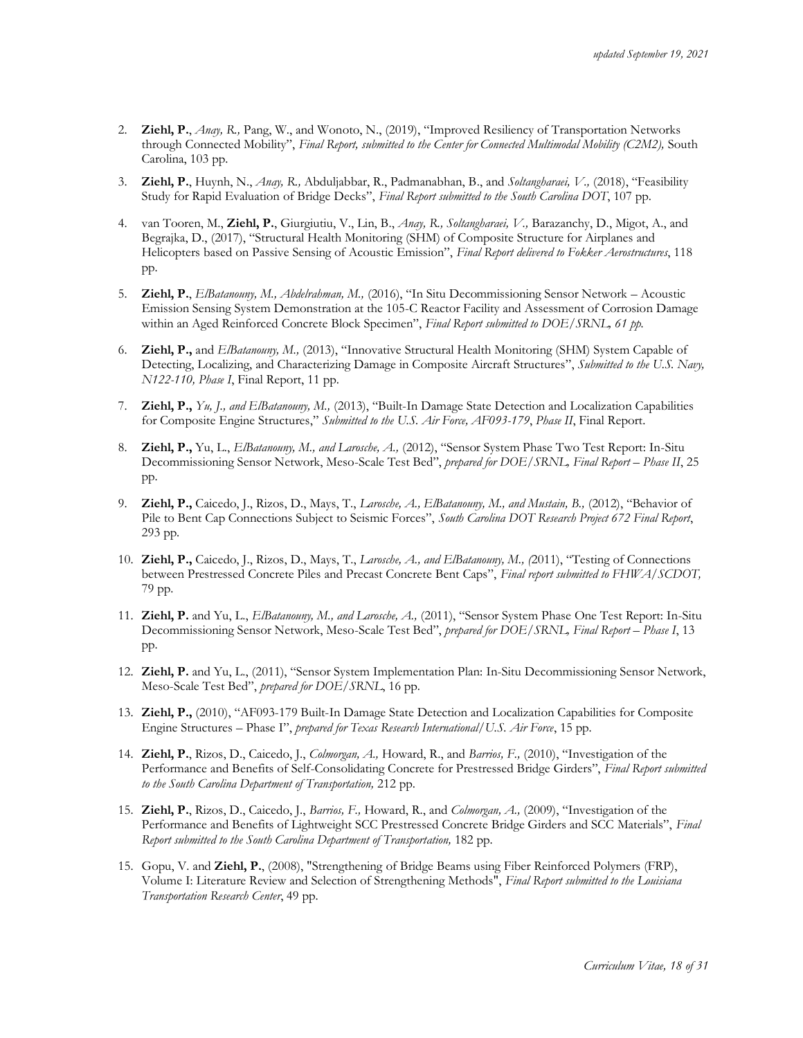2. **Ziehl, P.**, *Anay, R.,* Pang, W., and Wonoto, N., (2019), "Improved Resiliency of Transportation Networks through Connected Mobility", *Final Report, submitted to the Center for Connected Multimodal Mobility (C2M2),* South Carolina, 103 pp.

3. **Ziehl, P.**, Huynh, N., *Anay, R.,* Abduljabbar, R., Padmanabhan, B., and *Soltangharaei, V.,* (2018), "Feasibility Study for Rapid Evaluation of Bridge Decks", *Final Report submitted to the South Carolina DOT*, 107 pp.

4. van Tooren, M., **Ziehl, P.**, Giurgiutiu, V., Lin, B., *Anay, R., Soltangharaei, V.,* Barazanchy, D., Migot, A., and Begrajka, D., (2017), "Structural Health Monitoring (SHM) of Composite Structure for Airplanes and Helicopters based on Passive Sensing of Acoustic Emission", *Final Report delivered to Fokker Aerostructures*, 118 pp.

5. **Ziehl, P.**, *ElBatanouny, M., Abdelrahman, M.,* (2016), "In Situ Decommissioning Sensor Network – Acoustic Emission Sensing System Demonstration at the 105-C Reactor Facility and Assessment of Corrosion Damage within an Aged Reinforced Concrete Block Specimen", *Final Report submitted to DOE/SRNL, 61 pp.*

6. **Ziehl, P.,** and *ElBatanouny, M.,* (2013), "Innovative Structural Health Monitoring (SHM) System Capable of Detecting, Localizing, and Characterizing Damage in Composite Aircraft Structures", *Submitted to the U.S. Navy, N122-110, Phase I*, Final Report, 11 pp.

7. **Ziehl, P.,** *Yu, J., and ElBatanouny, M.,* (2013), "Built-In Damage State Detection and Localization Capabilities for Composite Engine Structures," *Submitted to the U.S. Air Force, AF093-179*, *Phase II*, Final Report.

8. **Ziehl, P.,** Yu, L., *ElBatanouny, M., and Larosche, A.,* (2012), "Sensor System Phase Two Test Report: In-Situ Decommissioning Sensor Network, Meso-Scale Test Bed", *prepared for DOE/SRNL, Final Report – Phase II*, 25 pp.

9. **Ziehl, P.,** Caicedo, J., Rizos, D., Mays, T., *Larosche, A., ElBatanouny, M., and Mustain, B.,* (2012), "Behavior of Pile to Bent Cap Connections Subject to Seismic Forces", *South Carolina DOT Research Project 672 Final Report*, 293 pp.

10. **Ziehl, P.,** Caicedo, J., Rizos, D., Mays, T., *Larosche, A., and ElBatanouny, M., (*2011), "Testing of Connections between Prestressed Concrete Piles and Precast Concrete Bent Caps", *Final report submitted to FHWA/SCDOT,* 79 pp.

11. **Ziehl, P.** and Yu, L., *ElBatanouny, M., and Larosche, A.,* (2011), "Sensor System Phase One Test Report: In-Situ Decommissioning Sensor Network, Meso-Scale Test Bed", *prepared for DOE/SRNL, Final Report – Phase I*, 13 pp.

12. **Ziehl, P.** and Yu, L., (2011), "Sensor System Implementation Plan: In-Situ Decommissioning Sensor Network, Meso-Scale Test Bed", *prepared for DOE/SRNL*, 16 pp.

13. **Ziehl, P.,** (2010), "AF093-179 Built-In Damage State Detection and Localization Capabilities for Composite Engine Structures – Phase I", *prepared for Texas Research International/U.S. Air Force*, 15 pp.

14. **Ziehl, P.**, Rizos, D., Caicedo, J., *Colmorgan, A.,* Howard, R., and *Barrios, F.,* (2010), "Investigation of the Performance and Benefits of Self-Consolidating Concrete for Prestressed Bridge Girders", *Final Report submitted to the South Carolina Department of Transportation,* 212 pp.

15. **Ziehl, P.**, Rizos, D., Caicedo, J., *Barrios, F.,* Howard, R., and *Colmorgan, A.,* (2009), "Investigation of the Performance and Benefits of Lightweight SCC Prestressed Concrete Bridge Girders and SCC Materials", *Final Report submitted to the South Carolina Department of Transportation,* 182 pp.

15. Gopu, V. and **Ziehl, P.**, (2008), "Strengthening of Bridge Beams using Fiber Reinforced Polymers (FRP), Volume I: Literature Review and Selection of Strengthening Methods", *Final Report submitted to the Louisiana Transportation Research Center*, 49 pp.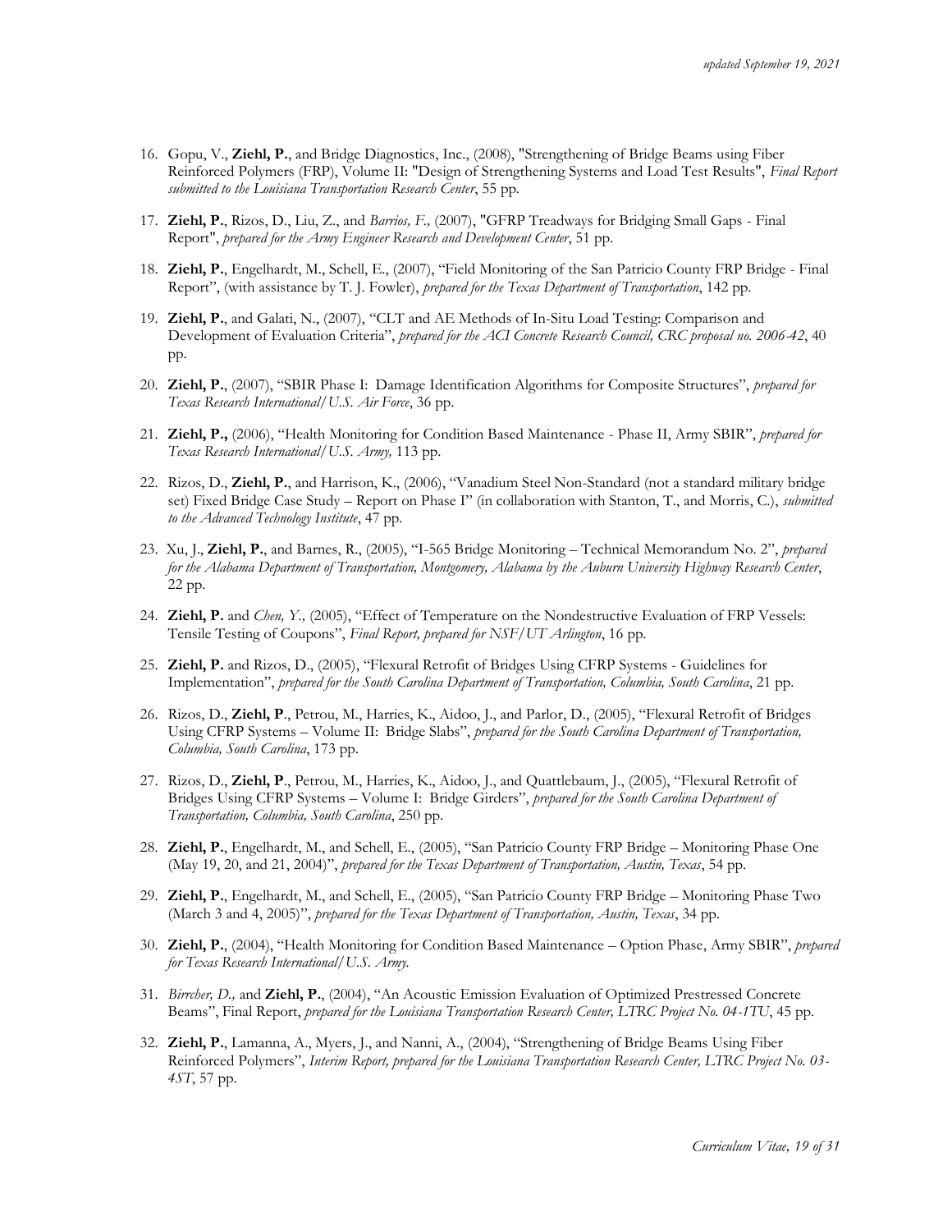16. Gopu, V., **Ziehl, P.**, and Bridge Diagnostics, Inc., (2008), "Strengthening of Bridge Beams using Fiber Reinforced Polymers (FRP), Volume II: "Design of Strengthening Systems and Load Test Results", *Final Report submitted to the Louisiana Transportation Research Center*, 55 pp.

17. **Ziehl, P.**, Rizos, D., Liu, Z., and *Barrios, F.,* (2007), "GFRP Treadways for Bridging Small Gaps - Final Report", *prepared for the Army Engineer Research and Development Center*, 51 pp.

18. **Ziehl, P.**, Engelhardt, M., Schell, E., (2007), "Field Monitoring of the San Patricio County FRP Bridge - Final Report", (with assistance by T. J. Fowler), *prepared for the Texas Department of Transportation*, 142 pp.

19. **Ziehl, P.**, and Galati, N., (2007), "CLT and AE Methods of In-Situ Load Testing: Comparison and Development of Evaluation Criteria", *prepared for the ACI Concrete Research Council, CRC proposal no. 2006-42*, 40 pp.

20. **Ziehl, P.**, (2007), "SBIR Phase I: Damage Identification Algorithms for Composite Structures", *prepared for Texas Research International/U.S. Air Force*, 36 pp.

21. **Ziehl, P.,** (2006), "Health Monitoring for Condition Based Maintenance - Phase II, Army SBIR", *prepared for Texas Research International/U.S. Army,* 113 pp.

22. Rizos, D., **Ziehl, P.**, and Harrison, K., (2006), "Vanadium Steel Non-Standard (not a standard military bridge set) Fixed Bridge Case Study – Report on Phase I" (in collaboration with Stanton, T., and Morris, C.), *submitted to the Advanced Technology Institute*, 47 pp.

23. Xu, J., **Ziehl, P.**, and Barnes, R., (2005), "I-565 Bridge Monitoring – Technical Memorandum No. 2", *prepared for the Alabama Department of Transportation, Montgomery, Alabama by the Auburn University Highway Research Center*, 22 pp.

24. **Ziehl, P.** and *Chen, Y.,* (2005), "Effect of Temperature on the Nondestructive Evaluation of FRP Vessels: Tensile Testing of Coupons", *Final Report, prepared for NSF/UT Arlington*, 16 pp.

25. **Ziehl, P.** and Rizos, D., (2005), "Flexural Retrofit of Bridges Using CFRP Systems - Guidelines for Implementation", *prepared for the South Carolina Department of Transportation, Columbia, South Carolina*, 21 pp.

26. Rizos, D., **Ziehl, P**., Petrou, M., Harries, K., Aidoo, J., and Parlor, D., (2005), "Flexural Retrofit of Bridges Using CFRP Systems – Volume II: Bridge Slabs", *prepared for the South Carolina Department of Transportation, Columbia, South Carolina*, 173 pp.

27. Rizos, D., **Ziehl, P**., Petrou, M., Harries, K., Aidoo, J., and Quattlebaum, J., (2005), "Flexural Retrofit of Bridges Using CFRP Systems – Volume I: Bridge Girders", *prepared for the South Carolina Department of Transportation, Columbia, South Carolina*, 250 pp.

28. **Ziehl, P.**, Engelhardt, M., and Schell, E., (2005), "San Patricio County FRP Bridge – Monitoring Phase One (May 19, 20, and 21, 2004)", *prepared for the Texas Department of Transportation, Austin, Texas*, 54 pp.

29. **Ziehl, P.**, Engelhardt, M., and Schell, E., (2005), "San Patricio County FRP Bridge – Monitoring Phase Two (March 3 and 4, 2005)", *prepared for the Texas Department of Transportation, Austin, Texas*, 34 pp.

30. **Ziehl, P.**, (2004), "Health Monitoring for Condition Based Maintenance – Option Phase, Army SBIR", *prepared for Texas Research International/U.S. Army.*

31. *Birrcher, D.,* and **Ziehl, P.**, (2004), "An Acoustic Emission Evaluation of Optimized Prestressed Concrete Beams", Final Report, *prepared for the Louisiana Transportation Research Center, LTRC Project No. 04-1TU*, 45 pp.

32. **Ziehl, P.**, Lamanna, A., Myers, J., and Nanni, A., (2004), "Strengthening of Bridge Beams Using Fiber Reinforced Polymers", *Interim Report, prepared for the Louisiana Transportation Research Center, LTRC Project No. 03-4ST*, 57 pp.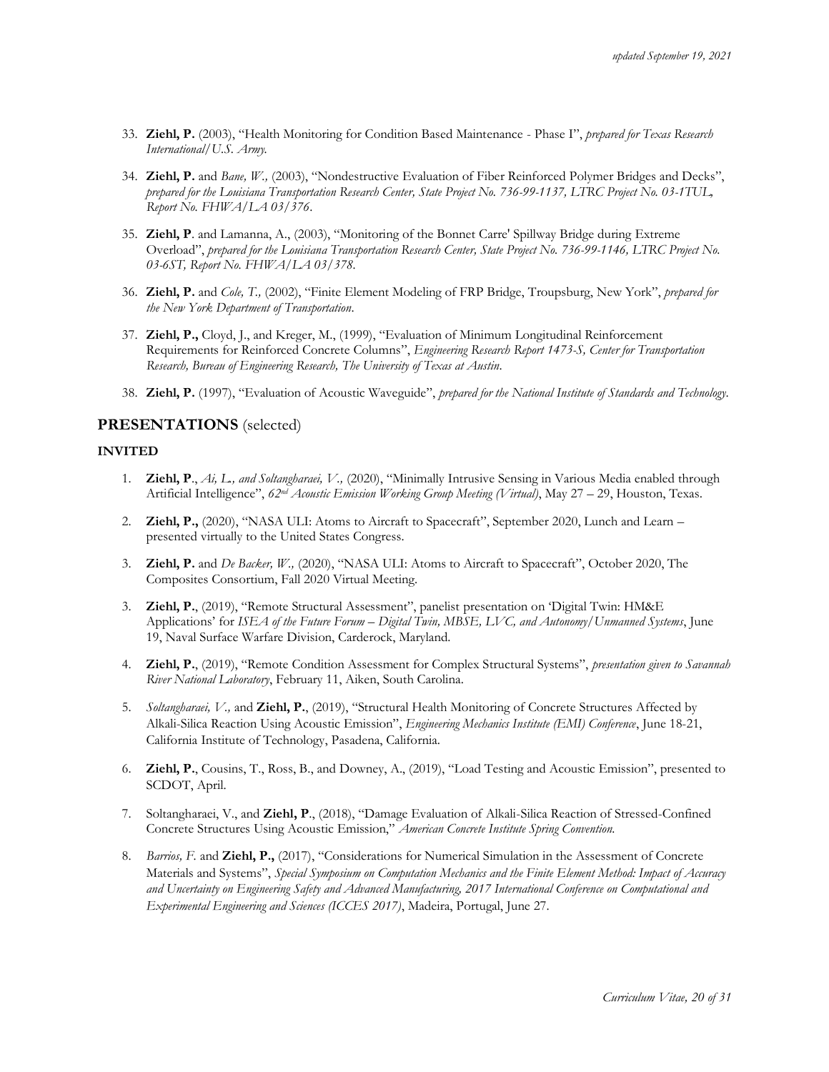33. **Ziehl, P.** (2003), "Health Monitoring for Condition Based Maintenance - Phase I", *prepared for Texas Research International/U.S. Army.*

34. **Ziehl, P.** and *Bane, W.,* (2003), "Nondestructive Evaluation of Fiber Reinforced Polymer Bridges and Decks", *prepared for the Louisiana Transportation Research Center, State Project No. 736-99-1137, LTRC Project No. 03-1TUL, Report No. FHWA/LA 03/376.*

35. **Ziehl, P**. and Lamanna, A., (2003), "Monitoring of the Bonnet Carre' Spillway Bridge during Extreme Overload", *prepared for the Louisiana Transportation Research Center, State Project No. 736-99-1146, LTRC Project No. 03-6ST, Report No. FHWA/LA 03/378.*

36. **Ziehl, P.** and *Cole, T.,* (2002), "Finite Element Modeling of FRP Bridge, Troupsburg, New York", *prepared for the New York Department of Transportation.*

37. **Ziehl, P.,** Cloyd, J., and Kreger, M., (1999), "Evaluation of Minimum Longitudinal Reinforcement Requirements for Reinforced Concrete Columns", *Engineering Research Report 1473-S, Center for Transportation Research, Bureau of Engineering Research, The University of Texas at Austin.*

38. **Ziehl, P.** (1997), "Evaluation of Acoustic Waveguide", *prepared for the National Institute of Standards and Technology.*

## **PRESENTATIONS** (selected)

### **INVITED**

1. **Ziehl, P**., *Ai, L., and Soltangharaei, V.,* (2020), "Minimally Intrusive Sensing in Various Media enabled through Artificial Intelligence", *62nd Acoustic Emission Working Group Meeting (Virtual)*, May 27 – 29, Houston, Texas.

2. **Ziehl, P.,** (2020), "NASA ULI: Atoms to Aircraft to Spacecraft", September 2020, Lunch and Learn – presented virtually to the United States Congress.

3. **Ziehl, P.** and *De Backer, W.,* (2020), "NASA ULI: Atoms to Aircraft to Spacecraft", October 2020, The Composites Consortium, Fall 2020 Virtual Meeting.

3. **Ziehl, P.**, (2019), "Remote Structural Assessment", panelist presentation on 'Digital Twin: HM&E Applications' for *ISEA of the Future Forum – Digital Twin, MBSE, LVC, and Autonomy/Unmanned Systems*, June 19, Naval Surface Warfare Division, Carderock, Maryland.

4. **Ziehl, P.**, (2019), "Remote Condition Assessment for Complex Structural Systems", *presentation given to Savannah River National Laboratory*, February 11, Aiken, South Carolina.

5. *Soltangharaei, V.,* and **Ziehl, P.**, (2019), "Structural Health Monitoring of Concrete Structures Affected by Alkali-Silica Reaction Using Acoustic Emission", *Engineering Mechanics Institute (EMI) Conference*, June 18-21, California Institute of Technology, Pasadena, California.

6. **Ziehl, P.**, Cousins, T., Ross, B., and Downey, A., (2019), "Load Testing and Acoustic Emission", presented to SCDOT, April.

7. Soltangharaei, V., and **Ziehl, P**., (2018), "Damage Evaluation of Alkali-Silica Reaction of Stressed-Confined Concrete Structures Using Acoustic Emission," *American Concrete Institute Spring Convention.*

8. *Barrios, F.* and **Ziehl, P.,** (2017), "Considerations for Numerical Simulation in the Assessment of Concrete Materials and Systems", *Special Symposium on Computation Mechanics and the Finite Element Method: Impact of Accuracy and Uncertainty on Engineering Safety and Advanced Manufacturing, 2017 International Conference on Computational and Experimental Engineering and Sciences (ICCES 2017)*, Madeira, Portugal, June 27.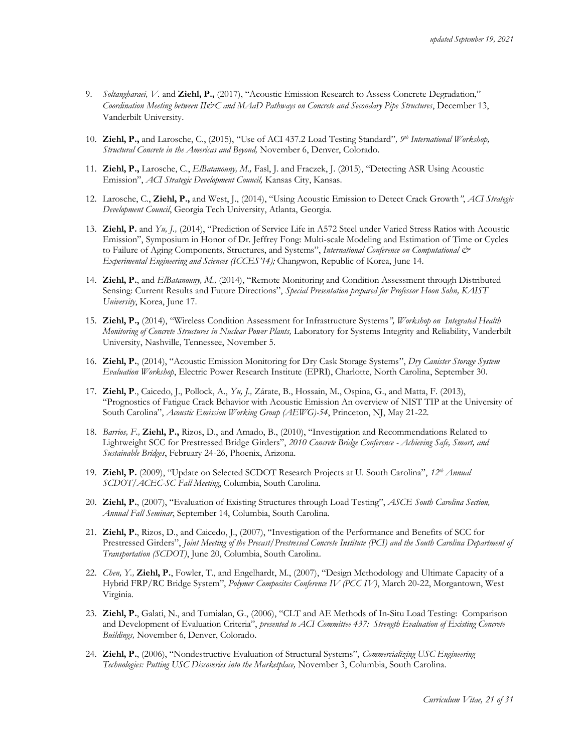9. *Soltangharaei, V.* and **Ziehl, P.,** (2017), "Acoustic Emission Research to Assess Concrete Degradation," *Coordination Meeting between II&C and MAaD Pathways on Concrete and Secondary Pipe Structures*, December 13, Vanderbilt University.

10. **Ziehl, P.,** and Larosche, C., (2015), "Use of ACI 437.2 Load Testing Standard"*, 9th International Workshop, Structural Concrete in the Americas and Beyond,* November 6, Denver, Colorado.

11. **Ziehl, P.,** Larosche, C., *ElBatanouny, M.,* Fasl, J. and Fraczek, J. (2015), "Detecting ASR Using Acoustic Emission", *ACI Strategic Development Council,* Kansas City, Kansas.

12. Larosche, C., **Ziehl, P.,** and West, J., (2014), "Using Acoustic Emission to Detect Crack Growth*", ACI Strategic Development Council*, Georgia Tech University, Atlanta, Georgia.

13. **Ziehl, P.** and *Yu, J.,* (2014), "Prediction of Service Life in A572 Steel under Varied Stress Ratios with Acoustic Emission", Symposium in Honor of Dr. Jeffrey Fong: Multi-scale Modeling and Estimation of Time or Cycles to Failure of Aging Components, Structures, and Systems", *International Conference on Computational & Experimental Engineering and Sciences (ICCES'14);* Changwon, Republic of Korea, June 14.

14. **Ziehl, P.**, and *ElBatanouny, M.,* (2014), "Remote Monitoring and Condition Assessment through Distributed Sensing: Current Results and Future Directions", *Special Presentation prepared for Professor Hoon Sohn, KAIST University*, Korea, June 17.

15. **Ziehl, P.,** (2014), "Wireless Condition Assessment for Infrastructure Systems*", Workshop on Integrated Health Monitoring of Concrete Structures in Nuclear Power Plants,* Laboratory for Systems Integrity and Reliability, Vanderbilt University, Nashville, Tennessee, November 5.

16. **Ziehl, P.**, (2014), "Acoustic Emission Monitoring for Dry Cask Storage Systems", *Dry Canister Storage System Evaluation Workshop*, Electric Power Research Institute (EPRI), Charlotte, North Carolina, September 30.

17. **Ziehl, P**., Caicedo, J., Pollock, A., *Yu, J.,* Zárate, B., Hossain, M., Ospina, G., and Matta, F. (2013), "Prognostics of Fatigue Crack Behavior with Acoustic Emission An overview of NIST TIP at the University of South Carolina", *Acoustic Emission Working Group (AEWG)-54*, Princeton, NJ, May 21-22.

18. *Barrios, F.,* **Ziehl, P.,** Rizos, D., and Amado, B., (2010), "Investigation and Recommendations Related to Lightweight SCC for Prestressed Bridge Girders", *2010 Concrete Bridge Conference - Achieving Safe, Smart, and Sustainable Bridges*, February 24-26, Phoenix, Arizona.

19. **Ziehl, P.** (2009), "Update on Selected SCDOT Research Projects at U. South Carolina", *12th Annual SCDOT/ACEC-SC Fall Meeting*, Columbia, South Carolina.

20. **Ziehl, P.**, (2007), "Evaluation of Existing Structures through Load Testing", *ASCE South Carolina Section, Annual Fall Seminar*, September 14, Columbia, South Carolina.

21. **Ziehl, P.**, Rizos, D., and Caicedo, J., (2007), "Investigation of the Performance and Benefits of SCC for Prestressed Girders", *Joint Meeting of the Precast/Prestressed Concrete Institute (PCI) and the South Carolina Department of Transportation (SCDOT)*, June 20, Columbia, South Carolina.

22. *Chen, Y.,* **Ziehl, P.**, Fowler, T., and Engelhardt, M., (2007), "Design Methodology and Ultimate Capacity of a Hybrid FRP/RC Bridge System", *Polymer Composites Conference IV (PCC IV)*, March 20-22, Morgantown, West Virginia.

23. **Ziehl, P.**, Galati, N., and Tumialan, G., (2006), "CLT and AE Methods of In-Situ Load Testing: Comparison and Development of Evaluation Criteria", *presented to ACI Committee 437: Strength Evaluation of Existing Concrete Buildings,* November 6, Denver, Colorado.

24. **Ziehl, P.**, (2006), "Nondestructive Evaluation of Structural Systems", *Commercializing USC Engineering Technologies: Putting USC Discoveries into the Marketplace,* November 3, Columbia, South Carolina.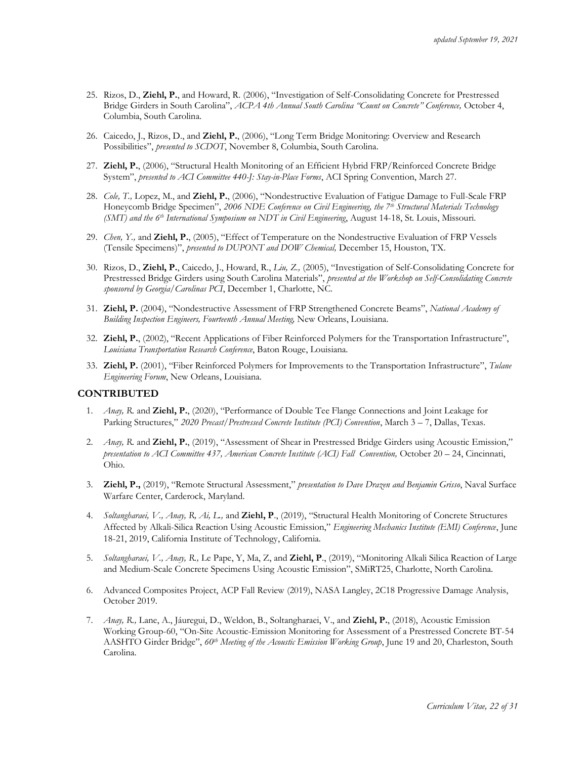25. Rizos, D., **Ziehl, P.**, and Howard, R. (2006), "Investigation of Self-Consolidating Concrete for Prestressed Bridge Girders in South Carolina", *ACPA 4th Annual South Carolina "Count on Concrete" Conference,* October 4, Columbia, South Carolina.

26. Caicedo, J., Rizos, D., and **Ziehl, P.**, (2006), "Long Term Bridge Monitoring: Overview and Research Possibilities", *presented to SCDOT*, November 8, Columbia, South Carolina.

27. **Ziehl, P.**, (2006), "Structural Health Monitoring of an Efficient Hybrid FRP/Reinforced Concrete Bridge System", *presented to ACI Committee 440-J: Stay-in-Place Forms*, ACI Spring Convention, March 27.

28. *Cole, T.,* Lopez, M., and **Ziehl, P.**, (2006), "Nondestructive Evaluation of Fatigue Damage to Full-Scale FRP Honeycomb Bridge Specimen", *2006 NDE Conference on Civil Engineering, the 7th Structural Materials Technology (SMT) and the 6th International Symposium on NDT in Civil Engineering*, August 14-18, St. Louis, Missouri.

29. *Chen, Y.,* and **Ziehl, P.**, (2005), "Effect of Temperature on the Nondestructive Evaluation of FRP Vessels (Tensile Specimens)", *presented to DUPONT and DOW Chemical,* December 15, Houston, TX.

30. Rizos, D., **Ziehl, P.**, Caicedo, J., Howard, R., *Liu, Z.,* (2005), "Investigation of Self-Consolidating Concrete for Prestressed Bridge Girders using South Carolina Materials", *presented at the Workshop on Self-Consolidating Concrete sponsored by Georgia/Carolinas PCI*, December 1, Charlotte, NC.

31. **Ziehl, P.** (2004), "Nondestructive Assessment of FRP Strengthened Concrete Beams", *National Academy of Building Inspection Engineers, Fourteenth Annual Meeting,* New Orleans, Louisiana.

32. **Ziehl, P.**, (2002), "Recent Applications of Fiber Reinforced Polymers for the Transportation Infrastructure", *Louisiana Transportation Research Conference*, Baton Rouge, Louisiana.

33. **Ziehl, P.** (2001), "Fiber Reinforced Polymers for Improvements to the Transportation Infrastructure", *Tulane Engineering Forum*, New Orleans, Louisiana.

## CONTRIBUTED

1. *Anay, R.* and **Ziehl, P.**, (2020), "Performance of Double Tee Flange Connections and Joint Leakage for Parking Structures," *2020 Precast/Prestressed Concrete Institute (PCI) Convention*, March 3 – 7, Dallas, Texas.

2. *Anay, R.* and **Ziehl, P.**, (2019), "Assessment of Shear in Prestressed Bridge Girders using Acoustic Emission," *presentation to ACI Committee 437, American Concrete Institute (ACI) Fall Convention,* October 20 – 24, Cincinnati, Ohio.

3. **Ziehl, P.,** (2019), "Remote Structural Assessment," *presentation to Dave Drazen and Benjamin Grisso*, Naval Surface Warfare Center, Carderock, Maryland.

4. *Soltangharaei, V., Anay, R, Ai, L.,* and **Ziehl, P**., (2019), "Structural Health Monitoring of Concrete Structures Affected by Alkali-Silica Reaction Using Acoustic Emission," *Engineering Mechanics Institute (EMI) Conference*, June 18-21, 2019, California Institute of Technology, California.

5. *Soltangharaei, V., Anay, R.,* Le Pape, Y, Ma, Z, and **Ziehl, P**., (2019), "Monitoring Alkali Silica Reaction of Large and Medium-Scale Concrete Specimens Using Acoustic Emission", SMiRT25, Charlotte, North Carolina.

6. Advanced Composites Project, ACP Fall Review (2019), NASA Langley, 2C18 Progressive Damage Analysis, October 2019.

7. *Anay, R.,* Lane, A., Jáuregui, D., Weldon, B., Soltangharaei, V., and **Ziehl, P.**, (2018), Acoustic Emission Working Group-60, "On-Site Acoustic-Emission Monitoring for Assessment of a Prestressed Concrete BT-54 AASHTO Girder Bridge", *60th Meeting of the Acoustic Emission Working Group*, June 19 and 20, Charleston, South Carolina.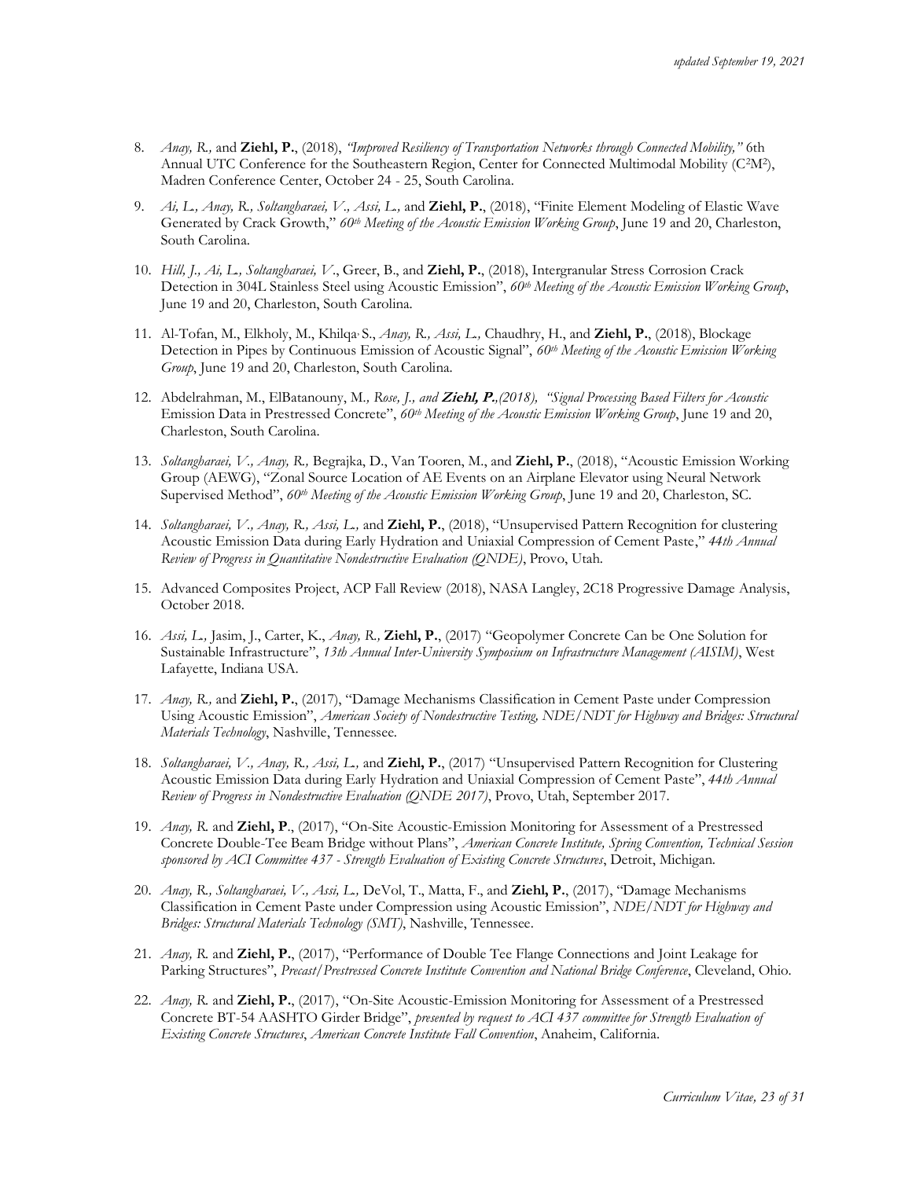8. *Anay, R.,* and **Ziehl, P.**, (2018), *"Improved Resiliency of Transportation Networks through Connected Mobility,"* 6th Annual UTC Conference for the Southeastern Region, Center for Connected Multimodal Mobility ($C^2M^2$), Madren Conference Center, October 24 - 25, South Carolina.

9. *Ai, L., Anay, R., Soltangharaei, V., Assi, L.,* and **Ziehl, P.**, (2018), "Finite Element Modeling of Elastic Wave Generated by Crack Growth," *60th Meeting of the Acoustic Emission Working Group*, June 19 and 20, Charleston, South Carolina.

10. *Hill, J., Ai, L., Soltangharaei, V*., Greer, B., and **Ziehl, P.**, (2018), Intergranular Stress Corrosion Crack Detection in 304L Stainless Steel using Acoustic Emission", *60th Meeting of the Acoustic Emission Working Group*, June 19 and 20, Charleston, South Carolina.

11. Al-Tofan, M., Elkholy, M., Khilqa·S., *Anay, R., Assi, L.,* Chaudhry, H., and **Ziehl, P.**, (2018), Blockage Detection in Pipes by Continuous Emission of Acoustic Signal", *60th Meeting of the Acoustic Emission Working Group*, June 19 and 20, Charleston, South Carolina.

12. Abdelrahman, M., ElBatanouny, M*., Rose, J., and* ***Ziehl, P.****,(2018), "Signal Processing Based Filters for Acoustic* Emission Data in Prestressed Concrete", *60th Meeting of the Acoustic Emission Working Group*, June 19 and 20, Charleston, South Carolina.

13. *Soltangharaei, V., Anay, R.,* Begrajka, D., Van Tooren, M., and **Ziehl, P.**, (2018), "Acoustic Emission Working Group (AEWG), "Zonal Source Location of AE Events on an Airplane Elevator using Neural Network Supervised Method", *60th Meeting of the Acoustic Emission Working Group*, June 19 and 20, Charleston, SC.

14. *Soltangharaei, V., Anay, R., Assi, L.,* and **Ziehl, P.**, (2018), "Unsupervised Pattern Recognition for clustering Acoustic Emission Data during Early Hydration and Uniaxial Compression of Cement Paste," *44th Annual Review of Progress in Quantitative Nondestructive Evaluation (QNDE)*, Provo, Utah.

15. Advanced Composites Project, ACP Fall Review (2018), NASA Langley, 2C18 Progressive Damage Analysis, October 2018.

16. *Assi, L.,* Jasim, J., Carter, K., *Anay, R.,* **Ziehl, P.**, (2017) "Geopolymer Concrete Can be One Solution for Sustainable Infrastructure", *13th Annual Inter-University Symposium on Infrastructure Management (AISIM)*, West Lafayette, Indiana USA.

17. *Anay, R.,* and **Ziehl, P.**, (2017), "Damage Mechanisms Classification in Cement Paste under Compression Using Acoustic Emission", *American Society of Nondestructive Testing, NDE/NDT for Highway and Bridges: Structural Materials Technology*, Nashville, Tennessee.

18. *Soltangharaei, V., Anay, R., Assi, L.,* and **Ziehl, P.**, (2017) "Unsupervised Pattern Recognition for Clustering Acoustic Emission Data during Early Hydration and Uniaxial Compression of Cement Paste", *44th Annual Review of Progress in Nondestructive Evaluation (QNDE 2017)*, Provo, Utah, September 2017.

19. *Anay, R.* and **Ziehl, P**., (2017), "On-Site Acoustic-Emission Monitoring for Assessment of a Prestressed Concrete Double-Tee Beam Bridge without Plans", *American Concrete Institute, Spring Convention, Technical Session sponsored by ACI Committee 437 - Strength Evaluation of Existing Concrete Structures*, Detroit, Michigan.

20. *Anay, R., Soltangharaei, V., Assi, L.,* DeVol, T., Matta, F., and **Ziehl, P.**, (2017), "Damage Mechanisms Classification in Cement Paste under Compression using Acoustic Emission", *NDE/NDT for Highway and Bridges: Structural Materials Technology (SMT)*, Nashville, Tennessee.

21. *Anay, R.* and **Ziehl, P.**, (2017), "Performance of Double Tee Flange Connections and Joint Leakage for Parking Structures", *Precast/Prestressed Concrete Institute Convention and National Bridge Conference*, Cleveland, Ohio.

22. *Anay, R.* and **Ziehl, P.**, (2017), "On-Site Acoustic-Emission Monitoring for Assessment of a Prestressed Concrete BT-54 AASHTO Girder Bridge", *presented by request to ACI 437 committee for Strength Evaluation of Existing Concrete Structures*, *American Concrete Institute Fall Convention*, Anaheim, California.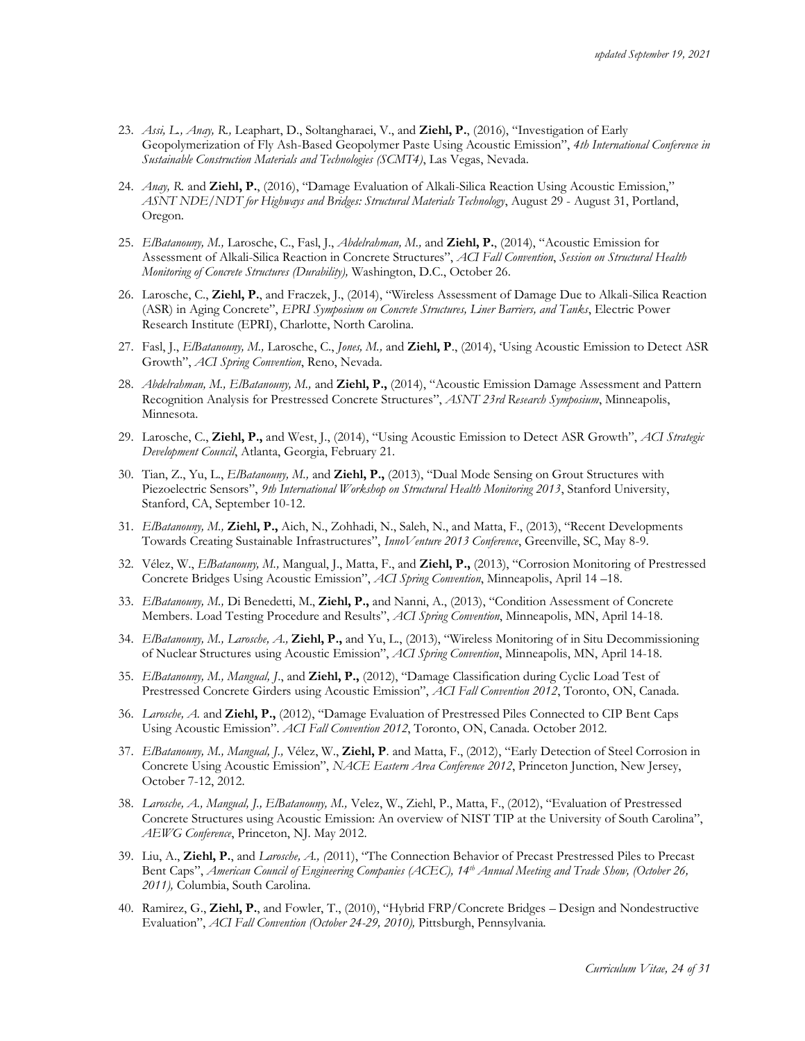23. *Assi, L., Anay, R.,* Leaphart, D., Soltangharaei, V., and **Ziehl, P.**, (2016), "Investigation of Early Geopolymerization of Fly Ash-Based Geopolymer Paste Using Acoustic Emission", *4th International Conference in Sustainable Construction Materials and Technologies (SCMT4)*, Las Vegas, Nevada.

24. *Anay, R.* and **Ziehl, P.**, (2016), "Damage Evaluation of Alkali-Silica Reaction Using Acoustic Emission," *ASNT NDE/NDT for Highways and Bridges: Structural Materials Technology*, August 29 - August 31, Portland, Oregon.

25. *ElBatanouny, M.,* Larosche, C., Fasl, J., *Abdelrahman, M.,* and **Ziehl, P.**, (2014), "Acoustic Emission for Assessment of Alkali-Silica Reaction in Concrete Structures", *ACI Fall Convention*, *Session on Structural Health Monitoring of Concrete Structures (Durability),* Washington, D.C., October 26.

26. Larosche, C., **Ziehl, P.**, and Fraczek, J., (2014), "Wireless Assessment of Damage Due to Alkali-Silica Reaction (ASR) in Aging Concrete", *EPRI Symposium on Concrete Structures, Liner Barriers, and Tanks*, Electric Power Research Institute (EPRI), Charlotte, North Carolina.

27. Fasl, J., *ElBatanouny, M.,* Larosche, C., *Jones, M.,* and **Ziehl, P.**, (2014), 'Using Acoustic Emission to Detect ASR Growth", *ACI Spring Convention*, Reno, Nevada.

28. *Abdelrahman, M., ElBatanouny, M.,* and **Ziehl, P.,** (2014), "Acoustic Emission Damage Assessment and Pattern Recognition Analysis for Prestressed Concrete Structures", *ASNT 23rd Research Symposium*, Minneapolis, Minnesota.

29. Larosche, C., **Ziehl, P.,** and West, J., (2014), "Using Acoustic Emission to Detect ASR Growth", *ACI Strategic Development Council*, Atlanta, Georgia, February 21.

30. Tian, Z., Yu, L., *ElBatanouny, M.,* and **Ziehl, P.,** (2013), "Dual Mode Sensing on Grout Structures with Piezoelectric Sensors", *9th International Workshop on Structural Health Monitoring 2013*, Stanford University, Stanford, CA, September 10-12.

31. *ElBatanouny, M.,* **Ziehl, P.,** Aich, N., Zohhadi, N., Saleh, N., and Matta, F., (2013), "Recent Developments Towards Creating Sustainable Infrastructures", *InnoVenture 2013 Conference*, Greenville, SC, May 8-9.

32. Vélez, W., *ElBatanouny, M.,* Mangual, J., Matta, F., and **Ziehl, P.,** (2013), "Corrosion Monitoring of Prestressed Concrete Bridges Using Acoustic Emission", *ACI Spring Convention*, Minneapolis, April 14 –18.

33. *ElBatanouny, M.,* Di Benedetti, M., **Ziehl, P.,** and Nanni, A., (2013), "Condition Assessment of Concrete Members. Load Testing Procedure and Results", *ACI Spring Convention*, Minneapolis, MN, April 14-18.

34. *ElBatanouny, M., Larosche, A.,* **Ziehl, P.,** and Yu, L., (2013), "Wireless Monitoring of in Situ Decommissioning of Nuclear Structures using Acoustic Emission", *ACI Spring Convention*, Minneapolis, MN, April 14-18.

35. *ElBatanouny, M., Mangual, J.*, and **Ziehl, P.,** (2012), "Damage Classification during Cyclic Load Test of Prestressed Concrete Girders using Acoustic Emission", *ACI Fall Convention 2012*, Toronto, ON, Canada.

36. *Larosche, A.* and **Ziehl, P.,** (2012), "Damage Evaluation of Prestressed Piles Connected to CIP Bent Caps Using Acoustic Emission". *ACI Fall Convention 2012*, Toronto, ON, Canada. October 2012.

37. *ElBatanouny, M., Mangual, J.,* Vélez, W., **Ziehl, P**. and Matta, F., (2012), "Early Detection of Steel Corrosion in Concrete Using Acoustic Emission", *NACE Eastern Area Conference 2012*, Princeton Junction, New Jersey, October 7-12, 2012.

38. *Larosche, A., Mangual, J., ElBatanouny, M.,* Velez, W., Ziehl, P., Matta, F., (2012), "Evaluation of Prestressed Concrete Structures using Acoustic Emission: An overview of NIST TIP at the University of South Carolina", *AEWG Conference*, Princeton, NJ. May 2012.

39. Liu, A., **Ziehl, P.**, and *Larosche, A., (*2011), "The Connection Behavior of Precast Prestressed Piles to Precast Bent Caps", *American Council of Engineering Companies (ACEC), 14th Annual Meeting and Trade Show, (October 26, 2011),* Columbia, South Carolina.

40. Ramirez, G., **Ziehl, P.**, and Fowler, T., (2010), "Hybrid FRP/Concrete Bridges – Design and Nondestructive Evaluation", *ACI Fall Convention (October 24-29, 2010),* Pittsburgh, Pennsylvania.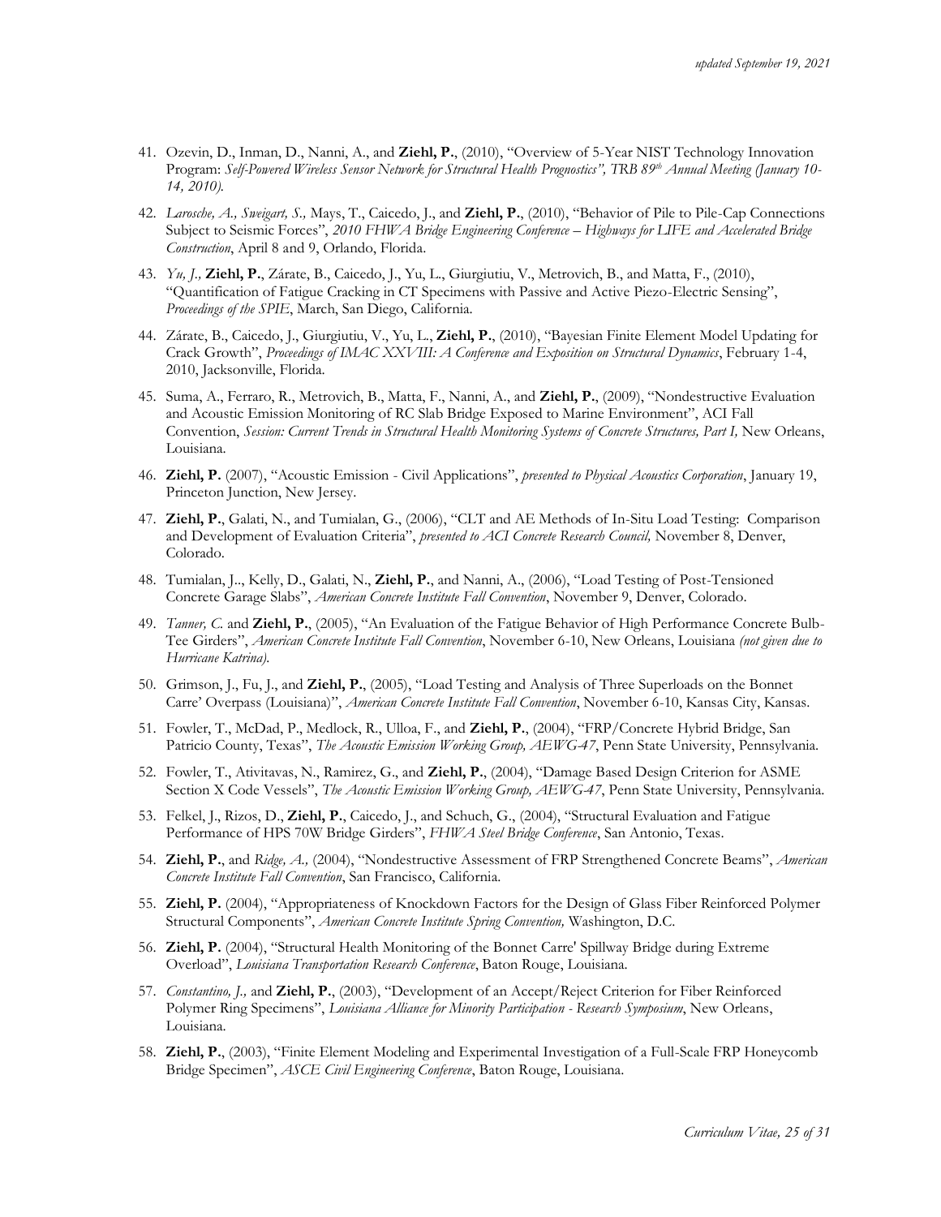41. Ozevin, D., Inman, D., Nanni, A., and **Ziehl, P.**, (2010), "Overview of 5-Year NIST Technology Innovation Program: *Self-Powered Wireless Sensor Network for Structural Health Prognostics", TRB 89th Annual Meeting (January 10-14, 2010).*

42. *Larosche, A., Sweigart, S.,* Mays, T., Caicedo, J., and **Ziehl, P.**, (2010), "Behavior of Pile to Pile-Cap Connections Subject to Seismic Forces", *2010 FHWA Bridge Engineering Conference – Highways for LIFE and Accelerated Bridge Construction*, April 8 and 9, Orlando, Florida.

43. *Yu, J.,* **Ziehl, P.**, Zárate, B., Caicedo, J., Yu, L., Giurgiutiu, V., Metrovich, B., and Matta, F., (2010), "Quantification of Fatigue Cracking in CT Specimens with Passive and Active Piezo-Electric Sensing", *Proceedings of the SPIE*, March, San Diego, California.

44. Zárate, B., Caicedo, J., Giurgiutiu, V., Yu, L., **Ziehl, P.**, (2010), "Bayesian Finite Element Model Updating for Crack Growth", *Proceedings of IMAC XXVIII: A Conference and Exposition on Structural Dynamics*, February 1-4, 2010, Jacksonville, Florida.

45. Suma, A., Ferraro, R., Metrovich, B., Matta, F., Nanni, A., and **Ziehl, P.**, (2009), "Nondestructive Evaluation and Acoustic Emission Monitoring of RC Slab Bridge Exposed to Marine Environment", ACI Fall Convention, *Session: Current Trends in Structural Health Monitoring Systems of Concrete Structures, Part I,* New Orleans, Louisiana.

46. **Ziehl, P.** (2007), "Acoustic Emission - Civil Applications", *presented to Physical Acoustics Corporation*, January 19, Princeton Junction, New Jersey.

47. **Ziehl, P.**, Galati, N., and Tumialan, G., (2006), "CLT and AE Methods of In-Situ Load Testing: Comparison and Development of Evaluation Criteria", *presented to ACI Concrete Research Council,* November 8, Denver, Colorado.

48. Tumialan, J.., Kelly, D., Galati, N., **Ziehl, P.**, and Nanni, A., (2006), "Load Testing of Post-Tensioned Concrete Garage Slabs", *American Concrete Institute Fall Convention*, November 9, Denver, Colorado.

49. *Tanner, C.* and **Ziehl, P.**, (2005), "An Evaluation of the Fatigue Behavior of High Performance Concrete Bulb-Tee Girders", *American Concrete Institute Fall Convention*, November 6-10, New Orleans, Louisiana *(not given due to Hurricane Katrina).*

50. Grimson, J., Fu, J., and **Ziehl, P.**, (2005), "Load Testing and Analysis of Three Superloads on the Bonnet Carre' Overpass (Louisiana)", *American Concrete Institute Fall Convention*, November 6-10, Kansas City, Kansas.

51. Fowler, T., McDad, P., Medlock, R., Ulloa, F., and **Ziehl, P.**, (2004), "FRP/Concrete Hybrid Bridge, San Patricio County, Texas", *The Acoustic Emission Working Group, AEWG-47*, Penn State University, Pennsylvania.

52. Fowler, T., Ativitavas, N., Ramirez, G., and **Ziehl, P.**, (2004), "Damage Based Design Criterion for ASME Section X Code Vessels", *The Acoustic Emission Working Group, AEWG-47*, Penn State University, Pennsylvania.

53. Felkel, J., Rizos, D., **Ziehl, P.**, Caicedo, J., and Schuch, G., (2004), "Structural Evaluation and Fatigue Performance of HPS 70W Bridge Girders", *FHWA Steel Bridge Conference*, San Antonio, Texas.

54. **Ziehl, P.**, and *Ridge, A.,* (2004), "Nondestructive Assessment of FRP Strengthened Concrete Beams", *American Concrete Institute Fall Convention*, San Francisco, California.

55. **Ziehl, P.** (2004), "Appropriateness of Knockdown Factors for the Design of Glass Fiber Reinforced Polymer Structural Components", *American Concrete Institute Spring Convention,* Washington, D.C.

56. **Ziehl, P.** (2004), "Structural Health Monitoring of the Bonnet Carre' Spillway Bridge during Extreme Overload", *Louisiana Transportation Research Conference*, Baton Rouge, Louisiana.

57. *Constantino, J.,* and **Ziehl, P.**, (2003), "Development of an Accept/Reject Criterion for Fiber Reinforced Polymer Ring Specimens", *Louisiana Alliance for Minority Participation - Research Symposium*, New Orleans, Louisiana.

58. **Ziehl, P.**, (2003), "Finite Element Modeling and Experimental Investigation of a Full-Scale FRP Honeycomb Bridge Specimen", *ASCE Civil Engineering Conference*, Baton Rouge, Louisiana.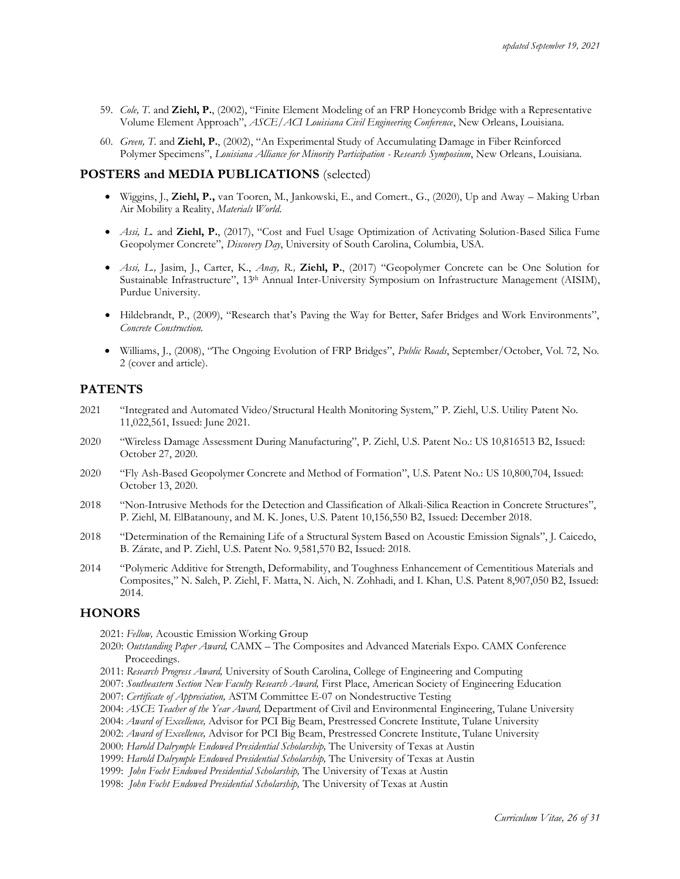59. *Cole, T.* and **Ziehl, P.**, (2002), "Finite Element Modeling of an FRP Honeycomb Bridge with a Representative Volume Element Approach", *ASCE/ACI Louisiana Civil Engineering Conference*, New Orleans, Louisiana.

60. *Green, T.* and **Ziehl, P.**, (2002), "An Experimental Study of Accumulating Damage in Fiber Reinforced Polymer Specimens", *Louisiana Alliance for Minority Participation - Research Symposium*, New Orleans, Louisiana.

## POSTERS and MEDIA PUBLICATIONS (selected)

- Wiggins, J., **Ziehl, P.,** van Tooren, M., Jankowski, E., and Comert., G., (2020), Up and Away – Making Urban Air Mobility a Reality, *Materials World*.

- *Assi, L.* and **Ziehl, P.**, (2017), "Cost and Fuel Usage Optimization of Activating Solution-Based Silica Fume Geopolymer Concrete", *Discovery Day*, University of South Carolina, Columbia, USA.

- *Assi, L.,* Jasim, J., Carter, K., *Anay, R.,* **Ziehl, P.**, (2017) "Geopolymer Concrete can be One Solution for Sustainable Infrastructure", 13th Annual Inter-University Symposium on Infrastructure Management (AISIM), Purdue University.

- Hildebrandt, P., (2009), "Research that's Paving the Way for Better, Safer Bridges and Work Environments", *Concrete Construction.*

- Williams, J., (2008), "The Ongoing Evolution of FRP Bridges", *Public Roads*, September/October, Vol. 72, No. 2 (cover and article).

## PATENTS

2021 "Integrated and Automated Video/Structural Health Monitoring System," P. Ziehl, U.S. Utility Patent No. 11,022,561, Issued: June 2021.

2020 "Wireless Damage Assessment During Manufacturing", P. Ziehl, U.S. Patent No.: US 10,816513 B2, Issued: October 27, 2020.

2020 "Fly Ash-Based Geopolymer Concrete and Method of Formation", U.S. Patent No.: US 10,800,704, Issued: October 13, 2020.

2018 "Non-Intrusive Methods for the Detection and Classification of Alkali-Silica Reaction in Concrete Structures", P. Ziehl, M. ElBatanouny, and M. K. Jones, U.S. Patent 10,156,550 B2, Issued: December 2018.

2018 "Determination of the Remaining Life of a Structural System Based on Acoustic Emission Signals", J. Caicedo, B. Zárate, and P. Ziehl, U.S. Patent No. 9,581,570 B2, Issued: 2018.

2014 "Polymeric Additive for Strength, Deformability, and Toughness Enhancement of Cementitious Materials and Composites," N. Saleh, P. Ziehl, F. Matta, N. Aich, N. Zohhadi, and I. Khan, U.S. Patent 8,907,050 B2, Issued: 2014.

## HONORS

2021: *Fellow,* Acoustic Emission Working Group
2020: *Outstanding Paper Award,* CAMX – The Composites and Advanced Materials Expo. CAMX Conference Proceedings.
2011: *Research Progress Award,* University of South Carolina, College of Engineering and Computing
2007: *Southeastern Section New Faculty Research Award,* First Place, American Society of Engineering Education
2007: *Certificate of Appreciation,* ASTM Committee E-07 on Nondestructive Testing
2004: *ASCE Teacher of the Year Award,* Department of Civil and Environmental Engineering, Tulane University
2004: *Award of Excellence,* Advisor for PCI Big Beam, Prestressed Concrete Institute, Tulane University
2002: *Award of Excellence,* Advisor for PCI Big Beam, Prestressed Concrete Institute, Tulane University
2000: *Harold Dalrymple Endowed Presidential Scholarship,* The University of Texas at Austin
1999: *Harold Dalrymple Endowed Presidential Scholarship,* The University of Texas at Austin
1999: *John Focht Endowed Presidential Scholarship,* The University of Texas at Austin
1998: *John Focht Endowed Presidential Scholarship,* The University of Texas at Austin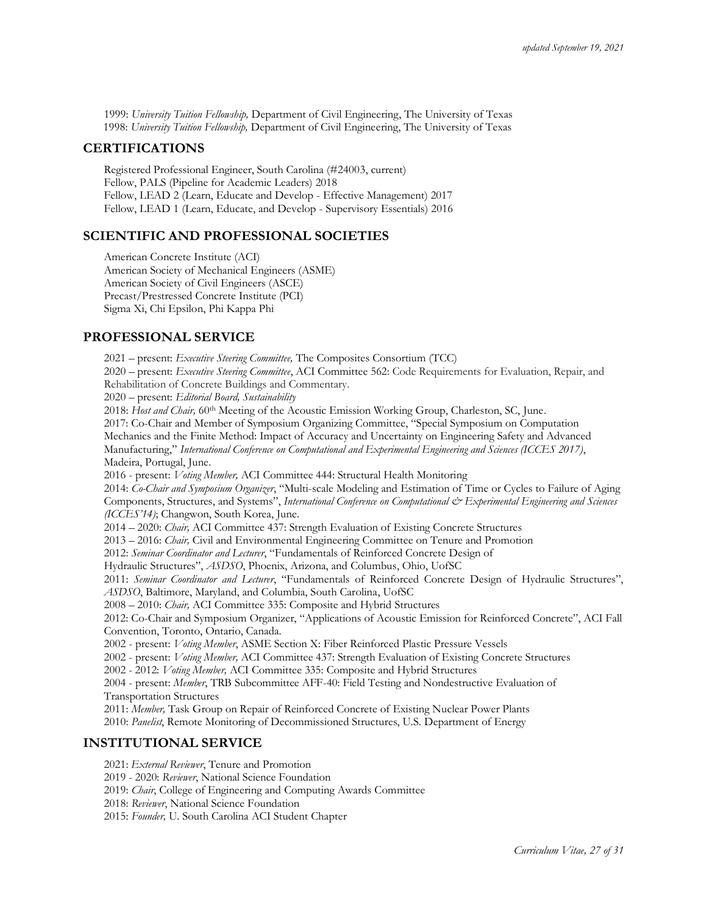1999: *University Tuition Fellowship,* Department of Civil Engineering, The University of Texas
1998: *University Tuition Fellowship,* Department of Civil Engineering, The University of Texas

## CERTIFICATIONS

Registered Professional Engineer, South Carolina (#24003, current)
Fellow, PALS (Pipeline for Academic Leaders) 2018
Fellow, LEAD 2 (Learn, Educate and Develop - Effective Management) 2017
Fellow, LEAD 1 (Learn, Educate, and Develop - Supervisory Essentials) 2016

## SCIENTIFIC AND PROFESSIONAL SOCIETIES

American Concrete Institute (ACI)
American Society of Mechanical Engineers (ASME)
American Society of Civil Engineers (ASCE)
Precast/Prestressed Concrete Institute (PCI)
Sigma Xi, Chi Epsilon, Phi Kappa Phi

## PROFESSIONAL SERVICE

2021 – present: *Executive Steering Committee,* The Composites Consortium (TCC)
2020 – present: *Executive Steering Committee*, ACI Committee 562: Code Requirements for Evaluation, Repair, and Rehabilitation of Concrete Buildings and Commentary.
2020 – present: *Editorial Board, Sustainability*
2018: *Host and Chair,* 60th Meeting of the Acoustic Emission Working Group, Charleston, SC, June.
2017: Co-Chair and Member of Symposium Organizing Committee, "Special Symposium on Computation Mechanics and the Finite Method: Impact of Accuracy and Uncertainty on Engineering Safety and Advanced Manufacturing," *International Conference on Computational and Experimental Engineering and Sciences (ICCES 2017)*, Madeira, Portugal, June.
2016 - present: *Voting Member,* ACI Committee 444: Structural Health Monitoring
2014: *Co-Chair and Symposium Organizer*, "Multi-scale Modeling and Estimation of Time or Cycles to Failure of Aging Components, Structures, and Systems", *International Conference on Computational & Experimental Engineering and Sciences (ICCES'14)*; Changwon, South Korea, June.
2014 – 2020: *Chair,* ACI Committee 437: Strength Evaluation of Existing Concrete Structures
2013 – 2016: *Chair,* Civil and Environmental Engineering Committee on Tenure and Promotion
2012: *Seminar Coordinator and Lecturer*, "Fundamentals of Reinforced Concrete Design of Hydraulic Structures", *ASDSO*, Phoenix, Arizona, and Columbus, Ohio, UofSC
2011: *Seminar Coordinator and Lecturer*, "Fundamentals of Reinforced Concrete Design of Hydraulic Structures", *ASDSO*, Baltimore, Maryland, and Columbia, South Carolina, UofSC
2008 – 2010: *Chair,* ACI Committee 335: Composite and Hybrid Structures
2012: Co-Chair and Symposium Organizer, "Applications of Acoustic Emission for Reinforced Concrete", ACI Fall Convention, Toronto, Ontario, Canada.
2002 - present: *Voting Member*, ASME Section X: Fiber Reinforced Plastic Pressure Vessels
2002 - present: *Voting Member,* ACI Committee 437: Strength Evaluation of Existing Concrete Structures
2002 - 2012: *Voting Member,* ACI Committee 335: Composite and Hybrid Structures
2004 - present: *Member*, TRB Subcommittee AFF-40: Field Testing and Nondestructive Evaluation of Transportation Structures
2011: *Member,* Task Group on Repair of Reinforced Concrete of Existing Nuclear Power Plants
2010: *Panelist*, Remote Monitoring of Decommissioned Structures, U.S. Department of Energy

## INSTITUTIONAL SERVICE

2021: *External Reviewer*, Tenure and Promotion
2019 - 2020: *Reviewer*, National Science Foundation
2019: *Chair*, College of Engineering and Computing Awards Committee
2018: *Reviewer*, National Science Foundation
2015: *Founder,* U. South Carolina ACI Student Chapter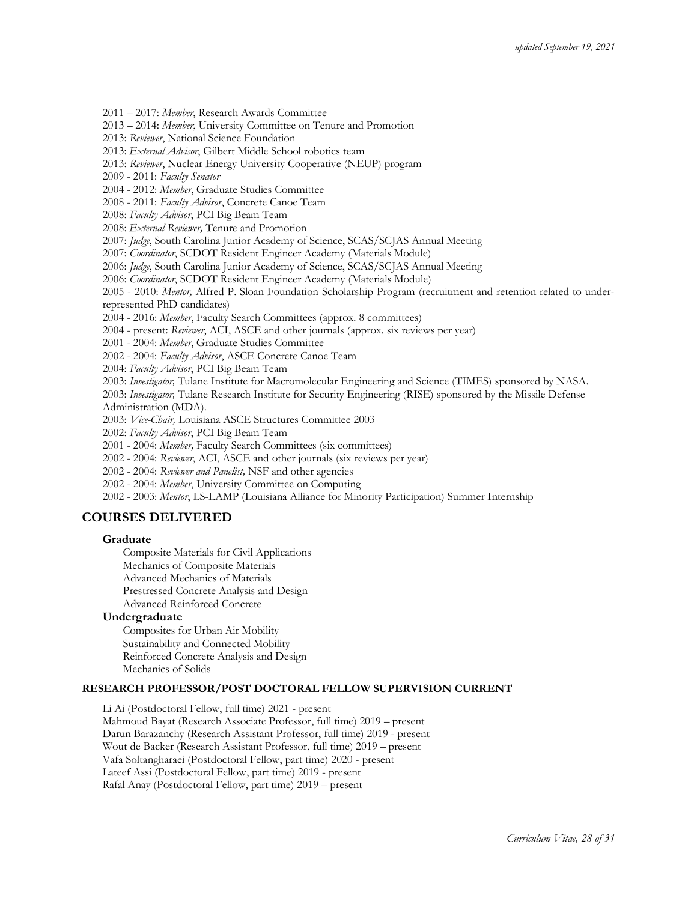2011 – 2017: *Member*, Research Awards Committee
2013 – 2014: *Member*, University Committee on Tenure and Promotion
2013: *Reviewer*, National Science Foundation
2013: *External Advisor*, Gilbert Middle School robotics team
2013: *Reviewer*, Nuclear Energy University Cooperative (NEUP) program
2009 - 2011: *Faculty Senator*
2004 - 2012: *Member*, Graduate Studies Committee
2008 - 2011: *Faculty Advisor*, Concrete Canoe Team
2008: *Faculty Advisor*, PCI Big Beam Team
2008: *External Reviewer,* Tenure and Promotion
2007: *Judge*, South Carolina Junior Academy of Science, SCAS/SCJAS Annual Meeting
2007: *Coordinator*, SCDOT Resident Engineer Academy (Materials Module)
2006: *Judge*, South Carolina Junior Academy of Science, SCAS/SCJAS Annual Meeting
2006: *Coordinator*, SCDOT Resident Engineer Academy (Materials Module)
2005 - 2010: *Mentor,* Alfred P. Sloan Foundation Scholarship Program (recruitment and retention related to under-represented PhD candidates)
2004 - 2016: *Member*, Faculty Search Committees (approx. 8 committees)
2004 - present: *Reviewer*, ACI, ASCE and other journals (approx. six reviews per year)
2001 - 2004: *Member*, Graduate Studies Committee
2002 - 2004: *Faculty Advisor*, ASCE Concrete Canoe Team
2004: *Faculty Advisor*, PCI Big Beam Team
2003: *Investigator,* Tulane Institute for Macromolecular Engineering and Science (TIMES) sponsored by NASA.
2003: *Investigator,* Tulane Research Institute for Security Engineering (RISE) sponsored by the Missile Defense Administration (MDA).
2003: *Vice-Chair,* Louisiana ASCE Structures Committee 2003
2002: *Faculty Advisor*, PCI Big Beam Team
2001 - 2004: *Member,* Faculty Search Committees (six committees)
2002 - 2004: *Reviewer*, ACI, ASCE and other journals (six reviews per year)
2002 - 2004: *Reviewer and Panelist,* NSF and other agencies
2002 - 2004: *Member*, University Committee on Computing
2002 - 2003: *Mentor*, LS-LAMP (Louisiana Alliance for Minority Participation) Summer Internship

## COURSES DELIVERED

### Graduate

Composite Materials for Civil Applications
Mechanics of Composite Materials
Advanced Mechanics of Materials
Prestressed Concrete Analysis and Design
Advanced Reinforced Concrete

### Undergraduate

Composites for Urban Air Mobility
Sustainability and Connected Mobility
Reinforced Concrete Analysis and Design
Mechanics of Solids

### RESEARCH PROFESSOR/POST DOCTORAL FELLOW SUPERVISION CURRENT

Li Ai (Postdoctoral Fellow, full time) 2021 - present
Mahmoud Bayat (Research Associate Professor, full time) 2019 – present
Darun Barazanchy (Research Assistant Professor, full time) 2019 - present
Wout de Backer (Research Assistant Professor, full time) 2019 – present
Vafa Soltangharaei (Postdoctoral Fellow, part time) 2020 - present
Lateef Assi (Postdoctoral Fellow, part time) 2019 - present
Rafal Anay (Postdoctoral Fellow, part time) 2019 – present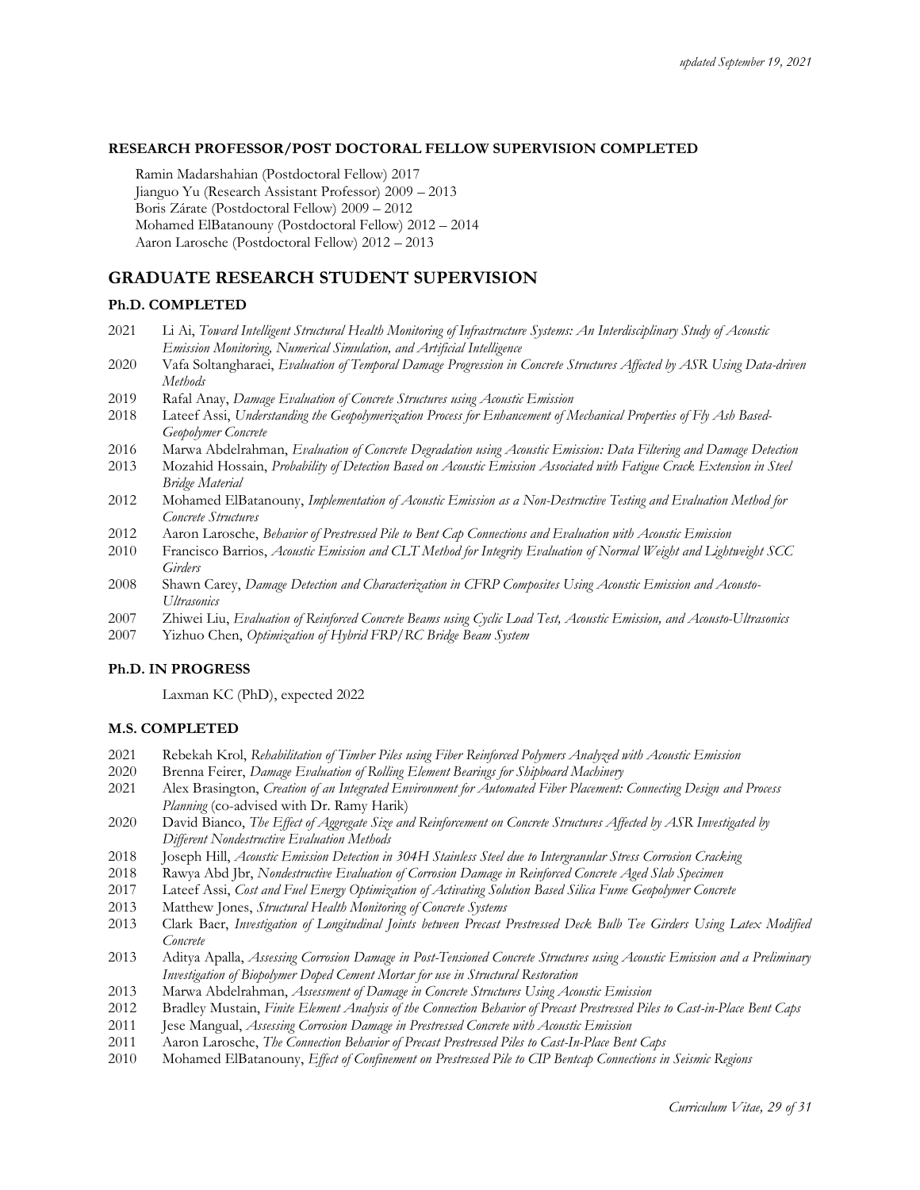*updated September 19, 2021*

#### RESEARCH PROFESSOR/POST DOCTORAL FELLOW SUPERVISION COMPLETED

Ramin Madarshahian (Postdoctoral Fellow) 2017
Jianguo Yu (Research Assistant Professor) 2009 – 2013
Boris Zárate (Postdoctoral Fellow) 2009 – 2012
Mohamed ElBatanouny (Postdoctoral Fellow) 2012 – 2014
Aaron Larosche (Postdoctoral Fellow) 2012 – 2013

## GRADUATE RESEARCH STUDENT SUPERVISION

#### Ph.D. COMPLETED

- 2021 Li Ai, *Toward Intelligent Structural Health Monitoring of Infrastructure Systems: An Interdisciplinary Study of Acoustic Emission Monitoring, Numerical Simulation, and Artificial Intelligence*
- 2020 Vafa Soltangharaei, *Evaluation of Temporal Damage Progression in Concrete Structures Affected by ASR Using Data-driven Methods*
- 2019 Rafal Anay, *Damage Evaluation of Concrete Structures using Acoustic Emission*
- 2018 Lateef Assi, *Understanding the Geopolymerization Process for Enhancement of Mechanical Properties of Fly Ash Based-Geopolymer Concrete*
- 2016 Marwa Abdelrahman, *Evaluation of Concrete Degradation using Acoustic Emission: Data Filtering and Damage Detection*
- 2013 Mozahid Hossain, *Probability of Detection Based on Acoustic Emission Associated with Fatigue Crack Extension in Steel Bridge Material*
- 2012 Mohamed ElBatanouny, *Implementation of Acoustic Emission as a Non-Destructive Testing and Evaluation Method for Concrete Structures*
- 2012 Aaron Larosche, *Behavior of Prestressed Pile to Bent Cap Connections and Evaluation with Acoustic Emission*
- 2010 Francisco Barrios, *Acoustic Emission and CLT Method for Integrity Evaluation of Normal Weight and Lightweight SCC Girders*
- 2008 Shawn Carey, *Damage Detection and Characterization in CFRP Composites Using Acoustic Emission and Acousto-Ultrasonics*
- 2007 Zhiwei Liu, *Evaluation of Reinforced Concrete Beams using Cyclic Load Test, Acoustic Emission, and Acousto-Ultrasonics*
- 2007 Yizhuo Chen, *Optimization of Hybrid FRP/RC Bridge Beam System*

#### Ph.D. IN PROGRESS

Laxman KC (PhD), expected 2022

#### M.S. COMPLETED

- 2021 Rebekah Krol, *Rehabilitation of Timber Piles using Fiber Reinforced Polymers Analyzed with Acoustic Emission*
- 2020 Brenna Feirer, *Damage Evaluation of Rolling Element Bearings for Shipboard Machinery*
- 2021 Alex Brasington, *Creation of an Integrated Environment for Automated Fiber Placement: Connecting Design and Process Planning* (co-advised with Dr. Ramy Harik)
- 2020 David Bianco, *The Effect of Aggregate Size and Reinforcement on Concrete Structures Affected by ASR Investigated by Different Nondestructive Evaluation Methods*
- 2018 Joseph Hill, *Acoustic Emission Detection in 304H Stainless Steel due to Intergranular Stress Corrosion Cracking*
- 2018 Rawya Abd Jbr, *Nondestructive Evaluation of Corrosion Damage in Reinforced Concrete Aged Slab Specimen*
- 2017 Lateef Assi, *Cost and Fuel Energy Optimization of Activating Solution Based Silica Fume Geopolymer Concrete*
- 2013 Matthew Jones, *Structural Health Monitoring of Concrete Systems*
- 2013 Clark Baer, *Investigation of Longitudinal Joints between Precast Prestressed Deck Bulb Tee Girders Using Latex Modified Concrete*
- 2013 Aditya Apalla, *Assessing Corrosion Damage in Post-Tensioned Concrete Structures using Acoustic Emission and a Preliminary Investigation of Biopolymer Doped Cement Mortar for use in Structural Restoration*
- 2013 Marwa Abdelrahman, *Assessment of Damage in Concrete Structures Using Acoustic Emission*
- 2012 Bradley Mustain, *Finite Element Analysis of the Connection Behavior of Precast Prestressed Piles to Cast-in-Place Bent Caps*
- 2011 Jese Mangual, *Assessing Corrosion Damage in Prestressed Concrete with Acoustic Emission*
- 2011 Aaron Larosche, *The Connection Behavior of Precast Prestressed Piles to Cast-In-Place Bent Caps*
- 2010 Mohamed ElBatanouny, *Effect of Confinement on Prestressed Pile to CIP Bentcap Connections in Seismic Regions*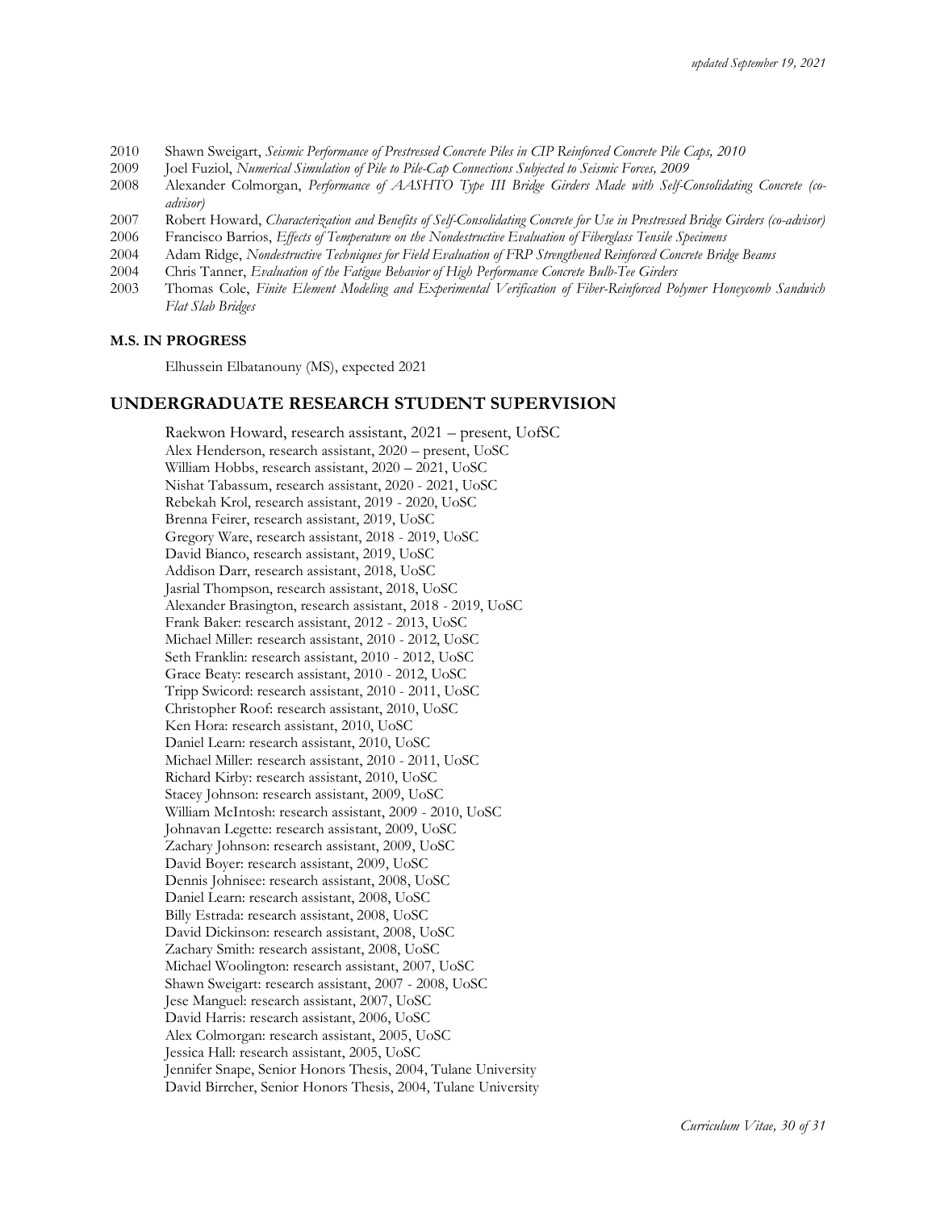2010 Shawn Sweigart, *Seismic Performance of Prestressed Concrete Piles in CIP Reinforced Concrete Pile Caps, 2010*

2009 Joel Fuziol, *Numerical Simulation of Pile to Pile-Cap Connections Subjected to Seismic Forces, 2009*

2008 Alexander Colmorgan, *Performance of AASHTO Type III Bridge Girders Made with Self-Consolidating Concrete (co-advisor)*

2007 Robert Howard, *Characterization and Benefits of Self-Consolidating Concrete for Use in Prestressed Bridge Girders (co-advisor)*

2006 Francisco Barrios, *Effects of Temperature on the Nondestructive Evaluation of Fiberglass Tensile Specimens*

2004 Adam Ridge, *Nondestructive Techniques for Field Evaluation of FRP Strengthened Reinforced Concrete Bridge Beams*

2004 Chris Tanner, *Evaluation of the Fatigue Behavior of High Performance Concrete Bulb-Tee Girders*

2003 Thomas Cole, *Finite Element Modeling and Experimental Verification of Fiber-Reinforced Polymer Honeycomb Sandwich Flat Slab Bridges*

**M.S. IN PROGRESS**

Elhussein Elbatanouny (MS), expected 2021

## UNDERGRADUATE RESEARCH STUDENT SUPERVISION

Raekwon Howard, research assistant, 2021 – present, UofSC
Alex Henderson, research assistant, 2020 – present, UoSC
William Hobbs, research assistant, 2020 – 2021, UoSC
Nishat Tabassum, research assistant, 2020 - 2021, UoSC
Rebekah Krol, research assistant, 2019 - 2020, UoSC
Brenna Feirer, research assistant, 2019, UoSC
Gregory Ware, research assistant, 2018 - 2019, UoSC
David Bianco, research assistant, 2019, UoSC
Addison Darr, research assistant, 2018, UoSC
Jasrial Thompson, research assistant, 2018, UoSC
Alexander Brasington, research assistant, 2018 - 2019, UoSC
Frank Baker: research assistant, 2012 - 2013, UoSC
Michael Miller: research assistant, 2010 - 2012, UoSC
Seth Franklin: research assistant, 2010 - 2012, UoSC
Grace Beaty: research assistant, 2010 - 2012, UoSC
Tripp Swicord: research assistant, 2010 - 2011, UoSC
Christopher Roof: research assistant, 2010, UoSC
Ken Hora: research assistant, 2010, UoSC
Daniel Learn: research assistant, 2010, UoSC
Michael Miller: research assistant, 2010 - 2011, UoSC
Richard Kirby: research assistant, 2010, UoSC
Stacey Johnson: research assistant, 2009, UoSC
William McIntosh: research assistant, 2009 - 2010, UoSC
Johnavan Legette: research assistant, 2009, UoSC
Zachary Johnson: research assistant, 2009, UoSC
David Boyer: research assistant, 2009, UoSC
Dennis Johnisee: research assistant, 2008, UoSC
Daniel Learn: research assistant, 2008, UoSC
Billy Estrada: research assistant, 2008, UoSC
David Dickinson: research assistant, 2008, UoSC
Zachary Smith: research assistant, 2008, UoSC
Michael Woolington: research assistant, 2007, UoSC
Shawn Sweigart: research assistant, 2007 - 2008, UoSC
Jese Manguel: research assistant, 2007, UoSC
David Harris: research assistant, 2006, UoSC
Alex Colmorgan: research assistant, 2005, UoSC
Jessica Hall: research assistant, 2005, UoSC
Jennifer Snape, Senior Honors Thesis, 2004, Tulane University
David Birrcher, Senior Honors Thesis, 2004, Tulane University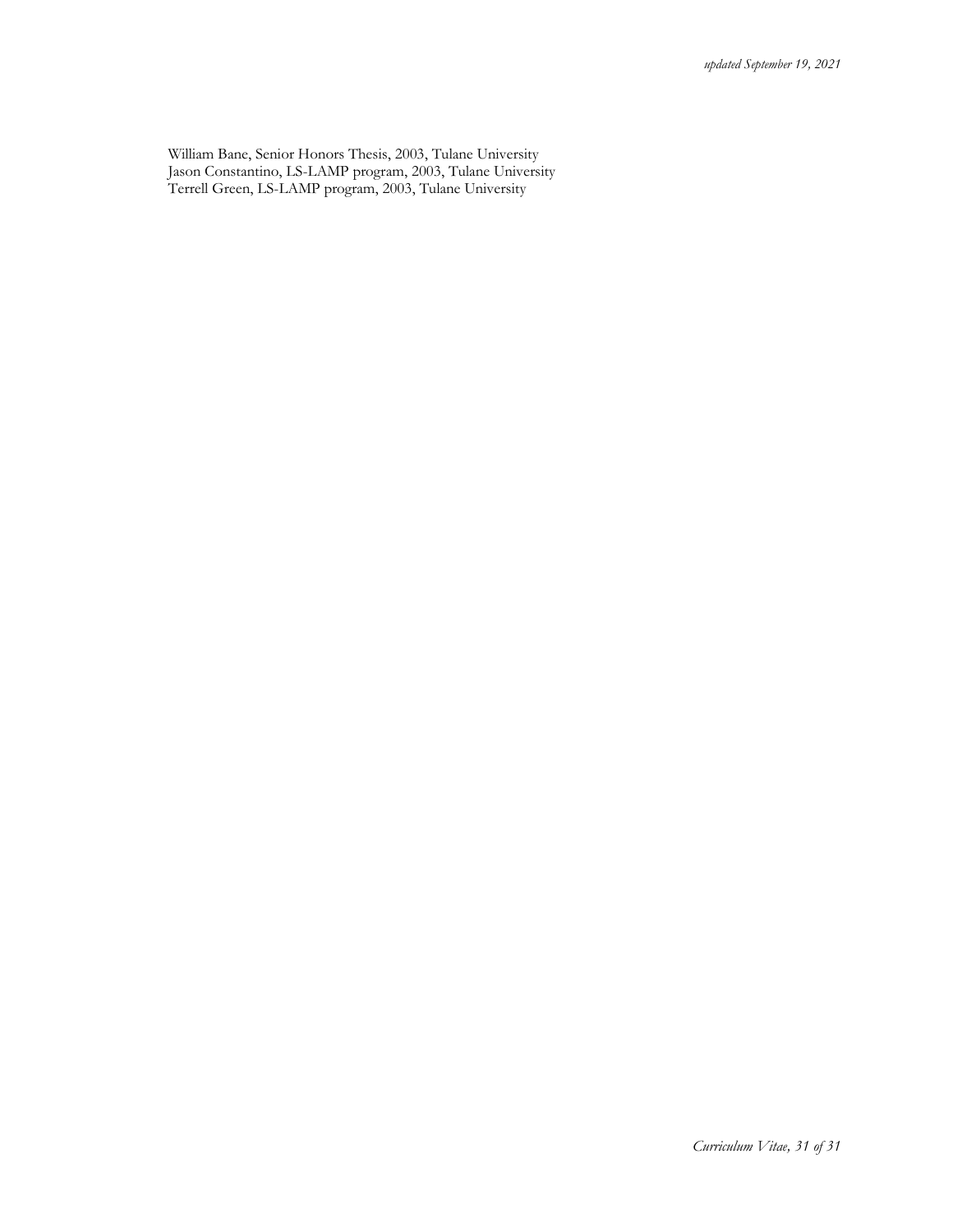William Bane, Senior Honors Thesis, 2003, Tulane University
Jason Constantino, LS-LAMP program, 2003, Tulane University
Terrell Green, LS-LAMP program, 2003, Tulane University